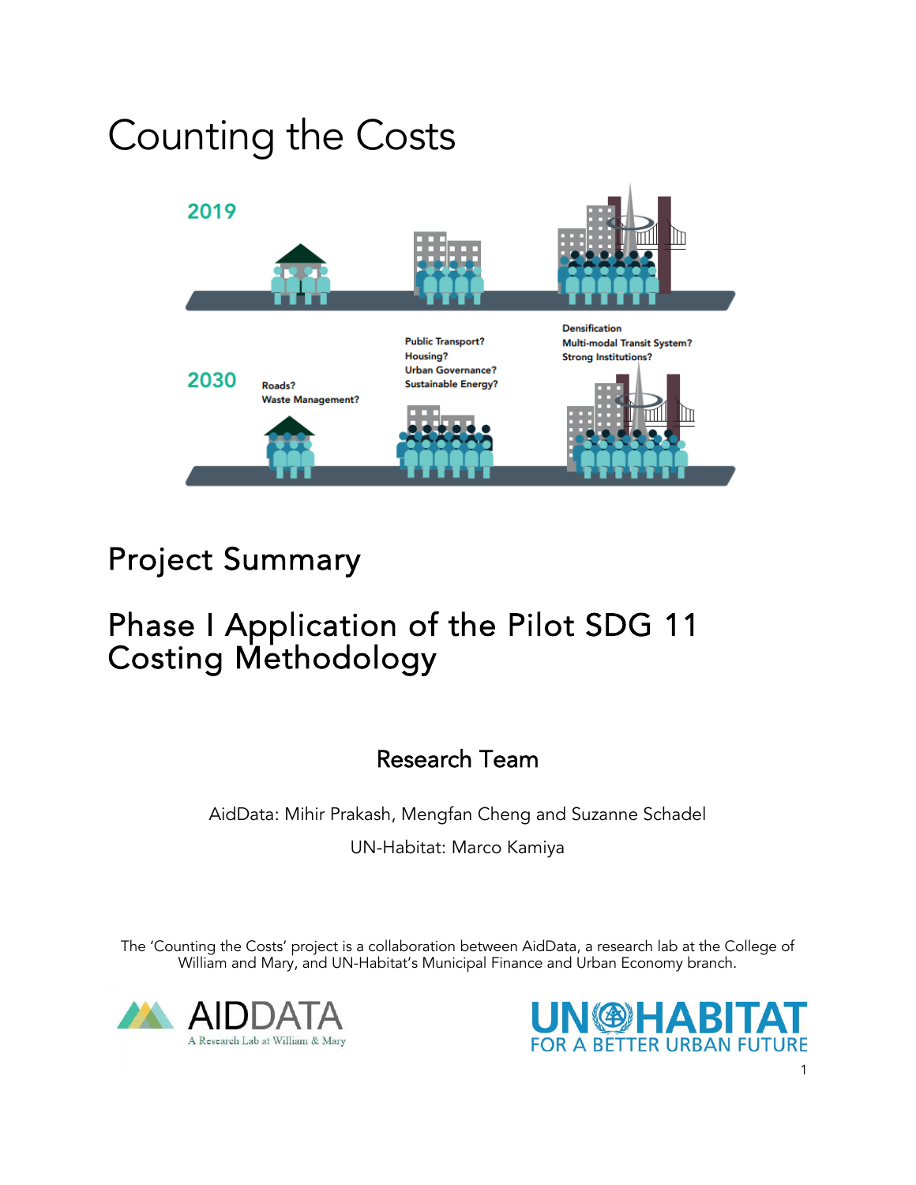# Counting the Costs

2019

2030

Roads?
Waste Management?

Public Transport?
Housing?
Urban Governance?
Sustainable Energy?

Densification
Multi-modal Transit System?
Strong Institutions?

## Project Summary

## Phase I Application of the Pilot SDG 11 Costing Methodology

### Research Team

AidData: Mihir Prakash, Mengfan Cheng and Suzanne Schadel

UN-Habitat: Marco Kamiya

The 'Counting the Costs' project is a collaboration between AidData, a research lab at the College of William and Mary, and UN-Habitat's Municipal Finance and Urban Economy branch.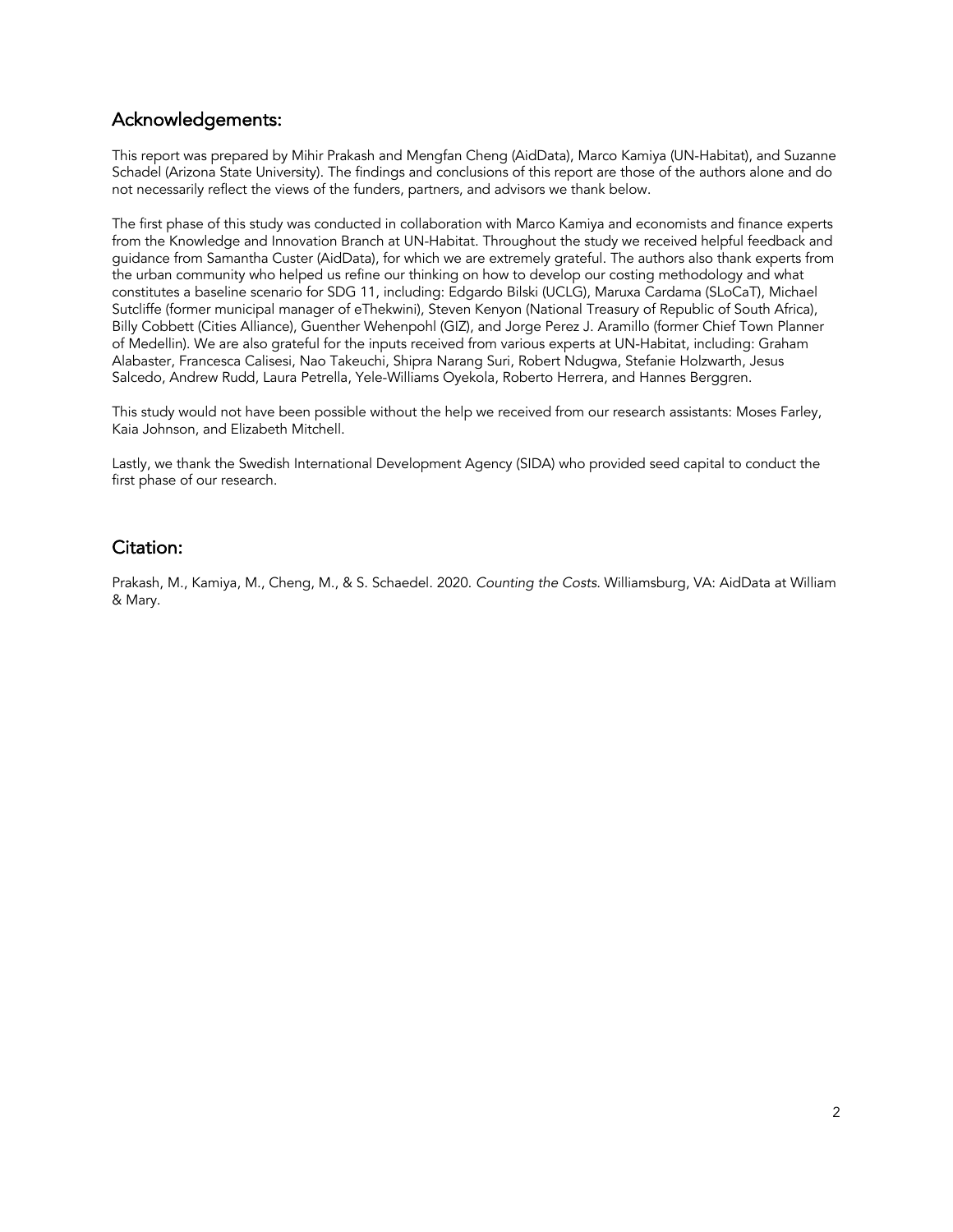## Acknowledgements:

This report was prepared by Mihir Prakash and Mengfan Cheng (AidData), Marco Kamiya (UN-Habitat), and Suzanne Schadel (Arizona State University). The findings and conclusions of this report are those of the authors alone and do not necessarily reflect the views of the funders, partners, and advisors we thank below.

The first phase of this study was conducted in collaboration with Marco Kamiya and economists and finance experts from the Knowledge and Innovation Branch at UN-Habitat. Throughout the study we received helpful feedback and guidance from Samantha Custer (AidData), for which we are extremely grateful. The authors also thank experts from the urban community who helped us refine our thinking on how to develop our costing methodology and what constitutes a baseline scenario for SDG 11, including: Edgardo Bilski (UCLG), Maruxa Cardama (SLoCaT), Michael Sutcliffe (former municipal manager of eThekwini), Steven Kenyon (National Treasury of Republic of South Africa), Billy Cobbett (Cities Alliance), Guenther Wehenpohl (GIZ), and Jorge Perez J. Aramillo (former Chief Town Planner of Medellin). We are also grateful for the inputs received from various experts at UN-Habitat, including: Graham Alabaster, Francesca Calisesi, Nao Takeuchi, Shipra Narang Suri, Robert Ndugwa, Stefanie Holzwarth, Jesus Salcedo, Andrew Rudd, Laura Petrella, Yele-Williams Oyekola, Roberto Herrera, and Hannes Berggren.

This study would not have been possible without the help we received from our research assistants: Moses Farley, Kaia Johnson, and Elizabeth Mitchell.

Lastly, we thank the Swedish International Development Agency (SIDA) who provided seed capital to conduct the first phase of our research.

## Citation:

Prakash, M., Kamiya, M., Cheng, M., & S. Schaedel. 2020. *Counting the Costs.* Williamsburg, VA: AidData at William & Mary.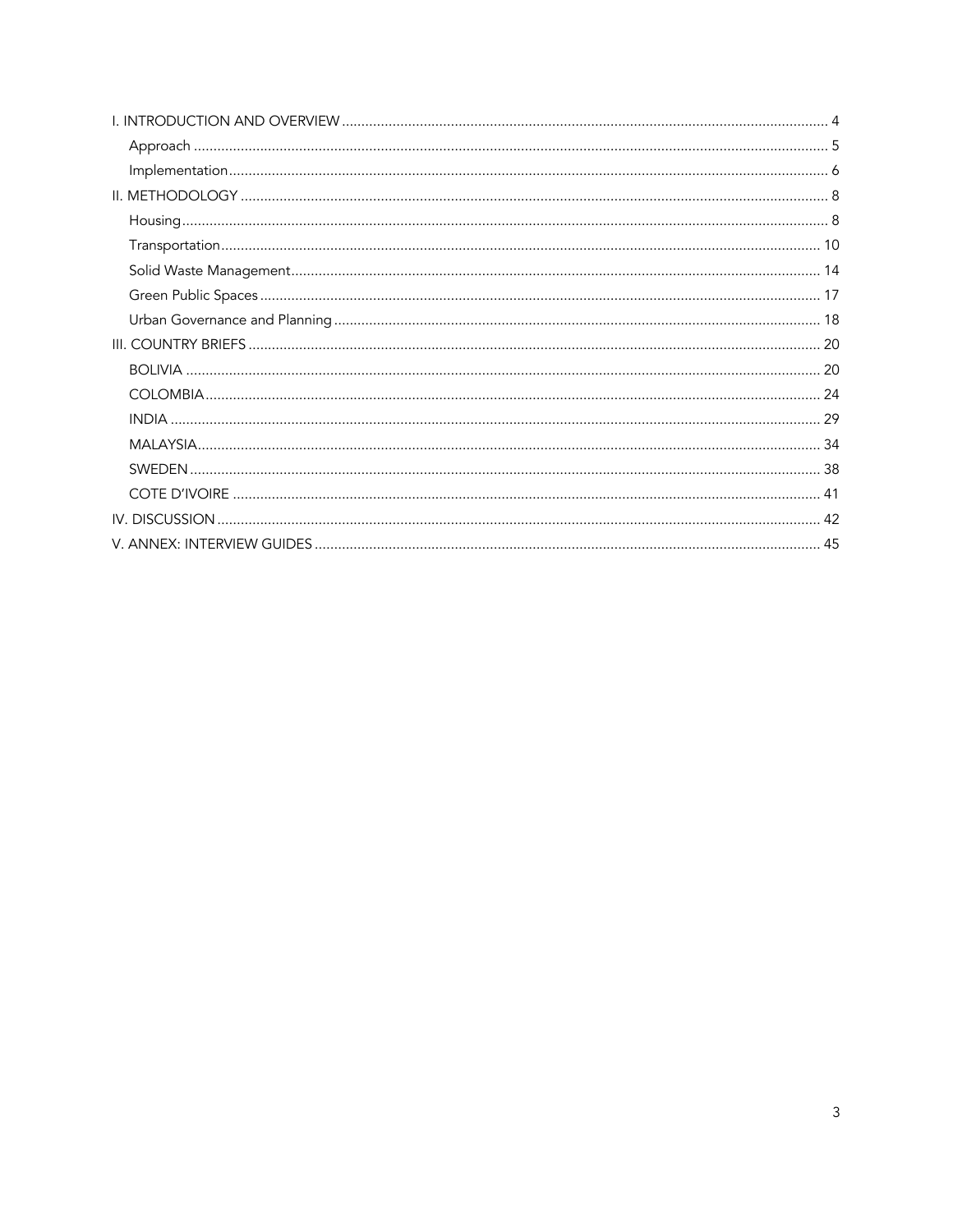I. INTRODUCTION AND OVERVIEW ........ 4
- Approach ........ 5
- Implementation ........ 6

II. METHODOLOGY ........ 8
- Housing ........ 8
- Transportation ........ 10
- Solid Waste Management ........ 14
- Green Public Spaces ........ 17
- Urban Governance and Planning ........ 18

III. COUNTRY BRIEFS ........ 20
- BOLIVIA ........ 20
- COLOMBIA ........ 24
- INDIA ........ 29
- MALAYSIA ........ 34
- SWEDEN ........ 38
- COTE D'IVOIRE ........ 41

IV. DISCUSSION ........ 42

V. ANNEX: INTERVIEW GUIDES ........ 45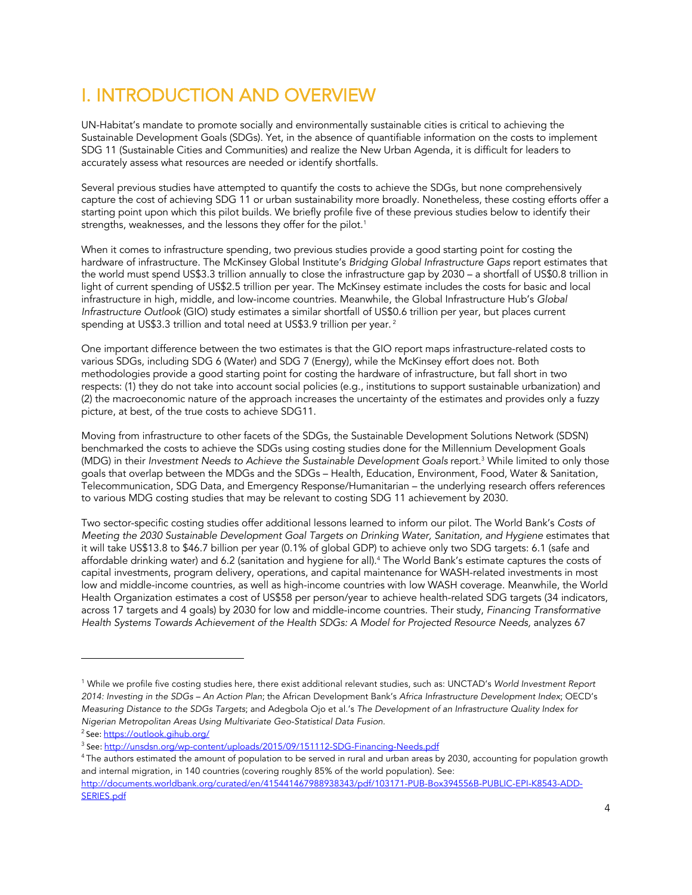# I. INTRODUCTION AND OVERVIEW

UN-Habitat's mandate to promote socially and environmentally sustainable cities is critical to achieving the Sustainable Development Goals (SDGs). Yet, in the absence of quantifiable information on the costs to implement SDG 11 (Sustainable Cities and Communities) and realize the New Urban Agenda, it is difficult for leaders to accurately assess what resources are needed or identify shortfalls.

Several previous studies have attempted to quantify the costs to achieve the SDGs, but none comprehensively capture the cost of achieving SDG 11 or urban sustainability more broadly. Nonetheless, these costing efforts offer a starting point upon which this pilot builds. We briefly profile five of these previous studies below to identify their strengths, weaknesses, and the lessons they offer for the pilot.[1]

When it comes to infrastructure spending, two previous studies provide a good starting point for costing the hardware of infrastructure. The McKinsey Global Institute's *Bridging Global Infrastructure Gaps* report estimates that the world must spend US$3.3 trillion annually to close the infrastructure gap by 2030 – a shortfall of US$0.8 trillion in light of current spending of US$2.5 trillion per year. The McKinsey estimate includes the costs for basic and local infrastructure in high, middle, and low-income countries. Meanwhile, the Global Infrastructure Hub's *Global Infrastructure Outlook* (GIO) study estimates a similar shortfall of US$0.6 trillion per year, but places current spending at US$3.3 trillion and total need at US$3.9 trillion per year.[2]

One important difference between the two estimates is that the GIO report maps infrastructure-related costs to various SDGs, including SDG 6 (Water) and SDG 7 (Energy), while the McKinsey effort does not. Both methodologies provide a good starting point for costing the hardware of infrastructure, but fall short in two respects: (1) they do not take into account social policies (e.g., institutions to support sustainable urbanization) and (2) the macroeconomic nature of the approach increases the uncertainty of the estimates and provides only a fuzzy picture, at best, of the true costs to achieve SDG11.

Moving from infrastructure to other facets of the SDGs, the Sustainable Development Solutions Network (SDSN) benchmarked the costs to achieve the SDGs using costing studies done for the Millennium Development Goals (MDG) in their *Investment Needs to Achieve the Sustainable Development Goals* report.[3] While limited to only those goals that overlap between the MDGs and the SDGs – Health, Education, Environment, Food, Water & Sanitation, Telecommunication, SDG Data, and Emergency Response/Humanitarian – the underlying research offers references to various MDG costing studies that may be relevant to costing SDG 11 achievement by 2030.

Two sector-specific costing studies offer additional lessons learned to inform our pilot. The World Bank's *Costs of Meeting the 2030 Sustainable Development Goal Targets on Drinking Water, Sanitation, and Hygiene* estimates that it will take US$13.8 to $46.7 billion per year (0.1% of global GDP) to achieve only two SDG targets: 6.1 (safe and affordable drinking water) and 6.2 (sanitation and hygiene for all).[4] The World Bank's estimate captures the costs of capital investments, program delivery, operations, and capital maintenance for WASH-related investments in most low and middle-income countries, as well as high-income countries with low WASH coverage. Meanwhile, the World Health Organization estimates a cost of US$58 per person/year to achieve health-related SDG targets (34 indicators, across 17 targets and 4 goals) by 2030 for low and middle-income countries. Their study, *Financing Transformative Health Systems Towards Achievement of the Health SDGs: A Model for Projected Resource Needs,* analyzes 67

---

[1] While we profile five costing studies here, there exist additional relevant studies, such as: UNCTAD's *World Investment Report 2014: Investing in the SDGs – An Action Plan*; the African Development Bank's *Africa Infrastructure Development Index*; OECD's *Measuring Distance to the SDGs Targets*; and Adegbola Ojo et al.'s *The Development of an Infrastructure Quality Index for Nigerian Metropolitan Areas Using Multivariate Geo-Statistical Data Fusion*.

[2] See: https://outlook.gihub.org/

[3] See: http://unsdsn.org/wp-content/uploads/2015/09/151112-SDG-Financing-Needs.pdf

[4] The authors estimated the amount of population to be served in rural and urban areas by 2030, accounting for population growth and internal migration, in 140 countries (covering roughly 85% of the world population). See: http://documents.worldbank.org/curated/en/415441467988938343/pdf/103171-PUB-Box394556B-PUBLIC-EPI-K8543-ADD-SERIES.pdf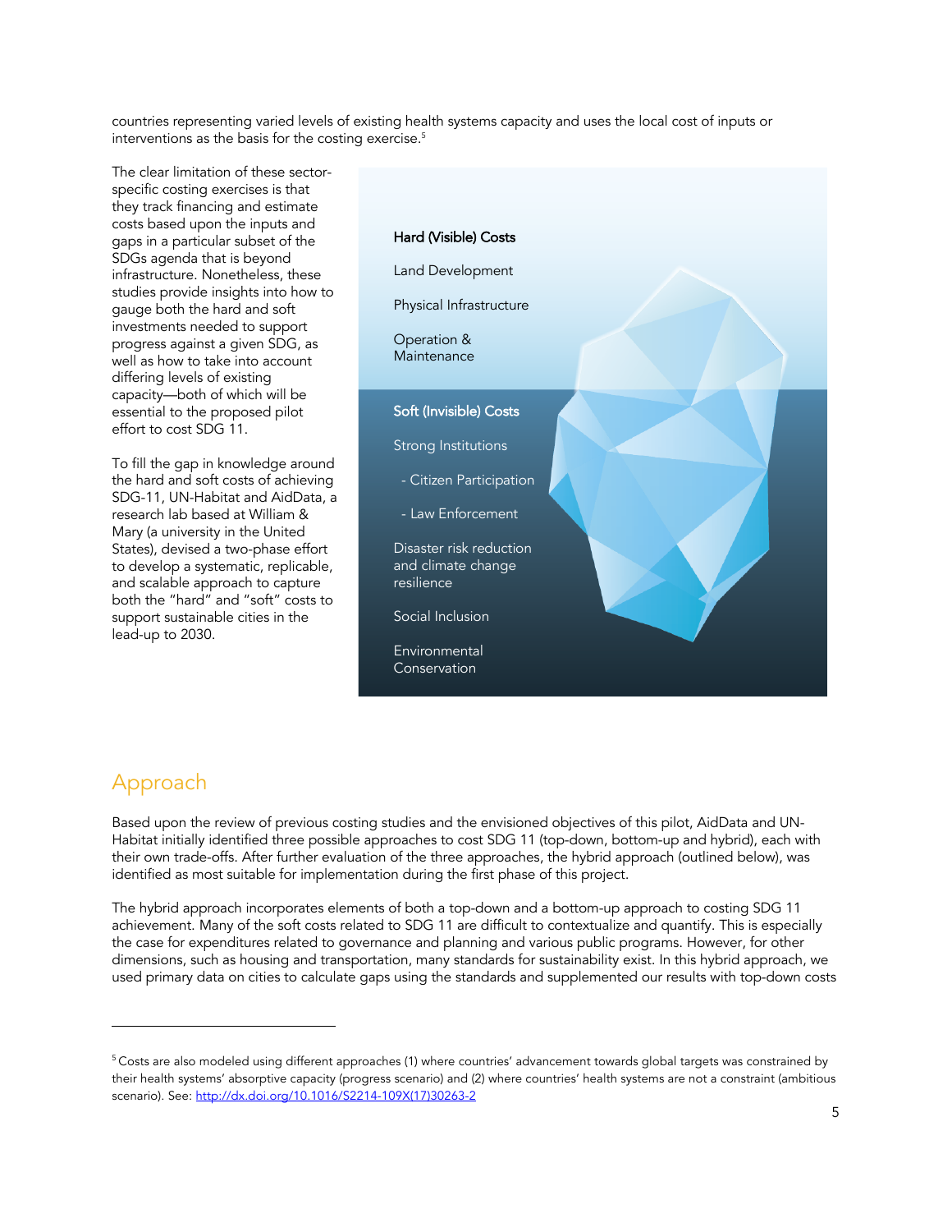countries representing varied levels of existing health systems capacity and uses the local cost of inputs or interventions as the basis for the costing exercise.[5]

The clear limitation of these sector-specific costing exercises is that they track financing and estimate costs based upon the inputs and gaps in a particular subset of the SDGs agenda that is beyond infrastructure. Nonetheless, these studies provide insights into how to gauge both the hard and soft investments needed to support progress against a given SDG, as well as how to take into account differing levels of existing capacity—both of which will be essential to the proposed pilot effort to cost SDG 11.

To fill the gap in knowledge around the hard and soft costs of achieving SDG-11, UN-Habitat and AidData, a research lab based at William & Mary (a university in the United States), devised a two-phase effort to develop a systematic, replicable, and scalable approach to capture both the "hard" and "soft" costs to support sustainable cities in the lead-up to 2030.

**Hard (Visible) Costs**

Land Development

Physical Infrastructure

Operation & Maintenance

**Soft (Invisible) Costs**

Strong Institutions

- Citizen Participation
- Law Enforcement

Disaster risk reduction and climate change resilience

Social Inclusion

Environmental Conservation

## Approach

Based upon the review of previous costing studies and the envisioned objectives of this pilot, AidData and UN-Habitat initially identified three possible approaches to cost SDG 11 (top-down, bottom-up and hybrid), each with their own trade-offs. After further evaluation of the three approaches, the hybrid approach (outlined below), was identified as most suitable for implementation during the first phase of this project.

The hybrid approach incorporates elements of both a top-down and a bottom-up approach to costing SDG 11 achievement. Many of the soft costs related to SDG 11 are difficult to contextualize and quantify. This is especially the case for expenditures related to governance and planning and various public programs. However, for other dimensions, such as housing and transportation, many standards for sustainability exist. In this hybrid approach, we used primary data on cities to calculate gaps using the standards and supplemented our results with top-down costs

---

[5] Costs are also modeled using different approaches (1) where countries' advancement towards global targets was constrained by their health systems' absorptive capacity (progress scenario) and (2) where countries' health systems are not a constraint (ambitious scenario). See: http://dx.doi.org/10.1016/S2214-109X(17)30263-2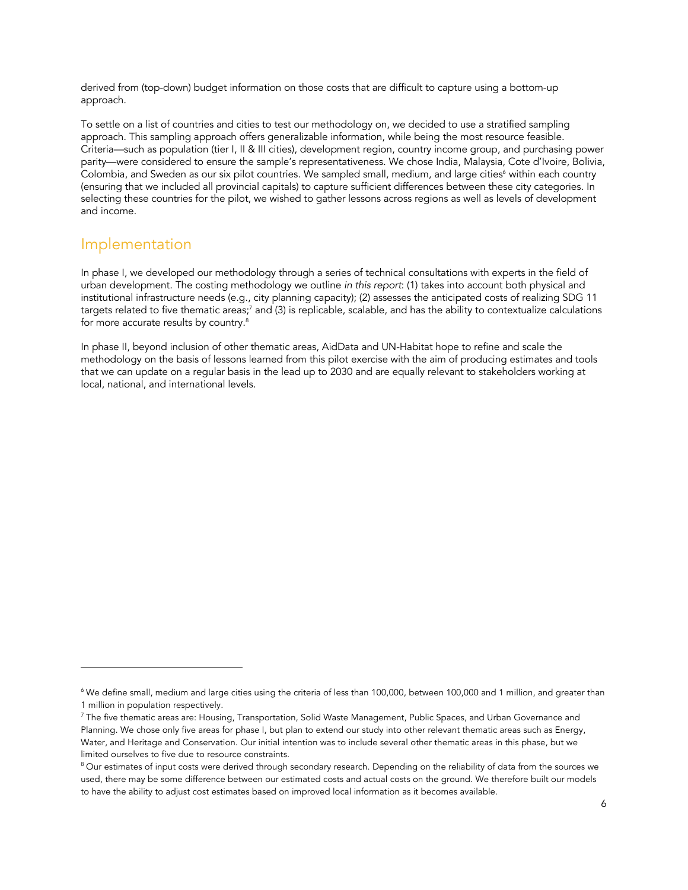derived from (top-down) budget information on those costs that are difficult to capture using a bottom-up approach.

To settle on a list of countries and cities to test our methodology on, we decided to use a stratified sampling approach. This sampling approach offers generalizable information, while being the most resource feasible. Criteria—such as population (tier I, II & III cities), development region, country income group, and purchasing power parity—were considered to ensure the sample's representativeness. We chose India, Malaysia, Cote d'Ivoire, Bolivia, Colombia, and Sweden as our six pilot countries. We sampled small, medium, and large cities[6] within each country (ensuring that we included all provincial capitals) to capture sufficient differences between these city categories. In selecting these countries for the pilot, we wished to gather lessons across regions as well as levels of development and income.

## Implementation

In phase I, we developed our methodology through a series of technical consultations with experts in the field of urban development. The costing methodology we outline *in this report*: (1) takes into account both physical and institutional infrastructure needs (e.g., city planning capacity); (2) assesses the anticipated costs of realizing SDG 11 targets related to five thematic areas;[7] and (3) is replicable, scalable, and has the ability to contextualize calculations for more accurate results by country.[8]

In phase II, beyond inclusion of other thematic areas, AidData and UN-Habitat hope to refine and scale the methodology on the basis of lessons learned from this pilot exercise with the aim of producing estimates and tools that we can update on a regular basis in the lead up to 2030 and are equally relevant to stakeholders working at local, national, and international levels.

---

[6] We define small, medium and large cities using the criteria of less than 100,000, between 100,000 and 1 million, and greater than 1 million in population respectively.

[7] The five thematic areas are: Housing, Transportation, Solid Waste Management, Public Spaces, and Urban Governance and Planning. We chose only five areas for phase I, but plan to extend our study into other relevant thematic areas such as Energy, Water, and Heritage and Conservation. Our initial intention was to include several other thematic areas in this phase, but we limited ourselves to five due to resource constraints.

[8] Our estimates of input costs were derived through secondary research. Depending on the reliability of data from the sources we used, there may be some difference between our estimated costs and actual costs on the ground. We therefore built our models to have the ability to adjust cost estimates based on improved local information as it becomes available.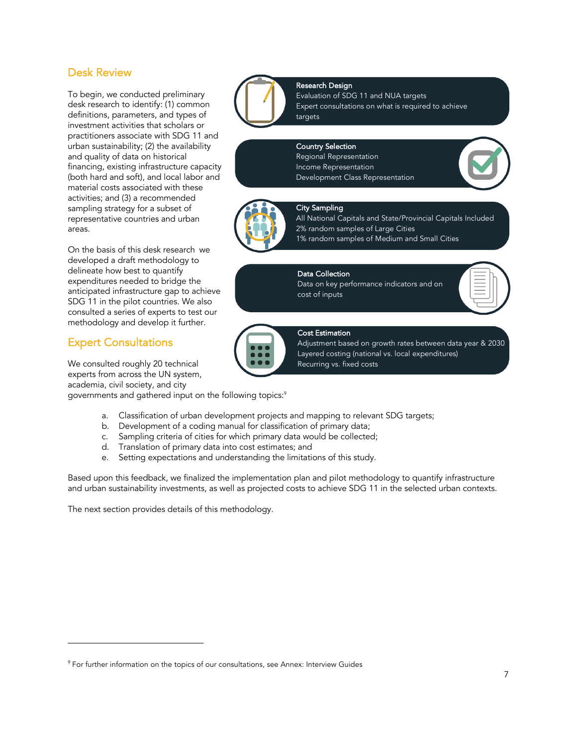## Desk Review

To begin, we conducted preliminary desk research to identify: (1) common definitions, parameters, and types of investment activities that scholars or practitioners associate with SDG 11 and urban sustainability; (2) the availability and quality of data on historical financing, existing infrastructure capacity (both hard and soft), and local labor and material costs associated with these activities; and (3) a recommended sampling strategy for a subset of representative countries and urban areas.

On the basis of this desk research we developed a draft methodology to delineate how best to quantify expenditures needed to bridge the anticipated infrastructure gap to achieve SDG 11 in the pilot countries. We also consulted a series of experts to test our methodology and develop it further.

**Research Design**
Evaluation of SDG 11 and NUA targets
Expert consultations on what is required to achieve targets

**Country Selection**
Regional Representation
Income Representation
Development Class Representation

**City Sampling**
All National Capitals and State/Provincial Capitals Included
2% random samples of Large Cities
1% random samples of Medium and Small Cities

**Data Collection**
Data on key performance indicators and on cost of inputs

**Cost Estimation**
Adjustment based on growth rates between data year & 2030
Layered costing (national vs. local expenditures)
Recurring vs. fixed costs

## Expert Consultations

We consulted roughly 20 technical experts from across the UN system, academia, civil society, and city governments and gathered input on the following topics:[9]

a. Classification of urban development projects and mapping to relevant SDG targets;
b. Development of a coding manual for classification of primary data;
c. Sampling criteria of cities for which primary data would be collected;
d. Translation of primary data into cost estimates; and
e. Setting expectations and understanding the limitations of this study.

Based upon this feedback, we finalized the implementation plan and pilot methodology to quantify infrastructure and urban sustainability investments, as well as projected costs to achieve SDG 11 in the selected urban contexts.

The next section provides details of this methodology.

[9] For further information on the topics of our consultations, see Annex: Interview Guides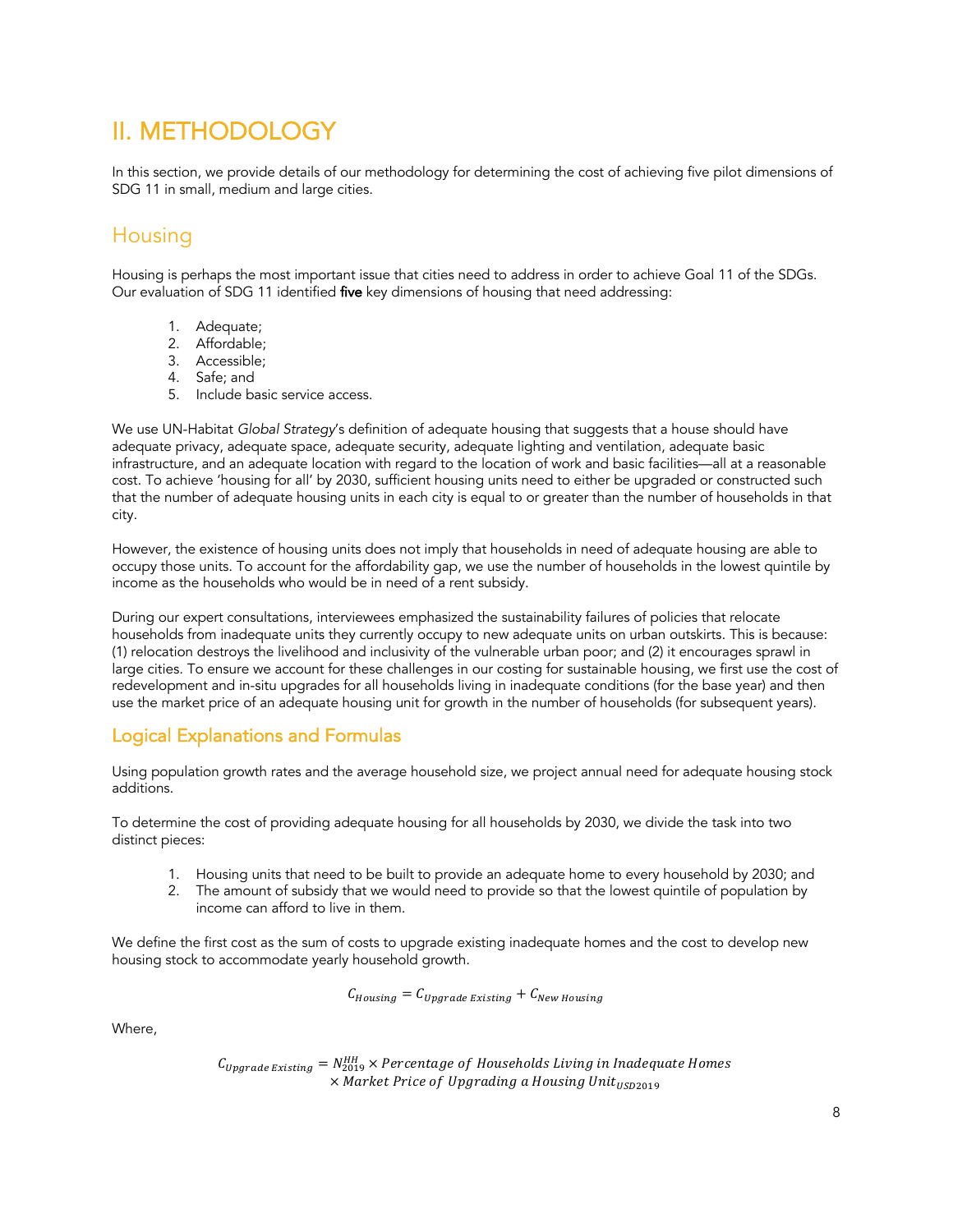# II. METHODOLOGY

In this section, we provide details of our methodology for determining the cost of achieving five pilot dimensions of SDG 11 in small, medium and large cities.

## Housing

Housing is perhaps the most important issue that cities need to address in order to achieve Goal 11 of the SDGs. Our evaluation of SDG 11 identified **five** key dimensions of housing that need addressing:

1. Adequate;
2. Affordable;
3. Accessible;
4. Safe; and
5. Include basic service access.

We use UN-Habitat *Global Strategy*'s definition of adequate housing that suggests that a house should have adequate privacy, adequate space, adequate security, adequate lighting and ventilation, adequate basic infrastructure, and an adequate location with regard to the location of work and basic facilities—all at a reasonable cost. To achieve 'housing for all' by 2030, sufficient housing units need to either be upgraded or constructed such that the number of adequate housing units in each city is equal to or greater than the number of households in that city.

However, the existence of housing units does not imply that households in need of adequate housing are able to occupy those units. To account for the affordability gap, we use the number of households in the lowest quintile by income as the households who would be in need of a rent subsidy.

During our expert consultations, interviewees emphasized the sustainability failures of policies that relocate households from inadequate units they currently occupy to new adequate units on urban outskirts. This is because: (1) relocation destroys the livelihood and inclusivity of the vulnerable urban poor; and (2) it encourages sprawl in large cities. To ensure we account for these challenges in our costing for sustainable housing, we first use the cost of redevelopment and in-situ upgrades for all households living in inadequate conditions (for the base year) and then use the market price of an adequate housing unit for growth in the number of households (for subsequent years).

### Logical Explanations and Formulas

Using population growth rates and the average household size, we project annual need for adequate housing stock additions.

To determine the cost of providing adequate housing for all households by 2030, we divide the task into two distinct pieces:

1. Housing units that need to be built to provide an adequate home to every household by 2030; and
2. The amount of subsidy that we would need to provide so that the lowest quintile of population by income can afford to live in them.

We define the first cost as the sum of costs to upgrade existing inadequate homes and the cost to develop new housing stock to accommodate yearly household growth.

$$C_{Housing} = C_{Upgrade\ Existing} + C_{New\ Housing}$$

Where,

$$C_{Upgrade\ Existing} = N_{2019}^{HH} \times Percentage\ of\ Households\ Living\ in\ Inadequate\ Homes \\ \times Market\ Price\ of\ Upgrading\ a\ Housing\ Unit_{USD2019}$$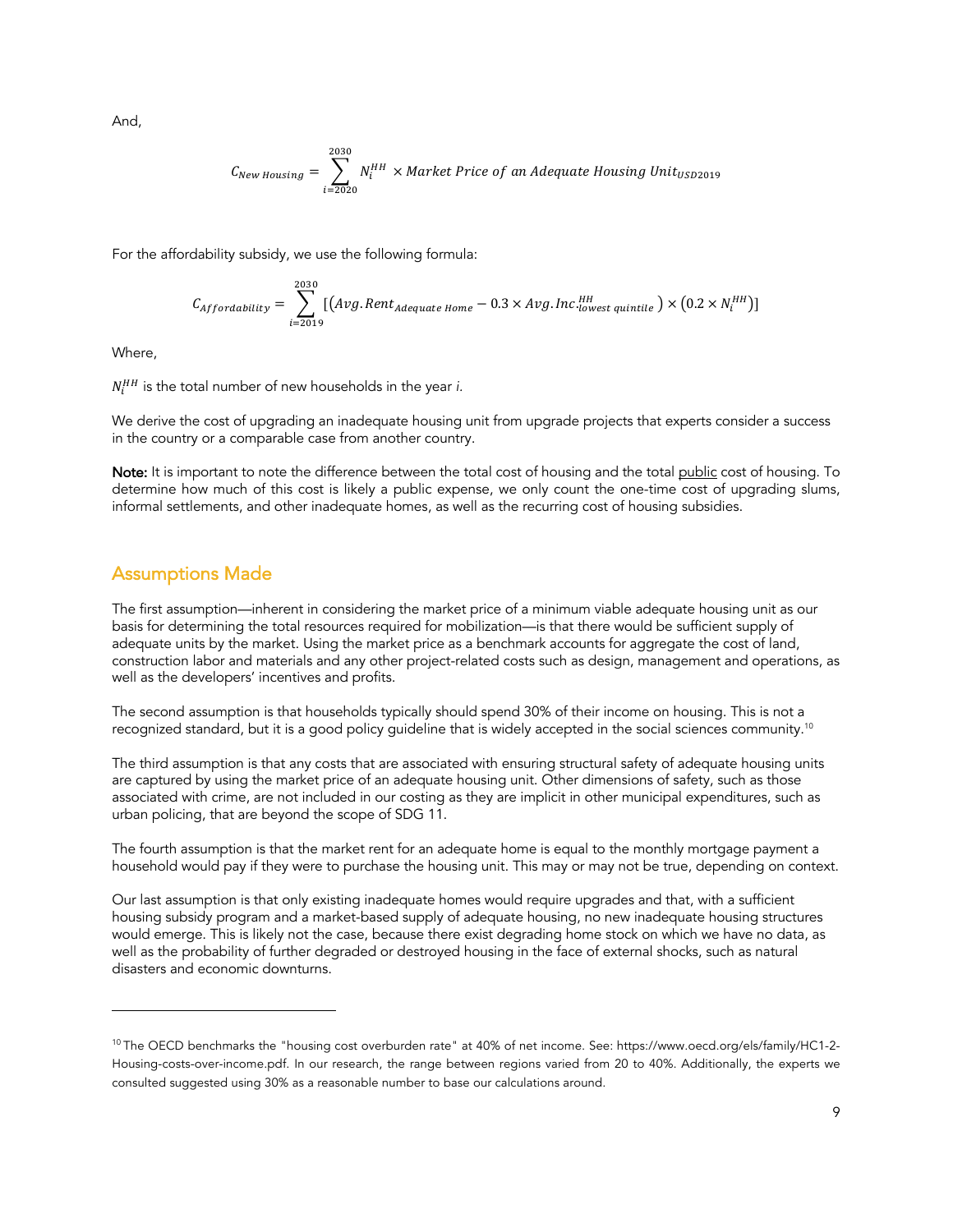And,

$$C_{New\ Housing} = \sum_{i=2020}^{2030} N_i^{HH} \times Market\ Price\ of\ an\ Adequate\ Housing\ Unit_{USD2019}$$

For the affordability subsidy, we use the following formula:

$$C_{Affordability} = \sum_{i=2019}^{2030} [(Avg.Rent_{Adequate\ Home} - 0.3 \times Avg.Inc._{lowest\ quintile}^{HH}) \times (0.2 \times N_i^{HH})]$$

Where,

$N_i^{HH}$ is the total number of new households in the year *i.*

We derive the cost of upgrading an inadequate housing unit from upgrade projects that experts consider a success in the country or a comparable case from another country.

**Note:** It is important to note the difference between the total cost of housing and the total public cost of housing. To determine how much of this cost is likely a public expense, we only count the one-time cost of upgrading slums, informal settlements, and other inadequate homes, as well as the recurring cost of housing subsidies.

## Assumptions Made

The first assumption—inherent in considering the market price of a minimum viable adequate housing unit as our basis for determining the total resources required for mobilization—is that there would be sufficient supply of adequate units by the market. Using the market price as a benchmark accounts for aggregate the cost of land, construction labor and materials and any other project-related costs such as design, management and operations, as well as the developers' incentives and profits.

The second assumption is that households typically should spend 30% of their income on housing. This is not a recognized standard, but it is a good policy guideline that is widely accepted in the social sciences community.[10]

The third assumption is that any costs that are associated with ensuring structural safety of adequate housing units are captured by using the market price of an adequate housing unit. Other dimensions of safety, such as those associated with crime, are not included in our costing as they are implicit in other municipal expenditures, such as urban policing, that are beyond the scope of SDG 11.

The fourth assumption is that the market rent for an adequate home is equal to the monthly mortgage payment a household would pay if they were to purchase the housing unit. This may or may not be true, depending on context.

Our last assumption is that only existing inadequate homes would require upgrades and that, with a sufficient housing subsidy program and a market-based supply of adequate housing, no new inadequate housing structures would emerge. This is likely not the case, because there exist degrading home stock on which we have no data, as well as the probability of further degraded or destroyed housing in the face of external shocks, such as natural disasters and economic downturns.

---

[10] The OECD benchmarks the "housing cost overburden rate" at 40% of net income. See: https://www.oecd.org/els/family/HC1-2-Housing-costs-over-income.pdf. In our research, the range between regions varied from 20 to 40%. Additionally, the experts we consulted suggested using 30% as a reasonable number to base our calculations around.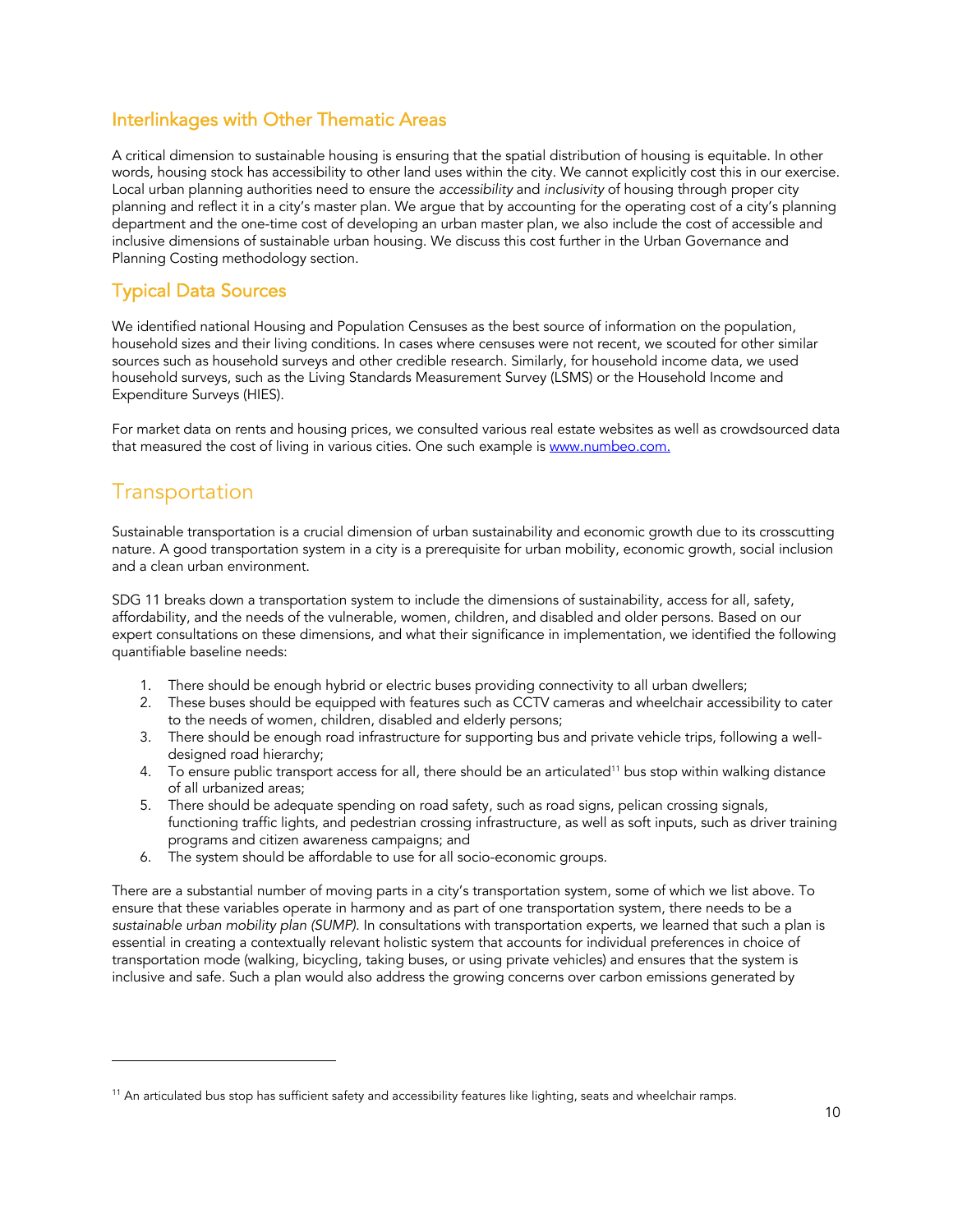### Interlinkages with Other Thematic Areas

A critical dimension to sustainable housing is ensuring that the spatial distribution of housing is equitable. In other words, housing stock has accessibility to other land uses within the city. We cannot explicitly cost this in our exercise. Local urban planning authorities need to ensure the *accessibility* and *inclusivity* of housing through proper city planning and reflect it in a city's master plan. We argue that by accounting for the operating cost of a city's planning department and the one-time cost of developing an urban master plan, we also include the cost of accessible and inclusive dimensions of sustainable urban housing. We discuss this cost further in the Urban Governance and Planning Costing methodology section.

### Typical Data Sources

We identified national Housing and Population Censuses as the best source of information on the population, household sizes and their living conditions. In cases where censuses were not recent, we scouted for other similar sources such as household surveys and other credible research. Similarly, for household income data, we used household surveys, such as the Living Standards Measurement Survey (LSMS) or the Household Income and Expenditure Surveys (HIES).

For market data on rents and housing prices, we consulted various real estate websites as well as crowdsourced data that measured the cost of living in various cities. One such example is [www.numbeo.com.](http://www.numbeo.com)

## Transportation

Sustainable transportation is a crucial dimension of urban sustainability and economic growth due to its crosscutting nature. A good transportation system in a city is a prerequisite for urban mobility, economic growth, social inclusion and a clean urban environment.

SDG 11 breaks down a transportation system to include the dimensions of sustainability, access for all, safety, affordability, and the needs of the vulnerable, women, children, and disabled and older persons. Based on our expert consultations on these dimensions, and what their significance in implementation, we identified the following quantifiable baseline needs:

1. There should be enough hybrid or electric buses providing connectivity to all urban dwellers;
2. These buses should be equipped with features such as CCTV cameras and wheelchair accessibility to cater to the needs of women, children, disabled and elderly persons;
3. There should be enough road infrastructure for supporting bus and private vehicle trips, following a well-designed road hierarchy;
4. To ensure public transport access for all, there should be an articulated[11] bus stop within walking distance of all urbanized areas;
5. There should be adequate spending on road safety, such as road signs, pelican crossing signals, functioning traffic lights, and pedestrian crossing infrastructure, as well as soft inputs, such as driver training programs and citizen awareness campaigns; and
6. The system should be affordable to use for all socio-economic groups.

There are a substantial number of moving parts in a city's transportation system, some of which we list above. To ensure that these variables operate in harmony and as part of one transportation system, there needs to be a *sustainable urban mobility plan (SUMP)*. In consultations with transportation experts, we learned that such a plan is essential in creating a contextually relevant holistic system that accounts for individual preferences in choice of transportation mode (walking, bicycling, taking buses, or using private vehicles) and ensures that the system is inclusive and safe. Such a plan would also address the growing concerns over carbon emissions generated by

---

[11] An articulated bus stop has sufficient safety and accessibility features like lighting, seats and wheelchair ramps.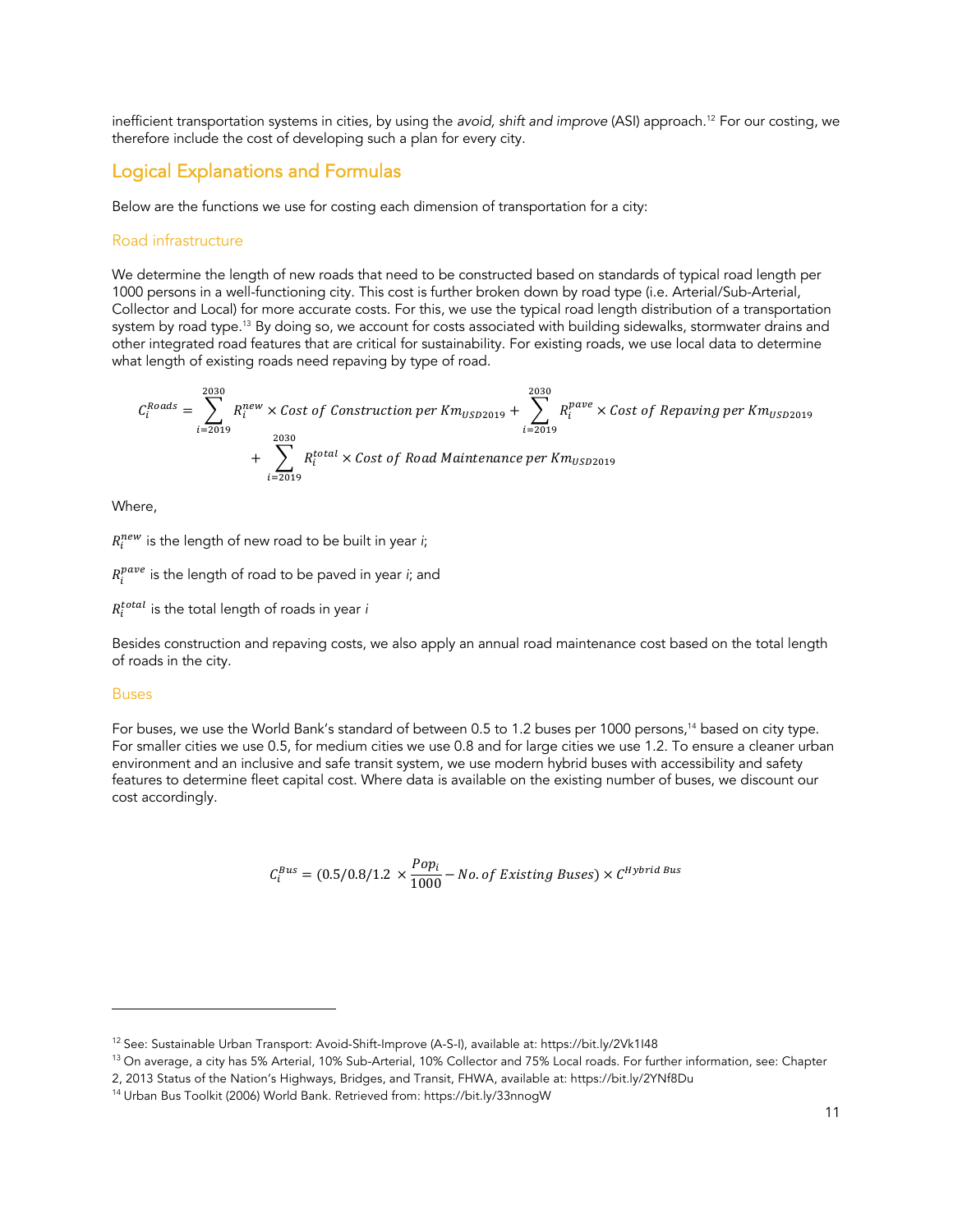inefficient transportation systems in cities, by using the *avoid, shift and improve* (ASI) approach.[12] For our costing, we therefore include the cost of developing such a plan for every city.

## Logical Explanations and Formulas

Below are the functions we use for costing each dimension of transportation for a city:

### Road infrastructure

We determine the length of new roads that need to be constructed based on standards of typical road length per 1000 persons in a well-functioning city. This cost is further broken down by road type (i.e. Arterial/Sub-Arterial, Collector and Local) for more accurate costs. For this, we use the typical road length distribution of a transportation system by road type.[13] By doing so, we account for costs associated with building sidewalks, stormwater drains and other integrated road features that are critical for sustainability. For existing roads, we use local data to determine what length of existing roads need repaving by type of road.

$$C_i^{Roads} = \sum_{i=2019}^{2030} R_i^{new} \times Cost\ of\ Construction\ per\ Km_{USD2019} + \sum_{i=2019}^{2030} R_i^{pave} \times Cost\ of\ Repaving\ per\ Km_{USD2019} + \sum_{i=2019}^{2030} R_i^{total} \times Cost\ of\ Road\ Maintenance\ per\ Km_{USD2019}$$

Where,

$R_i^{new}$ is the length of new road to be built in year *i*;

$R_i^{pave}$ is the length of road to be paved in year *i*; and

$R_i^{total}$ is the total length of roads in year *i*

Besides construction and repaving costs, we also apply an annual road maintenance cost based on the total length of roads in the city.

### Buses

For buses, we use the World Bank's standard of between 0.5 to 1.2 buses per 1000 persons,[14] based on city type. For smaller cities we use 0.5, for medium cities we use 0.8 and for large cities we use 1.2. To ensure a cleaner urban environment and an inclusive and safe transit system, we use modern hybrid buses with accessibility and safety features to determine fleet capital cost. Where data is available on the existing number of buses, we discount our cost accordingly.

$$C_i^{Bus} = (0.5/0.8/1.2 \times \frac{Pop_i}{1000} - No.of\ Existing\ Buses) \times C^{Hybrid\ Bus}$$

---

[12] See: Sustainable Urban Transport: Avoid-Shift-Improve (A-S-I), available at: https://bit.ly/2Vk1I48

[13] On average, a city has 5% Arterial, 10% Sub-Arterial, 10% Collector and 75% Local roads. For further information, see: Chapter 2, 2013 Status of the Nation's Highways, Bridges, and Transit, FHWA, available at: https://bit.ly/2YNf8Du

[14] Urban Bus Toolkit (2006) World Bank. Retrieved from: https://bit.ly/33nnogW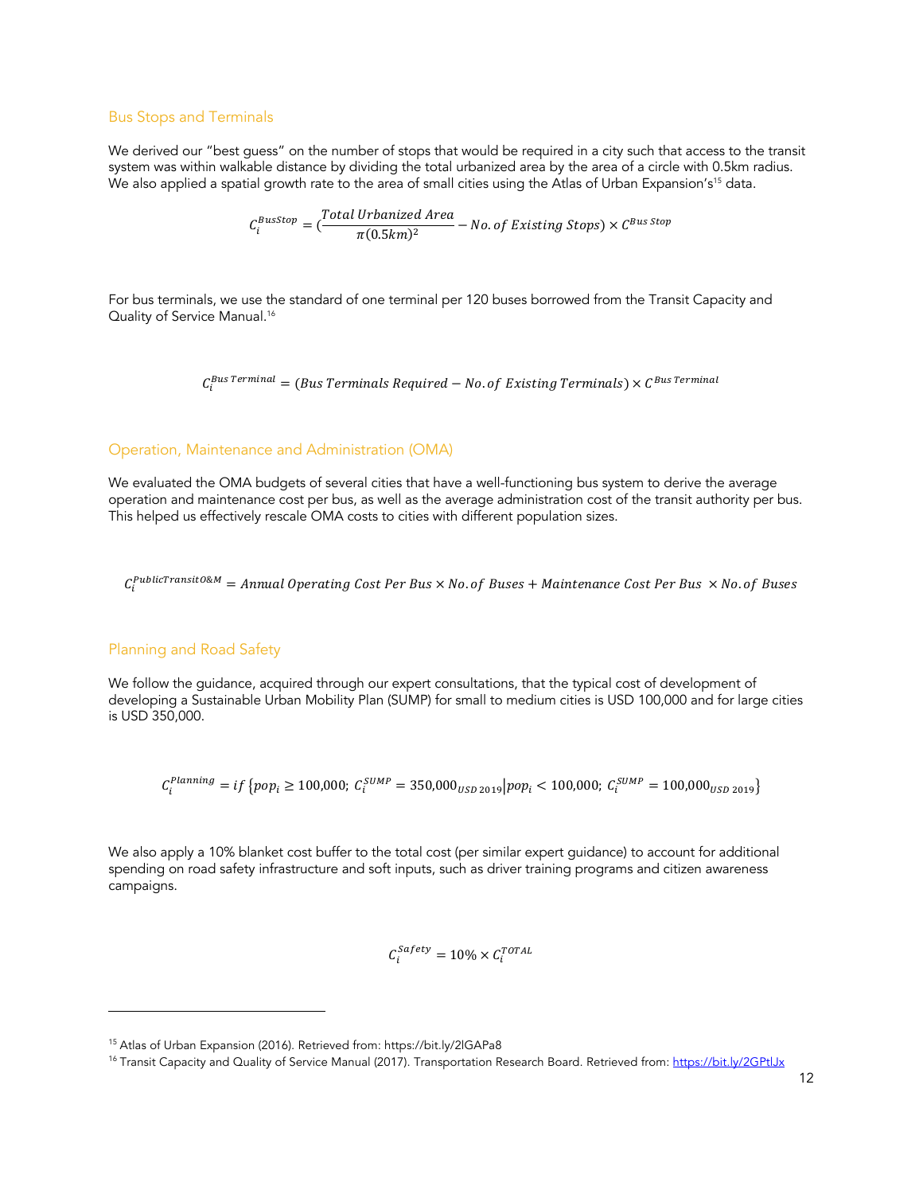### Bus Stops and Terminals

We derived our "best guess" on the number of stops that would be required in a city such that access to the transit system was within walkable distance by dividing the total urbanized area by the area of a circle with 0.5km radius. We also applied a spatial growth rate to the area of small cities using the Atlas of Urban Expansion's[15] data.

$$C_i^{BusStop} = \left(\frac{Total\ Urbanized\ Area}{\pi(0.5km)^2} - No.\ of\ Existing\ Stops\right) \times C^{Bus\ Stop}$$

For bus terminals, we use the standard of one terminal per 120 buses borrowed from the Transit Capacity and Quality of Service Manual.[16]

$$C_i^{Bus\ Terminal} = (Bus\ Terminals\ Required - No.\ of\ Existing\ Terminals) \times C^{Bus\ Terminal}$$

### Operation, Maintenance and Administration (OMA)

We evaluated the OMA budgets of several cities that have a well-functioning bus system to derive the average operation and maintenance cost per bus, as well as the average administration cost of the transit authority per bus. This helped us effectively rescale OMA costs to cities with different population sizes.

$$C_i^{PublicTransitO\&M} = Annual\ Operating\ Cost\ Per\ Bus \times No.\ of\ Buses + Maintenance\ Cost\ Per\ Bus\ \times No.\ of\ Buses$$

### Planning and Road Safety

We follow the guidance, acquired through our expert consultations, that the typical cost of development of developing a Sustainable Urban Mobility Plan (SUMP) for small to medium cities is USD 100,000 and for large cities is USD 350,000.

$$C_i^{Planning} = if\ \{pop_i \geq 100{,}000;\ C_i^{SUMP} = 350{,}000_{USD\ 2019} | pop_i < 100{,}000;\ C_i^{SUMP} = 100{,}000_{USD\ 2019}\}$$

We also apply a 10% blanket cost buffer to the total cost (per similar expert guidance) to account for additional spending on road safety infrastructure and soft inputs, such as driver training programs and citizen awareness campaigns.

$$C_i^{Safety} = 10\% \times C_i^{TOTAL}$$

---

[15] Atlas of Urban Expansion (2016). Retrieved from: https://bit.ly/2lGAPa8

[16] Transit Capacity and Quality of Service Manual (2017). Transportation Research Board. Retrieved from: https://bit.ly/2GPtlJx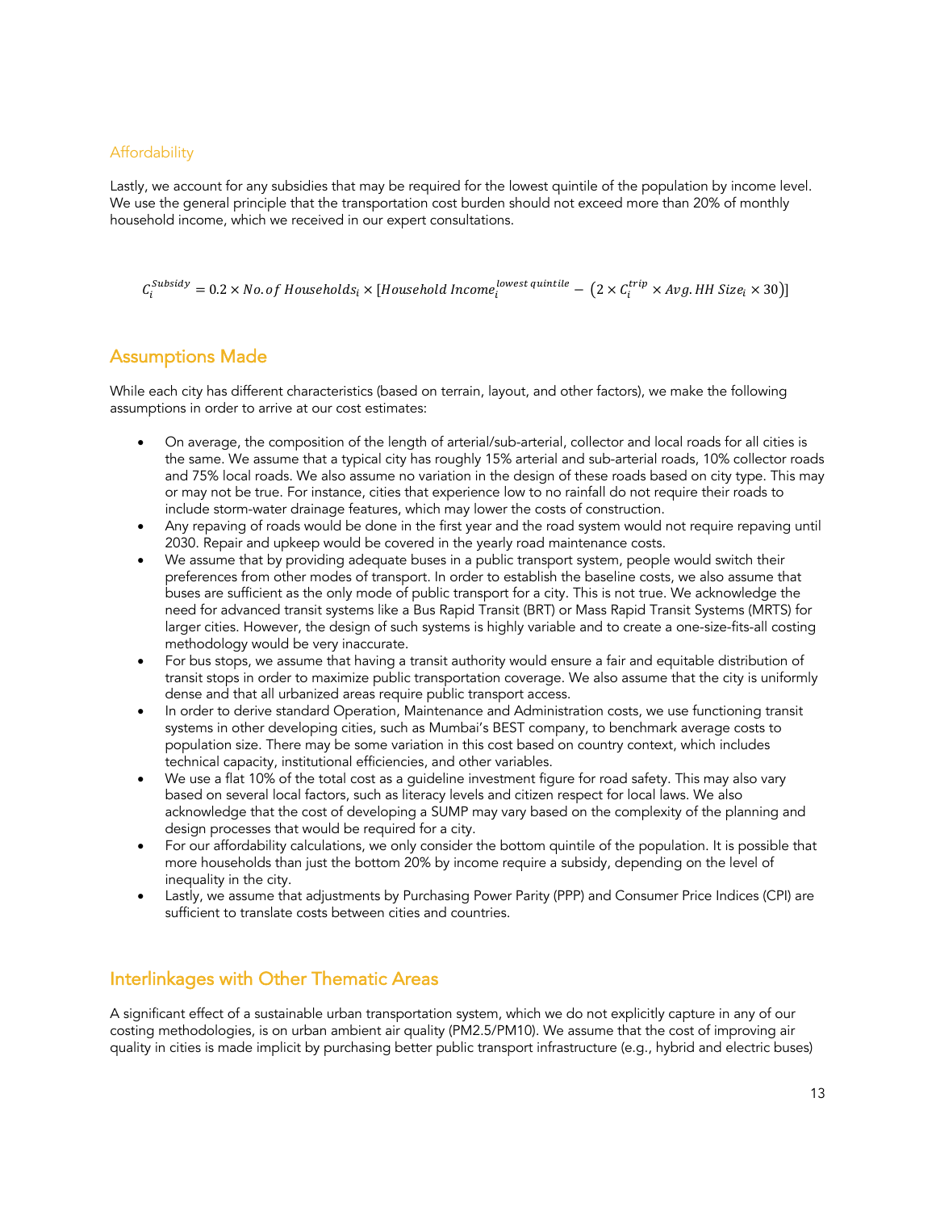### Affordability

Lastly, we account for any subsidies that may be required for the lowest quintile of the population by income level. We use the general principle that the transportation cost burden should not exceed more than 20% of monthly household income, which we received in our expert consultations.

$$C_i^{Subsidy} = 0.2 \times No.of\ Households_i \times [Household\ Income_i^{lowest\ quintile} - (2 \times C_i^{trip} \times Avg.HH\ Size_i \times 30)]$$

## Assumptions Made

While each city has different characteristics (based on terrain, layout, and other factors), we make the following assumptions in order to arrive at our cost estimates:

- On average, the composition of the length of arterial/sub-arterial, collector and local roads for all cities is the same. We assume that a typical city has roughly 15% arterial and sub-arterial roads, 10% collector roads and 75% local roads. We also assume no variation in the design of these roads based on city type. This may or may not be true. For instance, cities that experience low to no rainfall do not require their roads to include storm-water drainage features, which may lower the costs of construction.
- Any repaving of roads would be done in the first year and the road system would not require repaving until 2030. Repair and upkeep would be covered in the yearly road maintenance costs.
- We assume that by providing adequate buses in a public transport system, people would switch their preferences from other modes of transport. In order to establish the baseline costs, we also assume that buses are sufficient as the only mode of public transport for a city. This is not true. We acknowledge the need for advanced transit systems like a Bus Rapid Transit (BRT) or Mass Rapid Transit Systems (MRTS) for larger cities. However, the design of such systems is highly variable and to create a one-size-fits-all costing methodology would be very inaccurate.
- For bus stops, we assume that having a transit authority would ensure a fair and equitable distribution of transit stops in order to maximize public transportation coverage. We also assume that the city is uniformly dense and that all urbanized areas require public transport access.
- In order to derive standard Operation, Maintenance and Administration costs, we use functioning transit systems in other developing cities, such as Mumbai's BEST company, to benchmark average costs to population size. There may be some variation in this cost based on country context, which includes technical capacity, institutional efficiencies, and other variables.
- We use a flat 10% of the total cost as a guideline investment figure for road safety. This may also vary based on several local factors, such as literacy levels and citizen respect for local laws. We also acknowledge that the cost of developing a SUMP may vary based on the complexity of the planning and design processes that would be required for a city.
- For our affordability calculations, we only consider the bottom quintile of the population. It is possible that more households than just the bottom 20% by income require a subsidy, depending on the level of inequality in the city.
- Lastly, we assume that adjustments by Purchasing Power Parity (PPP) and Consumer Price Indices (CPI) are sufficient to translate costs between cities and countries.

## Interlinkages with Other Thematic Areas

A significant effect of a sustainable urban transportation system, which we do not explicitly capture in any of our costing methodologies, is on urban ambient air quality (PM2.5/PM10). We assume that the cost of improving air quality in cities is made implicit by purchasing better public transport infrastructure (e.g., hybrid and electric buses)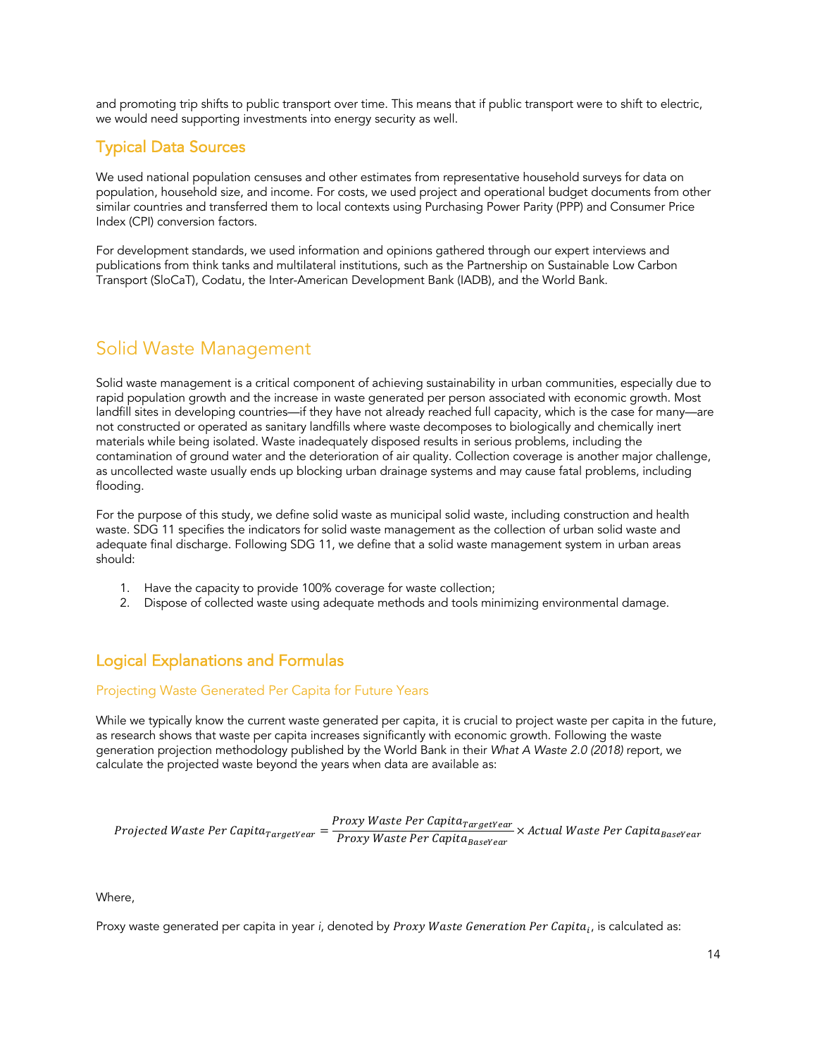and promoting trip shifts to public transport over time. This means that if public transport were to shift to electric, we would need supporting investments into energy security as well.

### Typical Data Sources

We used national population censuses and other estimates from representative household surveys for data on population, household size, and income. For costs, we used project and operational budget documents from other similar countries and transferred them to local contexts using Purchasing Power Parity (PPP) and Consumer Price Index (CPI) conversion factors.

For development standards, we used information and opinions gathered through our expert interviews and publications from think tanks and multilateral institutions, such as the Partnership on Sustainable Low Carbon Transport (SloCaT), Codatu, the Inter-American Development Bank (IADB), and the World Bank.

## Solid Waste Management

Solid waste management is a critical component of achieving sustainability in urban communities, especially due to rapid population growth and the increase in waste generated per person associated with economic growth. Most landfill sites in developing countries—if they have not already reached full capacity, which is the case for many—are not constructed or operated as sanitary landfills where waste decomposes to biologically and chemically inert materials while being isolated. Waste inadequately disposed results in serious problems, including the contamination of ground water and the deterioration of air quality. Collection coverage is another major challenge, as uncollected waste usually ends up blocking urban drainage systems and may cause fatal problems, including flooding.

For the purpose of this study, we define solid waste as municipal solid waste, including construction and health waste. SDG 11 specifies the indicators for solid waste management as the collection of urban solid waste and adequate final discharge. Following SDG 11, we define that a solid waste management system in urban areas should:

1. Have the capacity to provide 100% coverage for waste collection;
2. Dispose of collected waste using adequate methods and tools minimizing environmental damage.

### Logical Explanations and Formulas

#### Projecting Waste Generated Per Capita for Future Years

While we typically know the current waste generated per capita, it is crucial to project waste per capita in the future, as research shows that waste per capita increases significantly with economic growth. Following the waste generation projection methodology published by the World Bank in their *What A Waste 2.0 (2018)* report, we calculate the projected waste beyond the years when data are available as:

$$Projected\ Waste\ Per\ Capita_{TargetYear} = \frac{Proxy\ Waste\ Per\ Capita_{TargetYear}}{Proxy\ Waste\ Per\ Capita_{BaseYear}} \times Actual\ Waste\ Per\ Capita_{BaseYear}$$

Where,

Proxy waste generated per capita in year *i*, denoted by $Proxy\ Waste\ Generation\ Per\ Capita_i$, is calculated as: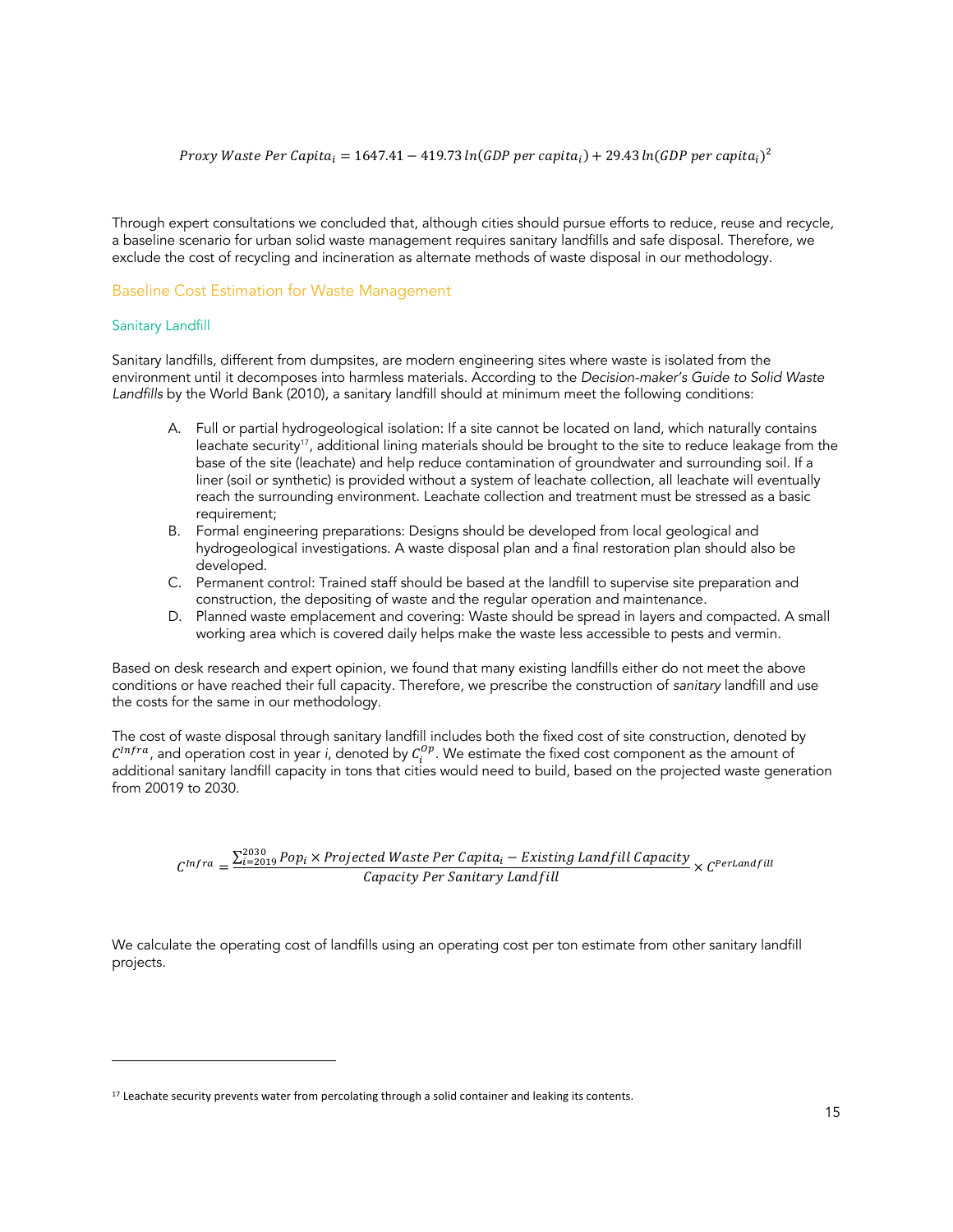$$Proxy\ Waste\ Per\ Capita_i = 1647.41 - 419.73\, ln(GDP\ per\ capita_i) + 29.43\, ln(GDP\ per\ capita_i)^2$$

Through expert consultations we concluded that, although cities should pursue efforts to reduce, reuse and recycle, a baseline scenario for urban solid waste management requires sanitary landfills and safe disposal. Therefore, we exclude the cost of recycling and incineration as alternate methods of waste disposal in our methodology.

## Baseline Cost Estimation for Waste Management

### Sanitary Landfill

Sanitary landfills, different from dumpsites, are modern engineering sites where waste is isolated from the environment until it decomposes into harmless materials. According to the *Decision-maker's Guide to Solid Waste Landfills* by the World Bank (2010), a sanitary landfill should at minimum meet the following conditions:

A. Full or partial hydrogeological isolation: If a site cannot be located on land, which naturally contains leachate security[17], additional lining materials should be brought to the site to reduce leakage from the base of the site (leachate) and help reduce contamination of groundwater and surrounding soil. If a liner (soil or synthetic) is provided without a system of leachate collection, all leachate will eventually reach the surrounding environment. Leachate collection and treatment must be stressed as a basic requirement;

B. Formal engineering preparations: Designs should be developed from local geological and hydrogeological investigations. A waste disposal plan and a final restoration plan should also be developed.

C. Permanent control: Trained staff should be based at the landfill to supervise site preparation and construction, the depositing of waste and the regular operation and maintenance.

D. Planned waste emplacement and covering: Waste should be spread in layers and compacted. A small working area which is covered daily helps make the waste less accessible to pests and vermin.

Based on desk research and expert opinion, we found that many existing landfills either do not meet the above conditions or have reached their full capacity. Therefore, we prescribe the construction of *sanitary* landfill and use the costs for the same in our methodology.

The cost of waste disposal through sanitary landfill includes both the fixed cost of site construction, denoted by $C^{Infra}$, and operation cost in year *i*, denoted by $C_i^{Op}$. We estimate the fixed cost component as the amount of additional sanitary landfill capacity in tons that cities would need to build, based on the projected waste generation from 20019 to 2030.

$$C^{Infra} = \frac{\sum_{i=2019}^{2030} Pop_i \times Projected\ Waste\ Per\ Capita_i - Existing\ Landfill\ Capacity}{Capacity\ Per\ Sanitary\ Landfill} \times C^{PerLandfill}$$

We calculate the operating cost of landfills using an operating cost per ton estimate from other sanitary landfill projects.

---

[17] Leachate security prevents water from percolating through a solid container and leaking its contents.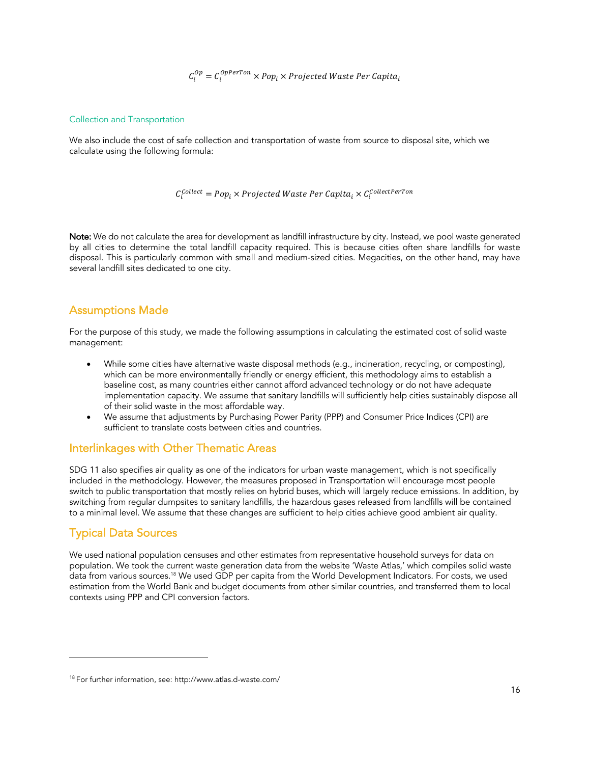$$C_i^{Op} = C_i^{OpPerTon} \times Pop_i \times Projected\ Waste\ Per\ Capita_i$$

### Collection and Transportation

We also include the cost of safe collection and transportation of waste from source to disposal site, which we calculate using the following formula:

$$C_i^{Collect} = Pop_i \times Projected\ Waste\ Per\ Capita_i \times C_i^{CollectPerTon}$$

**Note:** We do not calculate the area for development as landfill infrastructure by city. Instead, we pool waste generated by all cities to determine the total landfill capacity required. This is because cities often share landfills for waste disposal. This is particularly common with small and medium-sized cities. Megacities, on the other hand, may have several landfill sites dedicated to one city.

## Assumptions Made

For the purpose of this study, we made the following assumptions in calculating the estimated cost of solid waste management:

- While some cities have alternative waste disposal methods (e.g., incineration, recycling, or composting), which can be more environmentally friendly or energy efficient, this methodology aims to establish a baseline cost, as many countries either cannot afford advanced technology or do not have adequate implementation capacity. We assume that sanitary landfills will sufficiently help cities sustainably dispose all of their solid waste in the most affordable way.
- We assume that adjustments by Purchasing Power Parity (PPP) and Consumer Price Indices (CPI) are sufficient to translate costs between cities and countries.

## Interlinkages with Other Thematic Areas

SDG 11 also specifies air quality as one of the indicators for urban waste management, which is not specifically included in the methodology. However, the measures proposed in Transportation will encourage most people switch to public transportation that mostly relies on hybrid buses, which will largely reduce emissions. In addition, by switching from regular dumpsites to sanitary landfills, the hazardous gases released from landfills will be contained to a minimal level. We assume that these changes are sufficient to help cities achieve good ambient air quality.

## Typical Data Sources

We used national population censuses and other estimates from representative household surveys for data on population. We took the current waste generation data from the website 'Waste Atlas,' which compiles solid waste data from various sources.[18] We used GDP per capita from the World Development Indicators. For costs, we used estimation from the World Bank and budget documents from other similar countries, and transferred them to local contexts using PPP and CPI conversion factors.

---

[18] For further information, see: http://www.atlas.d-waste.com/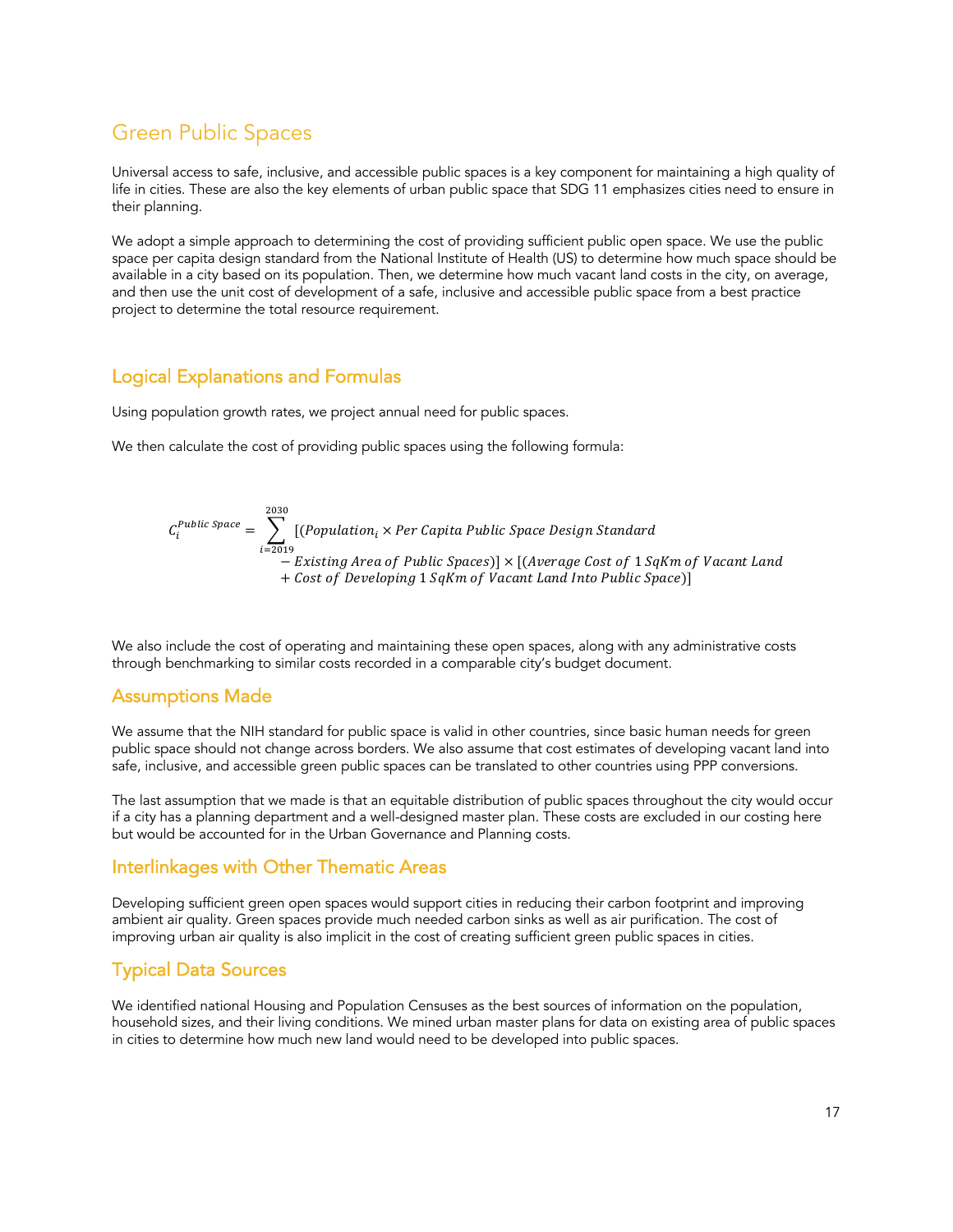## Green Public Spaces

Universal access to safe, inclusive, and accessible public spaces is a key component for maintaining a high quality of life in cities. These are also the key elements of urban public space that SDG 11 emphasizes cities need to ensure in their planning.

We adopt a simple approach to determining the cost of providing sufficient public open space. We use the public space per capita design standard from the National Institute of Health (US) to determine how much space should be available in a city based on its population. Then, we determine how much vacant land costs in the city, on average, and then use the unit cost of development of a safe, inclusive and accessible public space from a best practice project to determine the total resource requirement.

### Logical Explanations and Formulas

Using population growth rates, we project annual need for public spaces.

We then calculate the cost of providing public spaces using the following formula:

$$
\begin{aligned}
C_i^{Public\ Space} = \sum_{i=2019}^{2030} & [(Population_i \times Per\ Capita\ Public\ Space\ Design\ Standard \\
& - Existing\ Area\ of\ Public\ Spaces)] \times [(Average\ Cost\ of\ 1\ SqKm\ of\ Vacant\ Land \\
& + Cost\ of\ Developing\ 1\ SqKm\ of\ Vacant\ Land\ Into\ Public\ Space)]
\end{aligned}
$$

We also include the cost of operating and maintaining these open spaces, along with any administrative costs through benchmarking to similar costs recorded in a comparable city's budget document.

### Assumptions Made

We assume that the NIH standard for public space is valid in other countries, since basic human needs for green public space should not change across borders. We also assume that cost estimates of developing vacant land into safe, inclusive, and accessible green public spaces can be translated to other countries using PPP conversions.

The last assumption that we made is that an equitable distribution of public spaces throughout the city would occur if a city has a planning department and a well-designed master plan. These costs are excluded in our costing here but would be accounted for in the Urban Governance and Planning costs.

### Interlinkages with Other Thematic Areas

Developing sufficient green open spaces would support cities in reducing their carbon footprint and improving ambient air quality. Green spaces provide much needed carbon sinks as well as air purification. The cost of improving urban air quality is also implicit in the cost of creating sufficient green public spaces in cities.

### Typical Data Sources

We identified national Housing and Population Censuses as the best sources of information on the population, household sizes, and their living conditions. We mined urban master plans for data on existing area of public spaces in cities to determine how much new land would need to be developed into public spaces.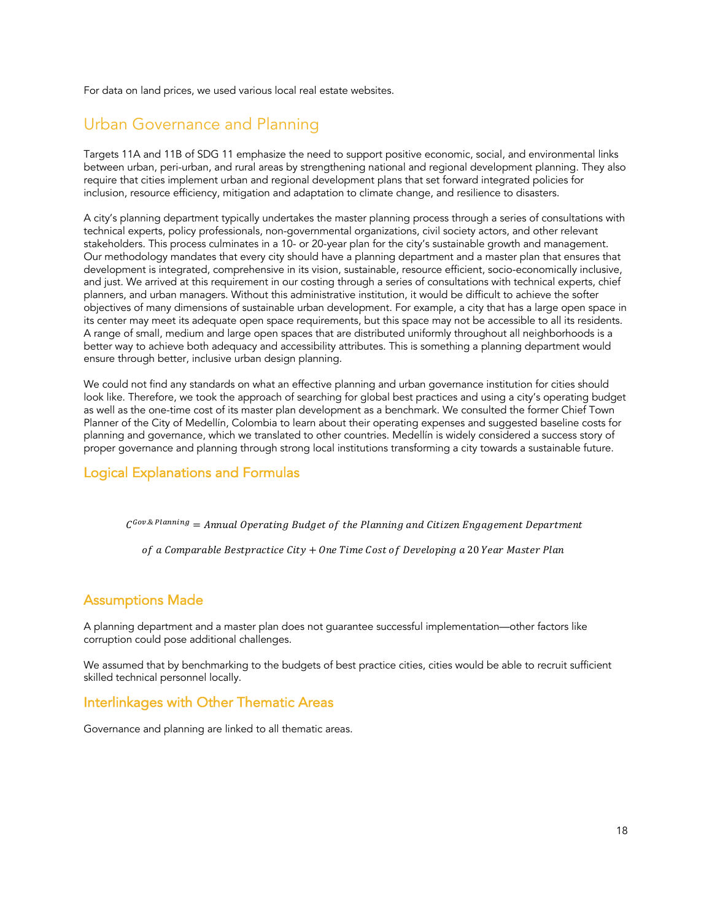For data on land prices, we used various local real estate websites.

## Urban Governance and Planning

Targets 11A and 11B of SDG 11 emphasize the need to support positive economic, social, and environmental links between urban, peri-urban, and rural areas by strengthening national and regional development planning. They also require that cities implement urban and regional development plans that set forward integrated policies for inclusion, resource efficiency, mitigation and adaptation to climate change, and resilience to disasters.

A city's planning department typically undertakes the master planning process through a series of consultations with technical experts, policy professionals, non-governmental organizations, civil society actors, and other relevant stakeholders. This process culminates in a 10- or 20-year plan for the city's sustainable growth and management. Our methodology mandates that every city should have a planning department and a master plan that ensures that development is integrated, comprehensive in its vision, sustainable, resource efficient, socio-economically inclusive, and just. We arrived at this requirement in our costing through a series of consultations with technical experts, chief planners, and urban managers. Without this administrative institution, it would be difficult to achieve the softer objectives of many dimensions of sustainable urban development. For example, a city that has a large open space in its center may meet its adequate open space requirements, but this space may not be accessible to all its residents. A range of small, medium and large open spaces that are distributed uniformly throughout all neighborhoods is a better way to achieve both adequacy and accessibility attributes. This is something a planning department would ensure through better, inclusive urban design planning.

We could not find any standards on what an effective planning and urban governance institution for cities should look like. Therefore, we took the approach of searching for global best practices and using a city's operating budget as well as the one-time cost of its master plan development as a benchmark. We consulted the former Chief Town Planner of the City of Medellín, Colombia to learn about their operating expenses and suggested baseline costs for planning and governance, which we translated to other countries. Medellín is widely considered a success story of proper governance and planning through strong local institutions transforming a city towards a sustainable future.

### Logical Explanations and Formulas

$$C^{Gov\,\&\,Planning} = Annual\ Operating\ Budget\ of\ the\ Planning\ and\ Citizen\ Engagement\ Department$$
$$of\ a\ Comparable\ Bestpractice\ City + One\ Time\ Cost\ of\ Developing\ a\ 20\ Year\ Master\ Plan$$

### Assumptions Made

A planning department and a master plan does not guarantee successful implementation—other factors like corruption could pose additional challenges.

We assumed that by benchmarking to the budgets of best practice cities, cities would be able to recruit sufficient skilled technical personnel locally.

### Interlinkages with Other Thematic Areas

Governance and planning are linked to all thematic areas.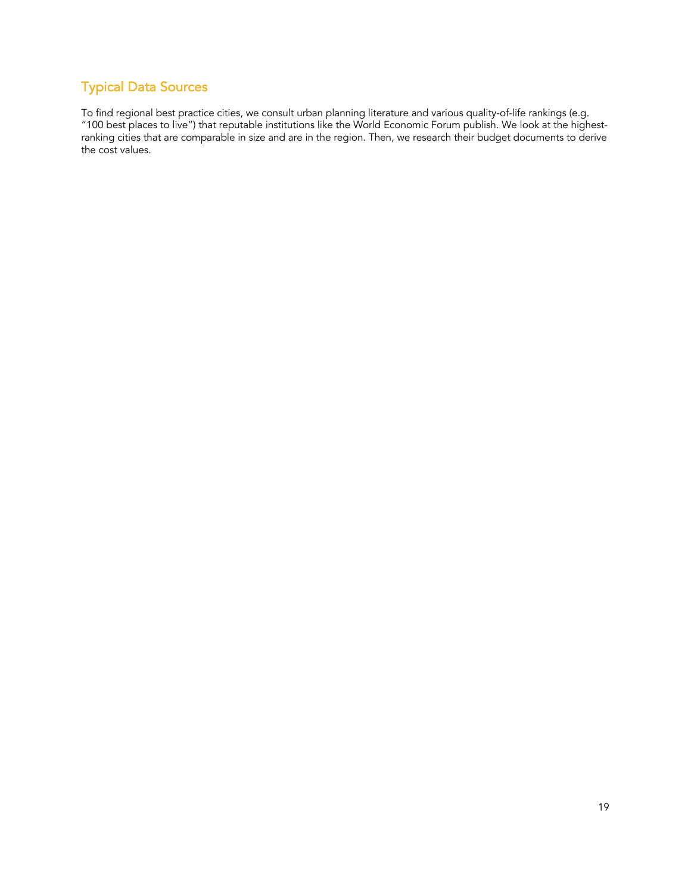## Typical Data Sources

To find regional best practice cities, we consult urban planning literature and various quality-of-life rankings (e.g. "100 best places to live") that reputable institutions like the World Economic Forum publish. We look at the highest-ranking cities that are comparable in size and are in the region. Then, we research their budget documents to derive the cost values.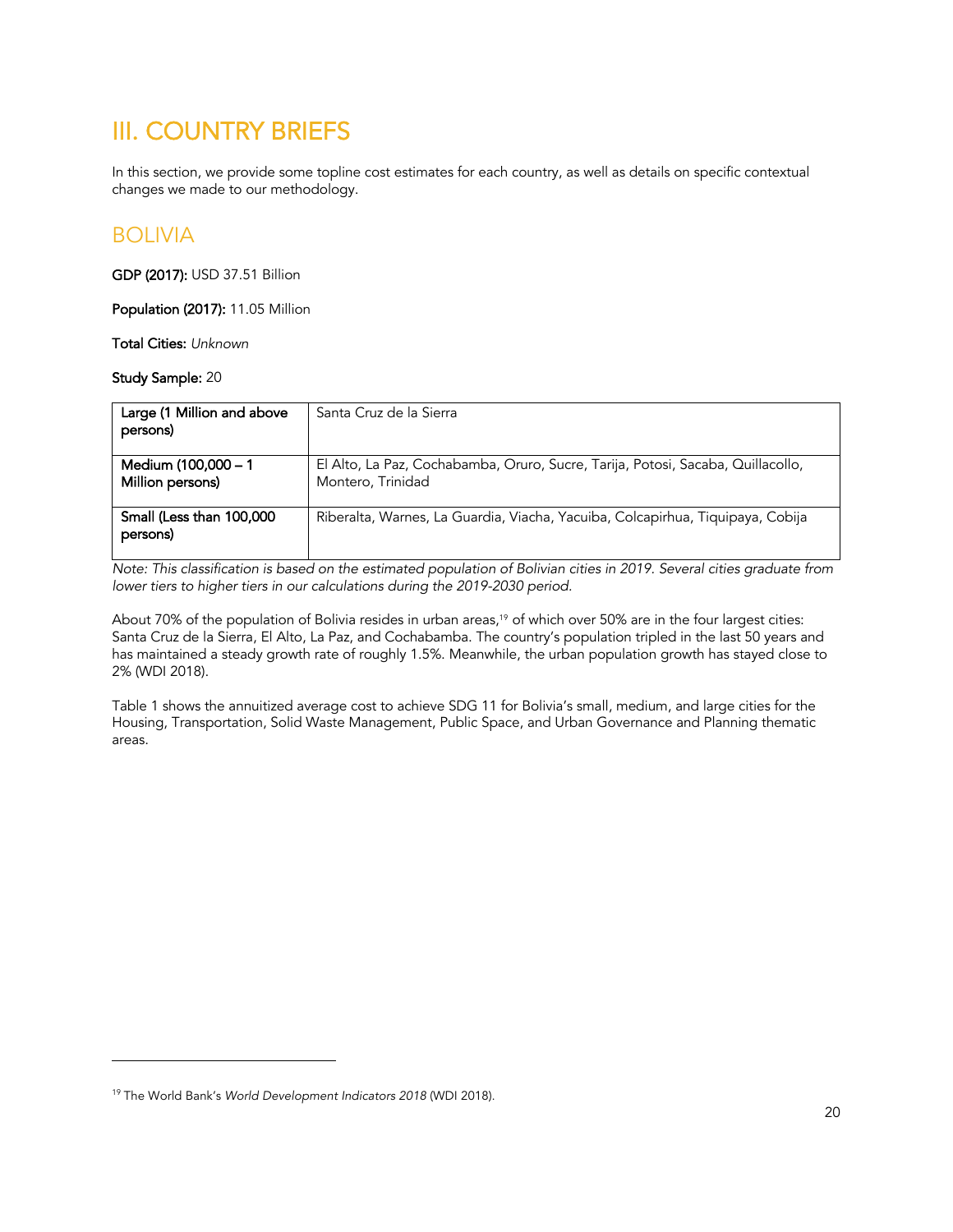# III. COUNTRY BRIEFS

In this section, we provide some topline cost estimates for each country, as well as details on specific contextual changes we made to our methodology.

## BOLIVIA

**GDP (2017):** USD 37.51 Billion

**Population (2017):** 11.05 Million

**Total Cities:** *Unknown*

**Study Sample:** 20

| | |
|---|---|
| **Large (1 Million and above persons)** | Santa Cruz de la Sierra |
| **Medium (100,000 – 1 Million persons)** | El Alto, La Paz, Cochabamba, Oruro, Sucre, Tarija, Potosi, Sacaba, Quillacollo, Montero, Trinidad |
| **Small (Less than 100,000 persons)** | Riberalta, Warnes, La Guardia, Viacha, Yacuiba, Colcapirhua, Tiquipaya, Cobija |

*Note: This classification is based on the estimated population of Bolivian cities in 2019. Several cities graduate from lower tiers to higher tiers in our calculations during the 2019-2030 period.*

About 70% of the population of Bolivia resides in urban areas,[19] of which over 50% are in the four largest cities: Santa Cruz de la Sierra, El Alto, La Paz, and Cochabamba. The country's population tripled in the last 50 years and has maintained a steady growth rate of roughly 1.5%. Meanwhile, the urban population growth has stayed close to 2% (WDI 2018).

Table 1 shows the annuitized average cost to achieve SDG 11 for Bolivia's small, medium, and large cities for the Housing, Transportation, Solid Waste Management, Public Space, and Urban Governance and Planning thematic areas.

[19] The World Bank's *World Development Indicators 2018* (WDI 2018).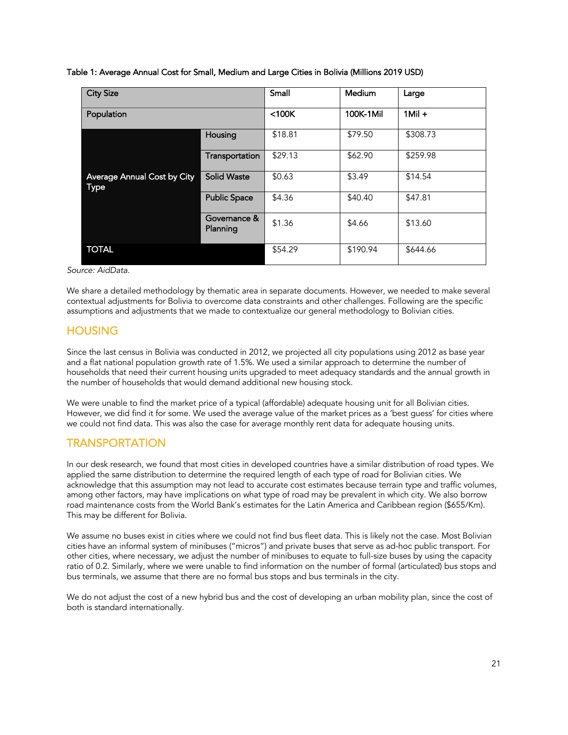Table 1: Average Annual Cost for Small, Medium and Large Cities in Bolivia (Millions 2019 USD)

| City Size | | Small | Medium | Large |
|---|---|---|---|---|
| Population | | <100K | 100K-1Mil | 1Mil + |
| Average Annual Cost by City Type | Housing | $18.81 | $79.50 | $308.73 |
| | Transportation | $29.13 | $62.90 | $259.98 |
| | Solid Waste | $0.63 | $3.49 | $14.54 |
| | Public Space | $4.36 | $40.40 | $47.81 |
| | Governance & Planning | $1.36 | $4.66 | $13.60 |
| TOTAL | | $54.29 | $190.94 | $644.66 |

*Source: AidData.*

We share a detailed methodology by thematic area in separate documents. However, we needed to make several contextual adjustments for Bolivia to overcome data constraints and other challenges. Following are the specific assumptions and adjustments that we made to contextualize our general methodology to Bolivian cities.

## HOUSING

Since the last census in Bolivia was conducted in 2012, we projected all city populations using 2012 as base year and a flat national population growth rate of 1.5%. We used a similar approach to determine the number of households that need their current housing units upgraded to meet adequacy standards and the annual growth in the number of households that would demand additional new housing stock.

We were unable to find the market price of a typical (affordable) adequate housing unit for all Bolivian cities. However, we did find it for some. We used the average value of the market prices as a 'best guess' for cities where we could not find data. This was also the case for average monthly rent data for adequate housing units.

## TRANSPORTATION

In our desk research, we found that most cities in developed countries have a similar distribution of road types. We applied the same distribution to determine the required length of each type of road for Bolivian cities. We acknowledge that this assumption may not lead to accurate cost estimates because terrain type and traffic volumes, among other factors, may have implications on what type of road may be prevalent in which city. We also borrow road maintenance costs from the World Bank's estimates for the Latin America and Caribbean region ($655/Km). This may be different for Bolivia.

We assume no buses exist in cities where we could not find bus fleet data. This is likely not the case. Most Bolivian cities have an informal system of minibuses ("micros") and private buses that serve as ad-hoc public transport. For other cities, where necessary, we adjust the number of minibuses to equate to full-size buses by using the capacity ratio of 0.2. Similarly, where we were unable to find information on the number of formal (articulated) bus stops and bus terminals, we assume that there are no formal bus stops and bus terminals in the city.

We do not adjust the cost of a new hybrid bus and the cost of developing an urban mobility plan, since the cost of both is standard internationally.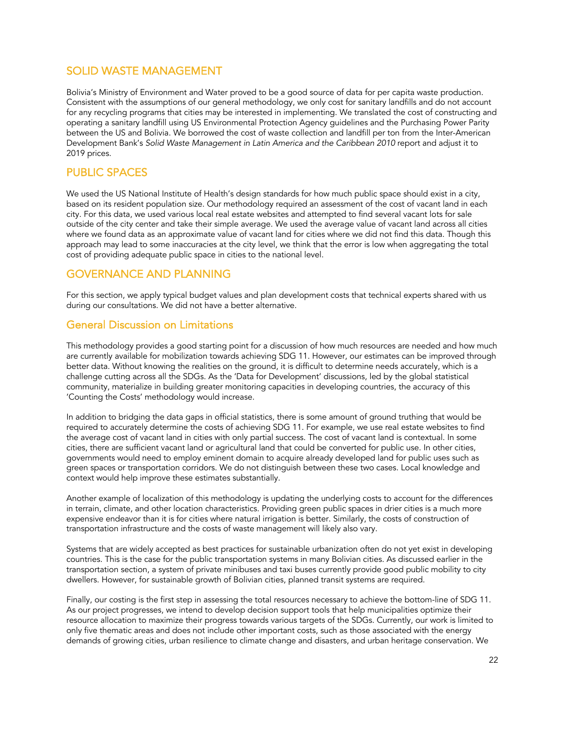## SOLID WASTE MANAGEMENT

Bolivia's Ministry of Environment and Water proved to be a good source of data for per capita waste production. Consistent with the assumptions of our general methodology, we only cost for sanitary landfills and do not account for any recycling programs that cities may be interested in implementing. We translated the cost of constructing and operating a sanitary landfill using US Environmental Protection Agency guidelines and the Purchasing Power Parity between the US and Bolivia. We borrowed the cost of waste collection and landfill per ton from the Inter-American Development Bank's *Solid Waste Management in Latin America and the Caribbean 2010* report and adjust it to 2019 prices.

## PUBLIC SPACES

We used the US National Institute of Health's design standards for how much public space should exist in a city, based on its resident population size. Our methodology required an assessment of the cost of vacant land in each city. For this data, we used various local real estate websites and attempted to find several vacant lots for sale outside of the city center and take their simple average. We used the average value of vacant land across all cities where we found data as an approximate value of vacant land for cities where we did not find this data. Though this approach may lead to some inaccuracies at the city level, we think that the error is low when aggregating the total cost of providing adequate public space in cities to the national level.

## GOVERNANCE AND PLANNING

For this section, we apply typical budget values and plan development costs that technical experts shared with us during our consultations. We did not have a better alternative.

### General Discussion on Limitations

This methodology provides a good starting point for a discussion of how much resources are needed and how much are currently available for mobilization towards achieving SDG 11. However, our estimates can be improved through better data. Without knowing the realities on the ground, it is difficult to determine needs accurately, which is a challenge cutting across all the SDGs. As the 'Data for Development' discussions, led by the global statistical community, materialize in building greater monitoring capacities in developing countries, the accuracy of this 'Counting the Costs' methodology would increase.

In addition to bridging the data gaps in official statistics, there is some amount of ground truthing that would be required to accurately determine the costs of achieving SDG 11. For example, we use real estate websites to find the average cost of vacant land in cities with only partial success. The cost of vacant land is contextual. In some cities, there are sufficient vacant land or agricultural land that could be converted for public use. In other cities, governments would need to employ eminent domain to acquire already developed land for public uses such as green spaces or transportation corridors. We do not distinguish between these two cases. Local knowledge and context would help improve these estimates substantially.

Another example of localization of this methodology is updating the underlying costs to account for the differences in terrain, climate, and other location characteristics. Providing green public spaces in drier cities is a much more expensive endeavor than it is for cities where natural irrigation is better. Similarly, the costs of construction of transportation infrastructure and the costs of waste management will likely also vary.

Systems that are widely accepted as best practices for sustainable urbanization often do not yet exist in developing countries. This is the case for the public transportation systems in many Bolivian cities. As discussed earlier in the transportation section, a system of private minibuses and taxi buses currently provide good public mobility to city dwellers. However, for sustainable growth of Bolivian cities, planned transit systems are required.

Finally, our costing is the first step in assessing the total resources necessary to achieve the bottom-line of SDG 11. As our project progresses, we intend to develop decision support tools that help municipalities optimize their resource allocation to maximize their progress towards various targets of the SDGs. Currently, our work is limited to only five thematic areas and does not include other important costs, such as those associated with the energy demands of growing cities, urban resilience to climate change and disasters, and urban heritage conservation. We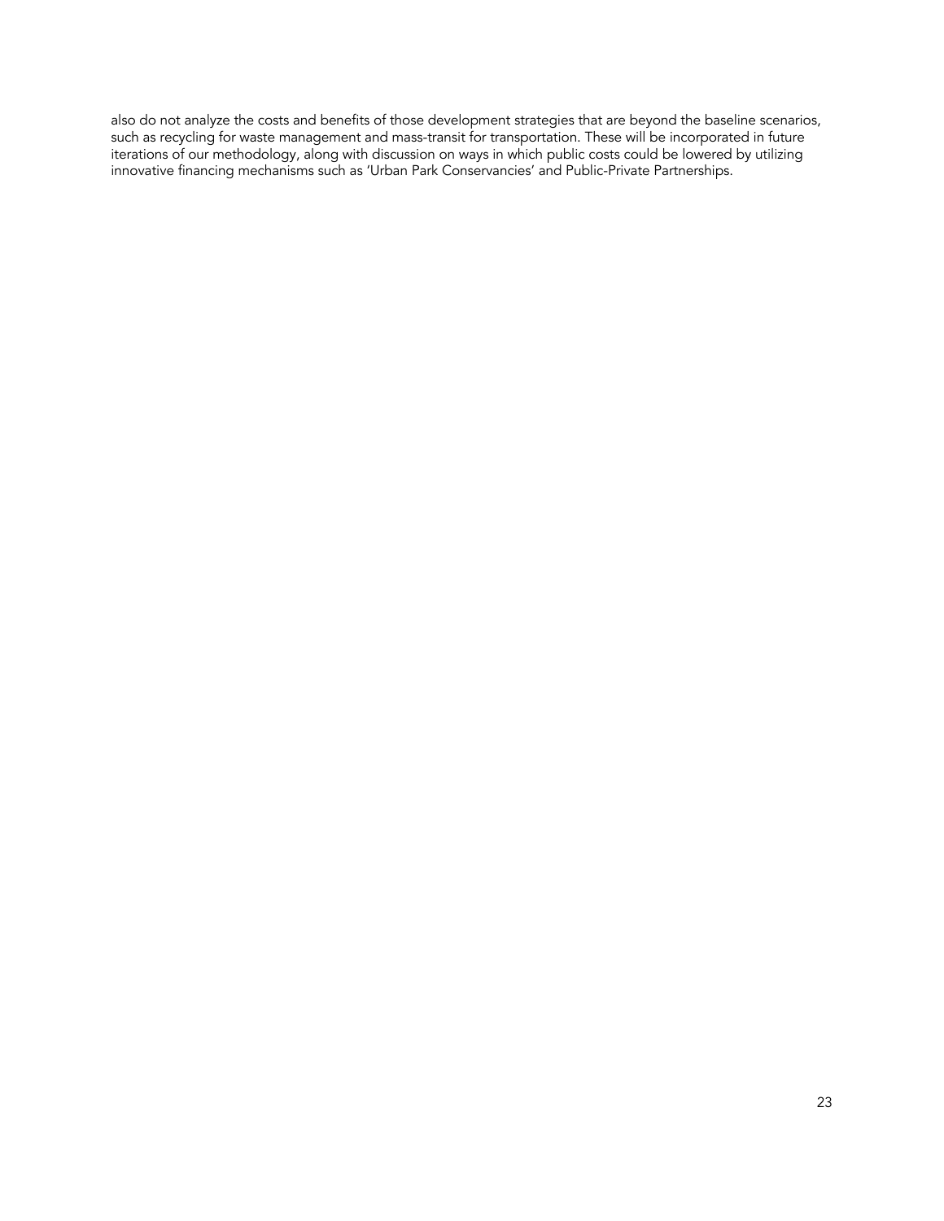also do not analyze the costs and benefits of those development strategies that are beyond the baseline scenarios, such as recycling for waste management and mass-transit for transportation. These will be incorporated in future iterations of our methodology, along with discussion on ways in which public costs could be lowered by utilizing innovative financing mechanisms such as 'Urban Park Conservancies' and Public-Private Partnerships.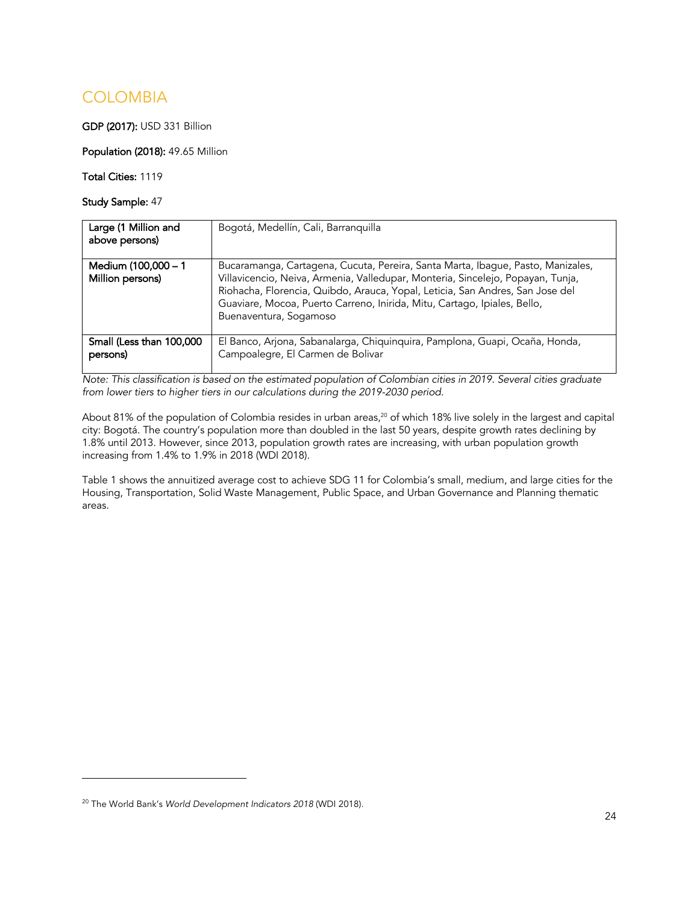# COLOMBIA

**GDP (2017):** USD 331 Billion

**Population (2018):** 49.65 Million

**Total Cities:** 1119

**Study Sample:** 47

| **Large (1 Million and above persons)** | Bogotá, Medellín, Cali, Barranquilla |
|---|---|
| **Medium (100,000 – 1 Million persons)** | Bucaramanga, Cartagena, Cucuta, Pereira, Santa Marta, Ibague, Pasto, Manizales, Villavicencio, Neiva, Armenia, Valledupar, Monteria, Sincelejo, Popayan, Tunja, Riohacha, Florencia, Quibdo, Arauca, Yopal, Leticia, San Andres, San Jose del Guaviare, Mocoa, Puerto Carreno, Inirida, Mitu, Cartago, Ipiales, Bello, Buenaventura, Sogamoso |
| **Small (Less than 100,000 persons)** | El Banco, Arjona, Sabanalarga, Chiquinquira, Pamplona, Guapi, Ocaña, Honda, Campoalegre, El Carmen de Bolivar |

*Note: This classification is based on the estimated population of Colombian cities in 2019. Several cities graduate from lower tiers to higher tiers in our calculations during the 2019-2030 period.*

About 81% of the population of Colombia resides in urban areas,[20] of which 18% live solely in the largest and capital city: Bogotá. The country's population more than doubled in the last 50 years, despite growth rates declining by 1.8% until 2013. However, since 2013, population growth rates are increasing, with urban population growth increasing from 1.4% to 1.9% in 2018 (WDI 2018).

Table 1 shows the annuitized average cost to achieve SDG 11 for Colombia's small, medium, and large cities for the Housing, Transportation, Solid Waste Management, Public Space, and Urban Governance and Planning thematic areas.

---

[20] The World Bank's *World Development Indicators 2018* (WDI 2018).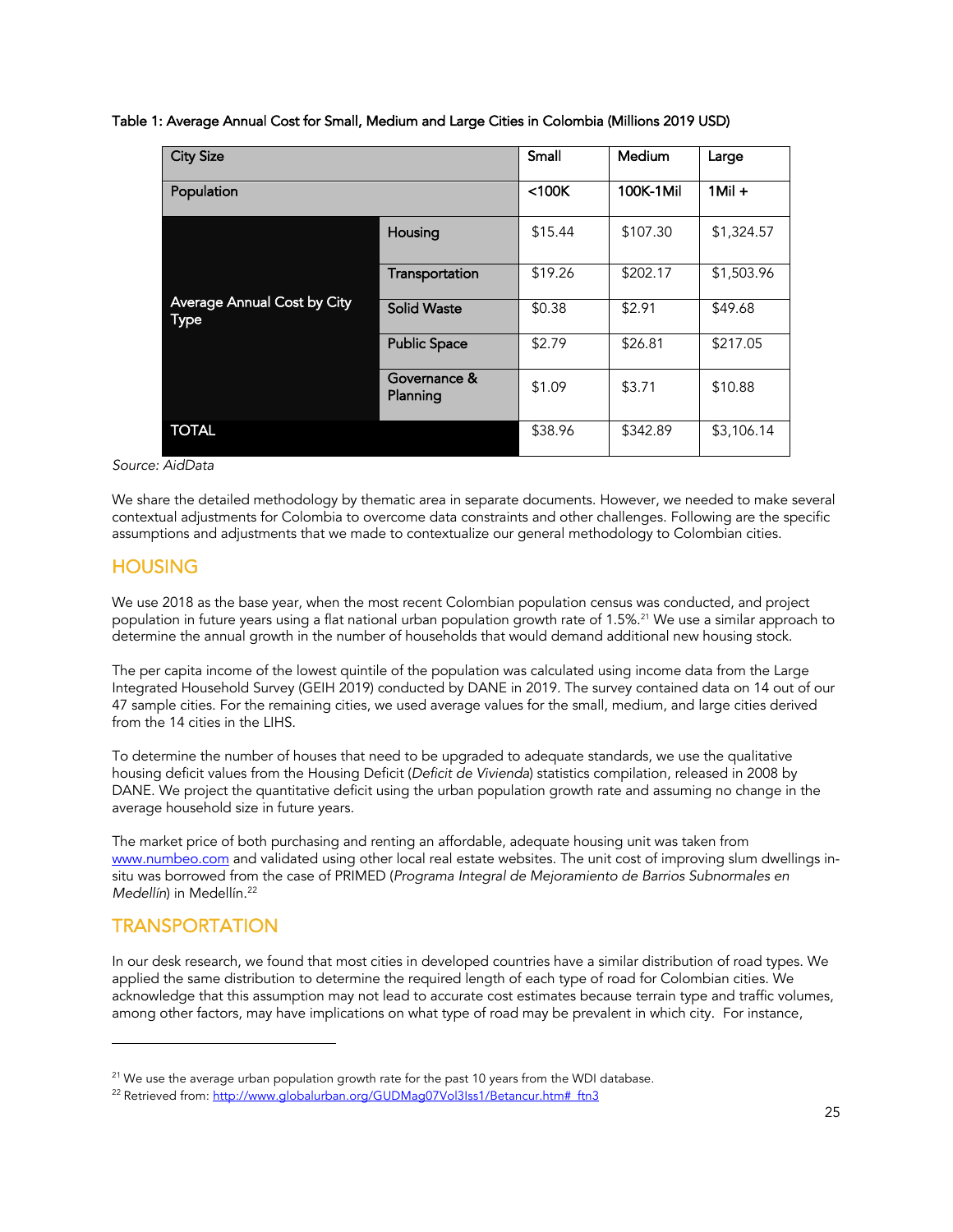Table 1: Average Annual Cost for Small, Medium and Large Cities in Colombia (Millions 2019 USD)

| City Size | | Small | Medium | Large |
|---|---|---|---|---|
| Population | | <100K | 100K-1Mil | 1Mil + |
| Average Annual Cost by City Type | Housing | $15.44 | $107.30 | $1,324.57 |
| | Transportation | $19.26 | $202.17 | $1,503.96 |
| | Solid Waste | $0.38 | $2.91 | $49.68 |
| | Public Space | $2.79 | $26.81 | $217.05 |
| | Governance & Planning | $1.09 | $3.71 | $10.88 |
| TOTAL | | $38.96 | $342.89 | $3,106.14 |

*Source: AidData*

We share the detailed methodology by thematic area in separate documents. However, we needed to make several contextual adjustments for Colombia to overcome data constraints and other challenges. Following are the specific assumptions and adjustments that we made to contextualize our general methodology to Colombian cities.

## HOUSING

We use 2018 as the base year, when the most recent Colombian population census was conducted, and project population in future years using a flat national urban population growth rate of 1.5%.[21] We use a similar approach to determine the annual growth in the number of households that would demand additional new housing stock.

The per capita income of the lowest quintile of the population was calculated using income data from the Large Integrated Household Survey (GEIH 2019) conducted by DANE in 2019. The survey contained data on 14 out of our 47 sample cities. For the remaining cities, we used average values for the small, medium, and large cities derived from the 14 cities in the LIHS.

To determine the number of houses that need to be upgraded to adequate standards, we use the qualitative housing deficit values from the Housing Deficit (*Deficit de Vivienda*) statistics compilation, released in 2008 by DANE. We project the quantitative deficit using the urban population growth rate and assuming no change in the average household size in future years.

The market price of both purchasing and renting an affordable, adequate housing unit was taken from www.numbeo.com and validated using other local real estate websites. The unit cost of improving slum dwellings in-situ was borrowed from the case of PRIMED (*Programa Integral de Mejoramiento de Barrios Subnormales en Medellín*) in Medellín.[22]

## TRANSPORTATION

In our desk research, we found that most cities in developed countries have a similar distribution of road types. We applied the same distribution to determine the required length of each type of road for Colombian cities. We acknowledge that this assumption may not lead to accurate cost estimates because terrain type and traffic volumes, among other factors, may have implications on what type of road may be prevalent in which city. For instance,

---

[21] We use the average urban population growth rate for the past 10 years from the WDI database.

[22] Retrieved from: http://www.globalurban.org/GUDMag07Vol3Iss1/Betancur.htm#_ftn3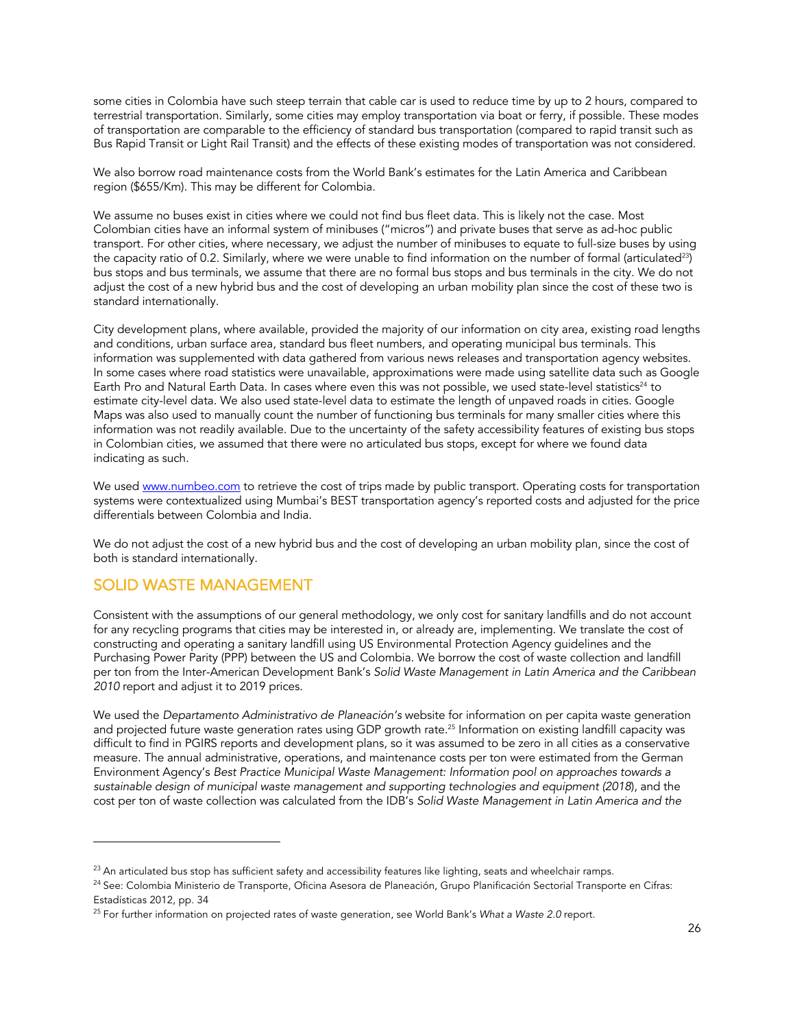some cities in Colombia have such steep terrain that cable car is used to reduce time by up to 2 hours, compared to terrestrial transportation. Similarly, some cities may employ transportation via boat or ferry, if possible. These modes of transportation are comparable to the efficiency of standard bus transportation (compared to rapid transit such as Bus Rapid Transit or Light Rail Transit) and the effects of these existing modes of transportation was not considered.

We also borrow road maintenance costs from the World Bank's estimates for the Latin America and Caribbean region ($655/Km). This may be different for Colombia.

We assume no buses exist in cities where we could not find bus fleet data. This is likely not the case. Most Colombian cities have an informal system of minibuses ("micros") and private buses that serve as ad-hoc public transport. For other cities, where necessary, we adjust the number of minibuses to equate to full-size buses by using the capacity ratio of 0.2. Similarly, where we were unable to find information on the number of formal (articulated[23]) bus stops and bus terminals, we assume that there are no formal bus stops and bus terminals in the city. We do not adjust the cost of a new hybrid bus and the cost of developing an urban mobility plan since the cost of these two is standard internationally.

City development plans, where available, provided the majority of our information on city area, existing road lengths and conditions, urban surface area, standard bus fleet numbers, and operating municipal bus terminals. This information was supplemented with data gathered from various news releases and transportation agency websites. In some cases where road statistics were unavailable, approximations were made using satellite data such as Google Earth Pro and Natural Earth Data. In cases where even this was not possible, we used state-level statistics[24] to estimate city-level data. We also used state-level data to estimate the length of unpaved roads in cities. Google Maps was also used to manually count the number of functioning bus terminals for many smaller cities where this information was not readily available. Due to the uncertainty of the safety accessibility features of existing bus stops in Colombian cities, we assumed that there were no articulated bus stops, except for where we found data indicating as such.

We used [www.numbeo.com](www.numbeo.com) to retrieve the cost of trips made by public transport. Operating costs for transportation systems were contextualized using Mumbai's BEST transportation agency's reported costs and adjusted for the price differentials between Colombia and India.

We do not adjust the cost of a new hybrid bus and the cost of developing an urban mobility plan, since the cost of both is standard internationally.

## SOLID WASTE MANAGEMENT

Consistent with the assumptions of our general methodology, we only cost for sanitary landfills and do not account for any recycling programs that cities may be interested in, or already are, implementing. We translate the cost of constructing and operating a sanitary landfill using US Environmental Protection Agency guidelines and the Purchasing Power Parity (PPP) between the US and Colombia. We borrow the cost of waste collection and landfill per ton from the Inter-American Development Bank's *Solid Waste Management in Latin America and the Caribbean 2010* report and adjust it to 2019 prices.

We used the *Departamento Administrativo de Planeación's* website for information on per capita waste generation and projected future waste generation rates using GDP growth rate.[25] Information on existing landfill capacity was difficult to find in PGIRS reports and development plans, so it was assumed to be zero in all cities as a conservative measure. The annual administrative, operations, and maintenance costs per ton were estimated from the German Environment Agency's *Best Practice Municipal Waste Management: Information pool on approaches towards a sustainable design of municipal waste management and supporting technologies and equipment (2018)*, and the cost per ton of waste collection was calculated from the IDB's *Solid Waste Management in Latin America and the*

---

[23] An articulated bus stop has sufficient safety and accessibility features like lighting, seats and wheelchair ramps.

[24] See: Colombia Ministerio de Transporte, Oficina Asesora de Planeación, Grupo Planificación Sectorial Transporte en Cifras: Estadísticas 2012, pp. 34

[25] For further information on projected rates of waste generation, see World Bank's *What a Waste 2.0* report.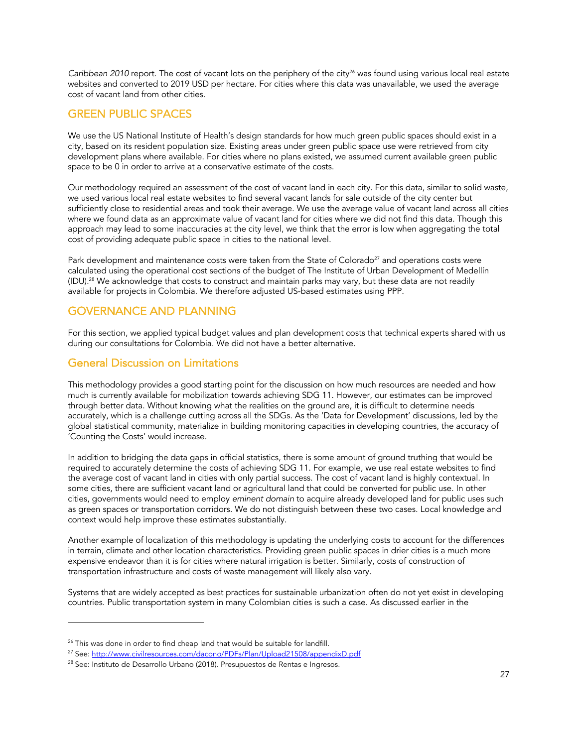*Caribbean 2010* report. The cost of vacant lots on the periphery of the city[26] was found using various local real estate websites and converted to 2019 USD per hectare. For cities where this data was unavailable, we used the average cost of vacant land from other cities.

## GREEN PUBLIC SPACES

We use the US National Institute of Health's design standards for how much green public spaces should exist in a city, based on its resident population size. Existing areas under green public space use were retrieved from city development plans where available. For cities where no plans existed, we assumed current available green public space to be 0 in order to arrive at a conservative estimate of the costs.

Our methodology required an assessment of the cost of vacant land in each city. For this data, similar to solid waste, we used various local real estate websites to find several vacant lands for sale outside of the city center but sufficiently close to residential areas and took their average. We use the average value of vacant land across all cities where we found data as an approximate value of vacant land for cities where we did not find this data. Though this approach may lead to some inaccuracies at the city level, we think that the error is low when aggregating the total cost of providing adequate public space in cities to the national level.

Park development and maintenance costs were taken from the State of Colorado[27] and operations costs were calculated using the operational cost sections of the budget of The Institute of Urban Development of Medellín (IDU).[28] We acknowledge that costs to construct and maintain parks may vary, but these data are not readily available for projects in Colombia. We therefore adjusted US-based estimates using PPP.

## GOVERNANCE AND PLANNING

For this section, we applied typical budget values and plan development costs that technical experts shared with us during our consultations for Colombia. We did not have a better alternative.

## General Discussion on Limitations

This methodology provides a good starting point for the discussion on how much resources are needed and how much is currently available for mobilization towards achieving SDG 11. However, our estimates can be improved through better data. Without knowing what the realities on the ground are, it is difficult to determine needs accurately, which is a challenge cutting across all the SDGs. As the 'Data for Development' discussions, led by the global statistical community, materialize in building monitoring capacities in developing countries, the accuracy of 'Counting the Costs' would increase.

In addition to bridging the data gaps in official statistics, there is some amount of ground truthing that would be required to accurately determine the costs of achieving SDG 11. For example, we use real estate websites to find the average cost of vacant land in cities with only partial success. The cost of vacant land is highly contextual. In some cities, there are sufficient vacant land or agricultural land that could be converted for public use. In other cities, governments would need to employ *eminent domain* to acquire already developed land for public uses such as green spaces or transportation corridors. We do not distinguish between these two cases. Local knowledge and context would help improve these estimates substantially.

Another example of localization of this methodology is updating the underlying costs to account for the differences in terrain, climate and other location characteristics. Providing green public spaces in drier cities is a much more expensive endeavor than it is for cities where natural irrigation is better. Similarly, costs of construction of transportation infrastructure and costs of waste management will likely also vary.

Systems that are widely accepted as best practices for sustainable urbanization often do not yet exist in developing countries. Public transportation system in many Colombian cities is such a case. As discussed earlier in the

---

[26] This was done in order to find cheap land that would be suitable for landfill.

[27] See: http://www.civilresources.com/dacono/PDFs/Plan/Upload21508/appendixD.pdf

[28] See: Instituto de Desarrollo Urbano (2018). Presupuestos de Rentas e Ingresos.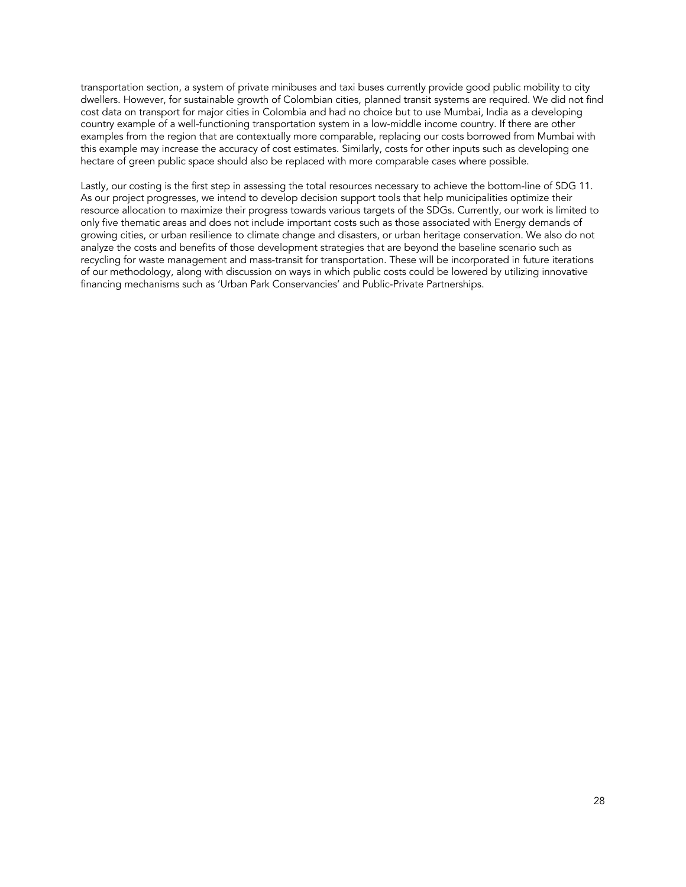transportation section, a system of private minibuses and taxi buses currently provide good public mobility to city dwellers. However, for sustainable growth of Colombian cities, planned transit systems are required. We did not find cost data on transport for major cities in Colombia and had no choice but to use Mumbai, India as a developing country example of a well-functioning transportation system in a low-middle income country. If there are other examples from the region that are contextually more comparable, replacing our costs borrowed from Mumbai with this example may increase the accuracy of cost estimates. Similarly, costs for other inputs such as developing one hectare of green public space should also be replaced with more comparable cases where possible.

Lastly, our costing is the first step in assessing the total resources necessary to achieve the bottom-line of SDG 11. As our project progresses, we intend to develop decision support tools that help municipalities optimize their resource allocation to maximize their progress towards various targets of the SDGs. Currently, our work is limited to only five thematic areas and does not include important costs such as those associated with Energy demands of growing cities, or urban resilience to climate change and disasters, or urban heritage conservation. We also do not analyze the costs and benefits of those development strategies that are beyond the baseline scenario such as recycling for waste management and mass-transit for transportation. These will be incorporated in future iterations of our methodology, along with discussion on ways in which public costs could be lowered by utilizing innovative financing mechanisms such as 'Urban Park Conservancies' and Public-Private Partnerships.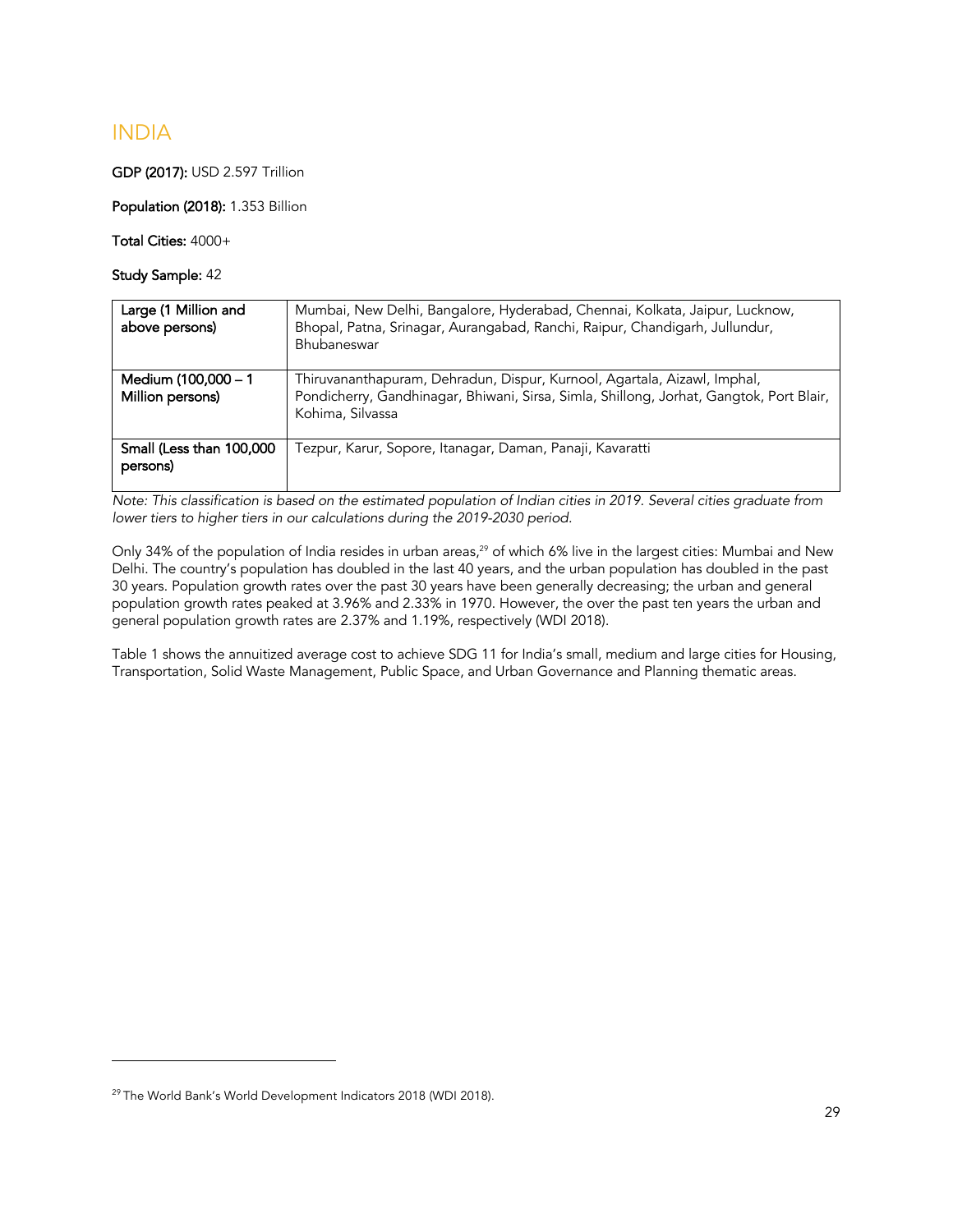# INDIA

**GDP (2017):** USD 2.597 Trillion

**Population (2018):** 1.353 Billion

**Total Cities:** 4000+

**Study Sample:** 42

| | |
|---|---|
| **Large (1 Million and above persons)** | Mumbai, New Delhi, Bangalore, Hyderabad, Chennai, Kolkata, Jaipur, Lucknow, Bhopal, Patna, Srinagar, Aurangabad, Ranchi, Raipur, Chandigarh, Jullundur, Bhubaneswar |
| **Medium (100,000 – 1 Million persons)** | Thiruvananthapuram, Dehradun, Dispur, Kurnool, Agartala, Aizawl, Imphal, Pondicherry, Gandhinagar, Bhiwani, Sirsa, Simla, Shillong, Jorhat, Gangtok, Port Blair, Kohima, Silvassa |
| **Small (Less than 100,000 persons)** | Tezpur, Karur, Sopore, Itanagar, Daman, Panaji, Kavaratti |

*Note: This classification is based on the estimated population of Indian cities in 2019. Several cities graduate from lower tiers to higher tiers in our calculations during the 2019-2030 period.*

Only 34% of the population of India resides in urban areas,[29] of which 6% live in the largest cities: Mumbai and New Delhi. The country's population has doubled in the last 40 years, and the urban population has doubled in the past 30 years. Population growth rates over the past 30 years have been generally decreasing; the urban and general population growth rates peaked at 3.96% and 2.33% in 1970. However, the over the past ten years the urban and general population growth rates are 2.37% and 1.19%, respectively (WDI 2018).

Table 1 shows the annuitized average cost to achieve SDG 11 for India's small, medium and large cities for Housing, Transportation, Solid Waste Management, Public Space, and Urban Governance and Planning thematic areas.

[29] The World Bank's World Development Indicators 2018 (WDI 2018).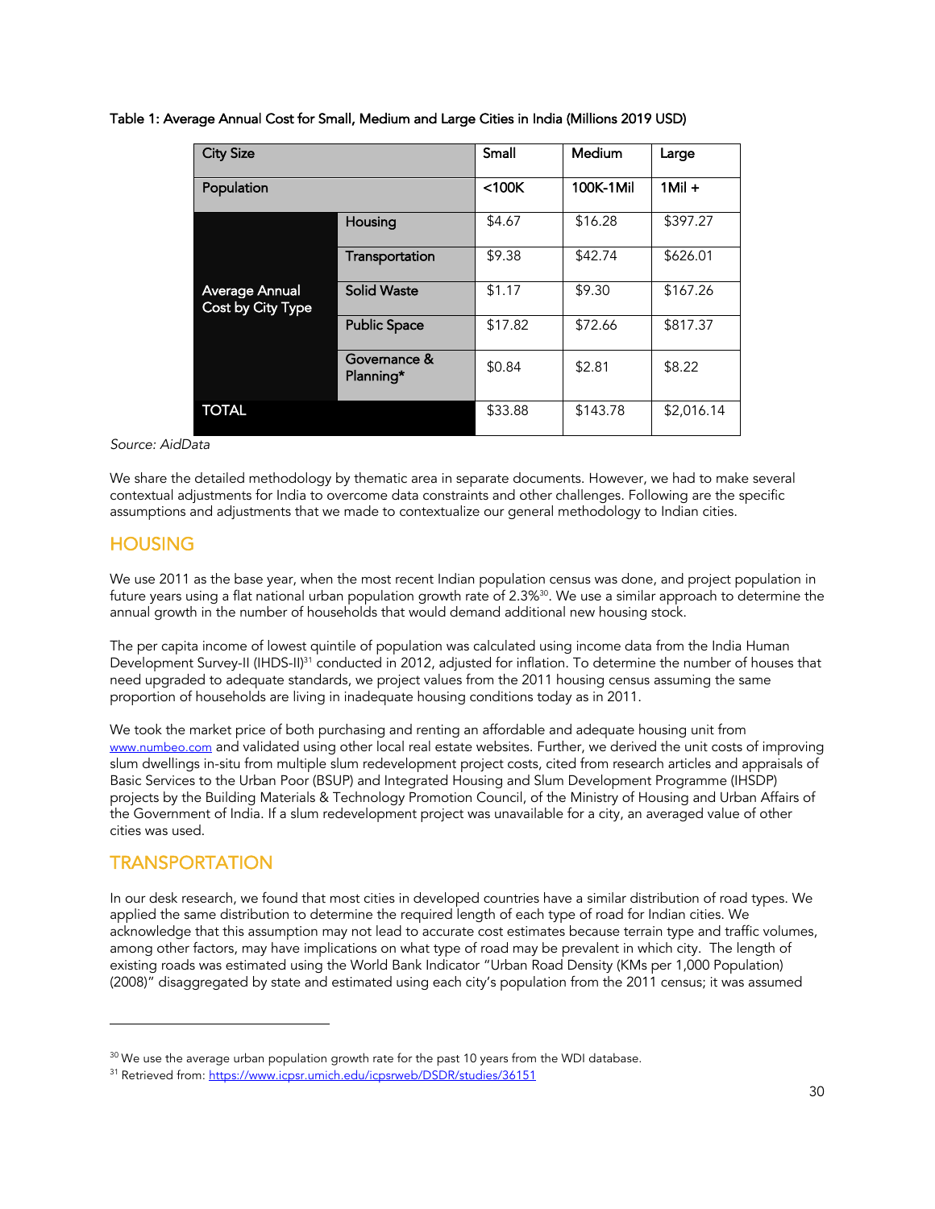Table 1: Average Annual Cost for Small, Medium and Large Cities in India (Millions 2019 USD)

| City Size | | Small | Medium | Large |
|---|---|---|---|---|
| Population | | <100K | 100K-1Mil | 1Mil + |
| Average Annual Cost by City Type | Housing | $4.67 | $16.28 | $397.27 |
| | Transportation | $9.38 | $42.74 | $626.01 |
| | Solid Waste | $1.17 | $9.30 | $167.26 |
| | Public Space | $17.82 | $72.66 | $817.37 |
| | Governance & Planning* | $0.84 | $2.81 | $8.22 |
| TOTAL | | $33.88 | $143.78 | $2,016.14 |

*Source: AidData*

We share the detailed methodology by thematic area in separate documents. However, we had to make several contextual adjustments for India to overcome data constraints and other challenges. Following are the specific assumptions and adjustments that we made to contextualize our general methodology to Indian cities.

## HOUSING

We use 2011 as the base year, when the most recent Indian population census was done, and project population in future years using a flat national urban population growth rate of 2.3%[30]. We use a similar approach to determine the annual growth in the number of households that would demand additional new housing stock.

The per capita income of lowest quintile of population was calculated using income data from the India Human Development Survey-II (IHDS-II)[31] conducted in 2012, adjusted for inflation. To determine the number of houses that need upgraded to adequate standards, we project values from the 2011 housing census assuming the same proportion of households are living in inadequate housing conditions today as in 2011.

We took the market price of both purchasing and renting an affordable and adequate housing unit from www.numbeo.com and validated using other local real estate websites. Further, we derived the unit costs of improving slum dwellings in-situ from multiple slum redevelopment project costs, cited from research articles and appraisals of Basic Services to the Urban Poor (BSUP) and Integrated Housing and Slum Development Programme (IHSDP) projects by the Building Materials & Technology Promotion Council, of the Ministry of Housing and Urban Affairs of the Government of India. If a slum redevelopment project was unavailable for a city, an averaged value of other cities was used.

## TRANSPORTATION

In our desk research, we found that most cities in developed countries have a similar distribution of road types. We applied the same distribution to determine the required length of each type of road for Indian cities. We acknowledge that this assumption may not lead to accurate cost estimates because terrain type and traffic volumes, among other factors, may have implications on what type of road may be prevalent in which city. The length of existing roads was estimated using the World Bank Indicator "Urban Road Density (KMs per 1,000 Population) (2008)" disaggregated by state and estimated using each city's population from the 2011 census; it was assumed

---

[30] We use the average urban population growth rate for the past 10 years from the WDI database.

[31] Retrieved from: https://www.icpsr.umich.edu/icpsrweb/DSDR/studies/36151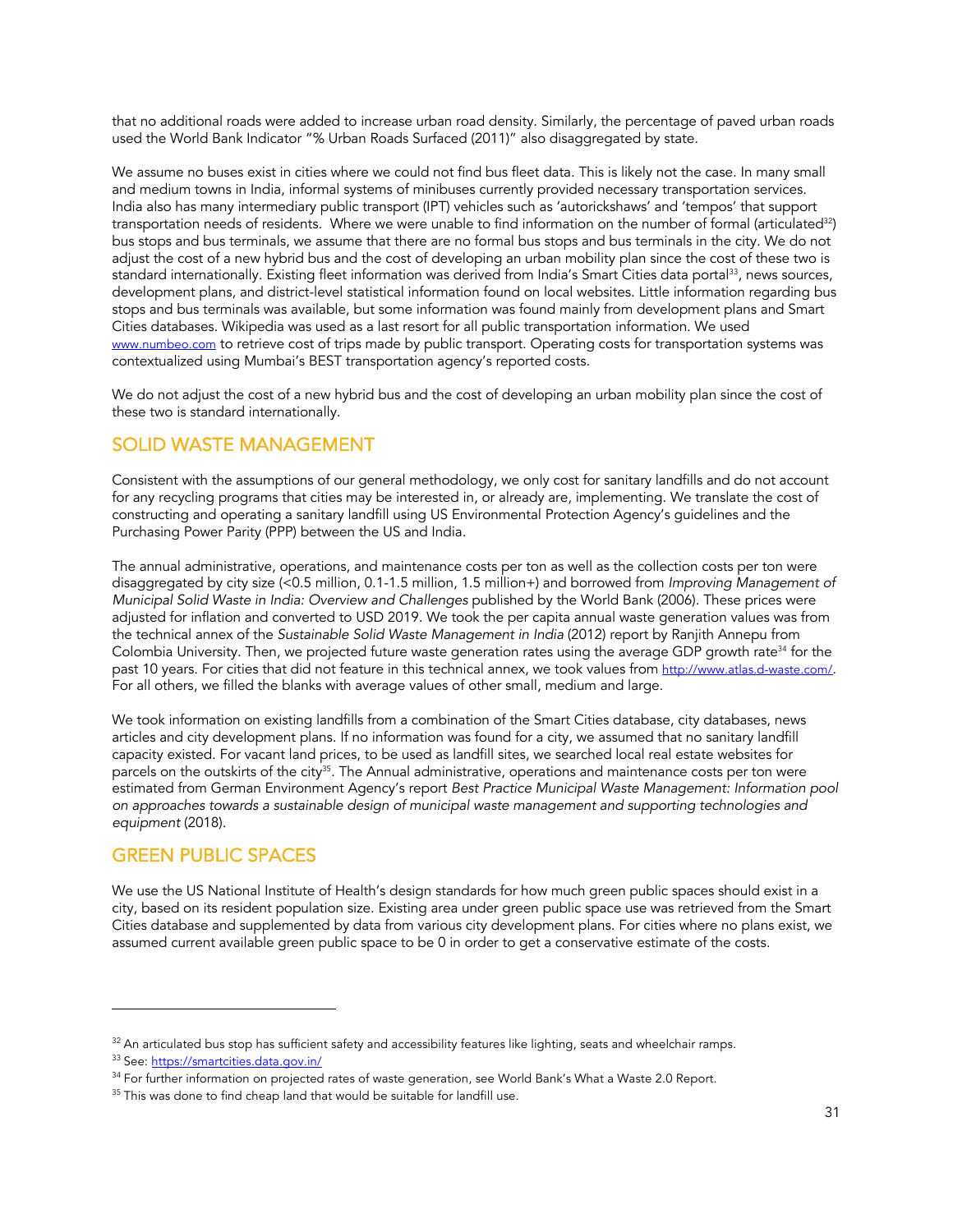that no additional roads were added to increase urban road density. Similarly, the percentage of paved urban roads used the World Bank Indicator "% Urban Roads Surfaced (2011)" also disaggregated by state.

We assume no buses exist in cities where we could not find bus fleet data. This is likely not the case. In many small and medium towns in India, informal systems of minibuses currently provided necessary transportation services. India also has many intermediary public transport (IPT) vehicles such as 'autorickshaws' and 'tempos' that support transportation needs of residents. Where we were unable to find information on the number of formal (articulated[32]) bus stops and bus terminals, we assume that there are no formal bus stops and bus terminals in the city. We do not adjust the cost of a new hybrid bus and the cost of developing an urban mobility plan since the cost of these two is standard internationally. Existing fleet information was derived from India's Smart Cities data portal[33], news sources, development plans, and district-level statistical information found on local websites. Little information regarding bus stops and bus terminals was available, but some information was found mainly from development plans and Smart Cities databases. Wikipedia was used as a last resort for all public transportation information. We used www.numbeo.com to retrieve cost of trips made by public transport. Operating costs for transportation systems was contextualized using Mumbai's BEST transportation agency's reported costs.

We do not adjust the cost of a new hybrid bus and the cost of developing an urban mobility plan since the cost of these two is standard internationally.

## SOLID WASTE MANAGEMENT

Consistent with the assumptions of our general methodology, we only cost for sanitary landfills and do not account for any recycling programs that cities may be interested in, or already are, implementing. We translate the cost of constructing and operating a sanitary landfill using US Environmental Protection Agency's guidelines and the Purchasing Power Parity (PPP) between the US and India.

The annual administrative, operations, and maintenance costs per ton as well as the collection costs per ton were disaggregated by city size (<0.5 million, 0.1-1.5 million, 1.5 million+) and borrowed from *Improving Management of Municipal Solid Waste in India: Overview and Challenges* published by the World Bank (2006). These prices were adjusted for inflation and converted to USD 2019. We took the per capita annual waste generation values was from the technical annex of the *Sustainable Solid Waste Management in India* (2012) report by Ranjith Annepu from Colombia University. Then, we projected future waste generation rates using the average GDP growth rate[34] for the past 10 years. For cities that did not feature in this technical annex, we took values from http://www.atlas.d-waste.com/. For all others, we filled the blanks with average values of other small, medium and large.

We took information on existing landfills from a combination of the Smart Cities database, city databases, news articles and city development plans. If no information was found for a city, we assumed that no sanitary landfill capacity existed. For vacant land prices, to be used as landfill sites, we searched local real estate websites for parcels on the outskirts of the city[35]. The Annual administrative, operations and maintenance costs per ton were estimated from German Environment Agency's report *Best Practice Municipal Waste Management: Information pool on approaches towards a sustainable design of municipal waste management and supporting technologies and equipment* (2018).

## GREEN PUBLIC SPACES

We use the US National Institute of Health's design standards for how much green public spaces should exist in a city, based on its resident population size. Existing area under green public space use was retrieved from the Smart Cities database and supplemented by data from various city development plans. For cities where no plans exist, we assumed current available green public space to be 0 in order to get a conservative estimate of the costs.

---

[32] An articulated bus stop has sufficient safety and accessibility features like lighting, seats and wheelchair ramps.

[33] See: https://smartcities.data.gov.in/

[34] For further information on projected rates of waste generation, see World Bank's What a Waste 2.0 Report.

[35] This was done to find cheap land that would be suitable for landfill use.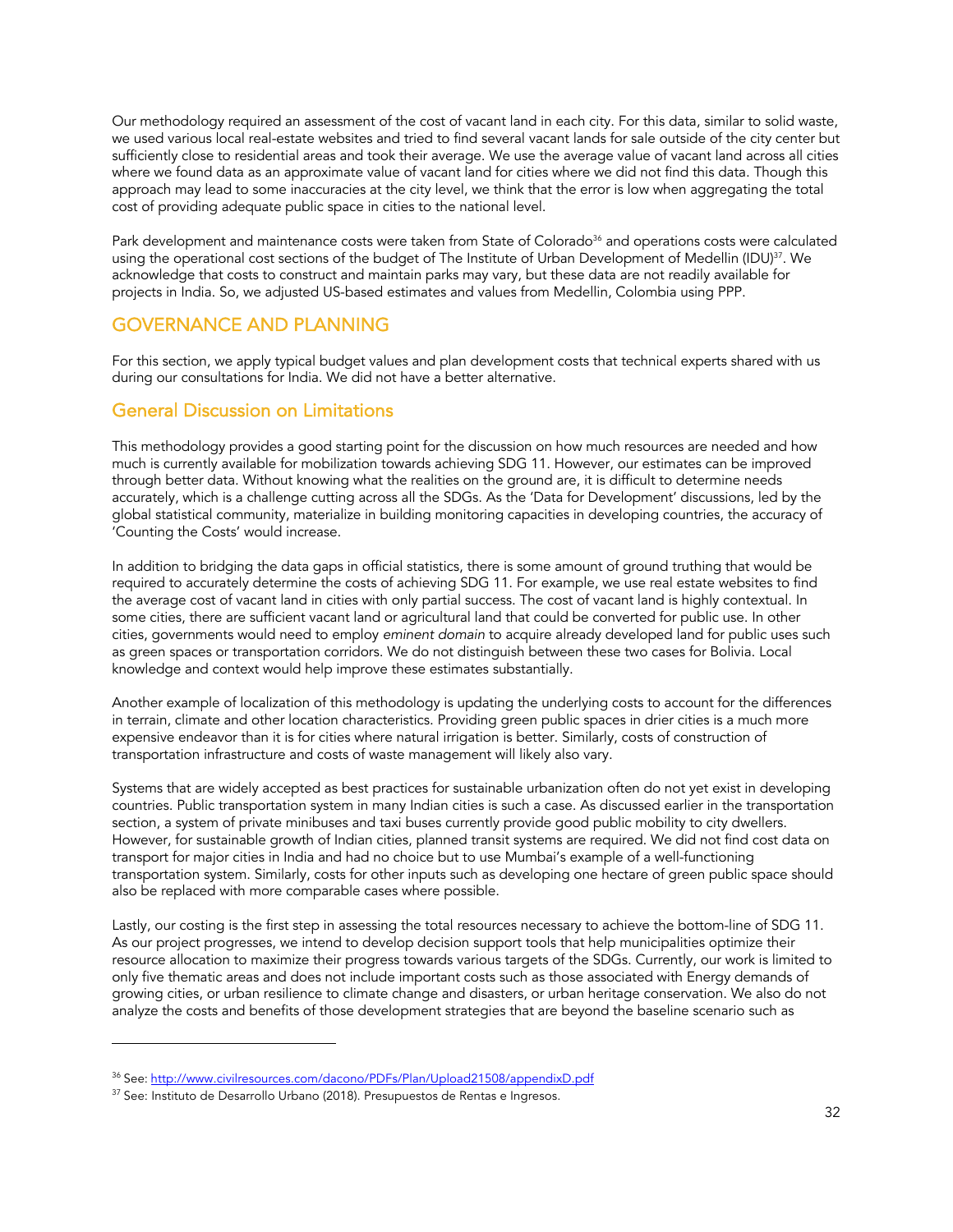Our methodology required an assessment of the cost of vacant land in each city. For this data, similar to solid waste, we used various local real-estate websites and tried to find several vacant lands for sale outside of the city center but sufficiently close to residential areas and took their average. We use the average value of vacant land across all cities where we found data as an approximate value of vacant land for cities where we did not find this data. Though this approach may lead to some inaccuracies at the city level, we think that the error is low when aggregating the total cost of providing adequate public space in cities to the national level.

Park development and maintenance costs were taken from State of Colorado[36] and operations costs were calculated using the operational cost sections of the budget of The Institute of Urban Development of Medellin (IDU)[37]. We acknowledge that costs to construct and maintain parks may vary, but these data are not readily available for projects in India. So, we adjusted US-based estimates and values from Medellin, Colombia using PPP.

## GOVERNANCE AND PLANNING

For this section, we apply typical budget values and plan development costs that technical experts shared with us during our consultations for India. We did not have a better alternative.

## General Discussion on Limitations

This methodology provides a good starting point for the discussion on how much resources are needed and how much is currently available for mobilization towards achieving SDG 11. However, our estimates can be improved through better data. Without knowing what the realities on the ground are, it is difficult to determine needs accurately, which is a challenge cutting across all the SDGs. As the 'Data for Development' discussions, led by the global statistical community, materialize in building monitoring capacities in developing countries, the accuracy of 'Counting the Costs' would increase.

In addition to bridging the data gaps in official statistics, there is some amount of ground truthing that would be required to accurately determine the costs of achieving SDG 11. For example, we use real estate websites to find the average cost of vacant land in cities with only partial success. The cost of vacant land is highly contextual. In some cities, there are sufficient vacant land or agricultural land that could be converted for public use. In other cities, governments would need to employ *eminent domain* to acquire already developed land for public uses such as green spaces or transportation corridors. We do not distinguish between these two cases for Bolivia. Local knowledge and context would help improve these estimates substantially.

Another example of localization of this methodology is updating the underlying costs to account for the differences in terrain, climate and other location characteristics. Providing green public spaces in drier cities is a much more expensive endeavor than it is for cities where natural irrigation is better. Similarly, costs of construction of transportation infrastructure and costs of waste management will likely also vary.

Systems that are widely accepted as best practices for sustainable urbanization often do not yet exist in developing countries. Public transportation system in many Indian cities is such a case. As discussed earlier in the transportation section, a system of private minibuses and taxi buses currently provide good public mobility to city dwellers. However, for sustainable growth of Indian cities, planned transit systems are required. We did not find cost data on transport for major cities in India and had no choice but to use Mumbai's example of a well-functioning transportation system. Similarly, costs for other inputs such as developing one hectare of green public space should also be replaced with more comparable cases where possible.

Lastly, our costing is the first step in assessing the total resources necessary to achieve the bottom-line of SDG 11. As our project progresses, we intend to develop decision support tools that help municipalities optimize their resource allocation to maximize their progress towards various targets of the SDGs. Currently, our work is limited to only five thematic areas and does not include important costs such as those associated with Energy demands of growing cities, or urban resilience to climate change and disasters, or urban heritage conservation. We also do not analyze the costs and benefits of those development strategies that are beyond the baseline scenario such as

---

[36] See: http://www.civilresources.com/dacono/PDFs/Plan/Upload21508/appendixD.pdf

[37] See: Instituto de Desarrollo Urbano (2018). Presupuestos de Rentas e Ingresos.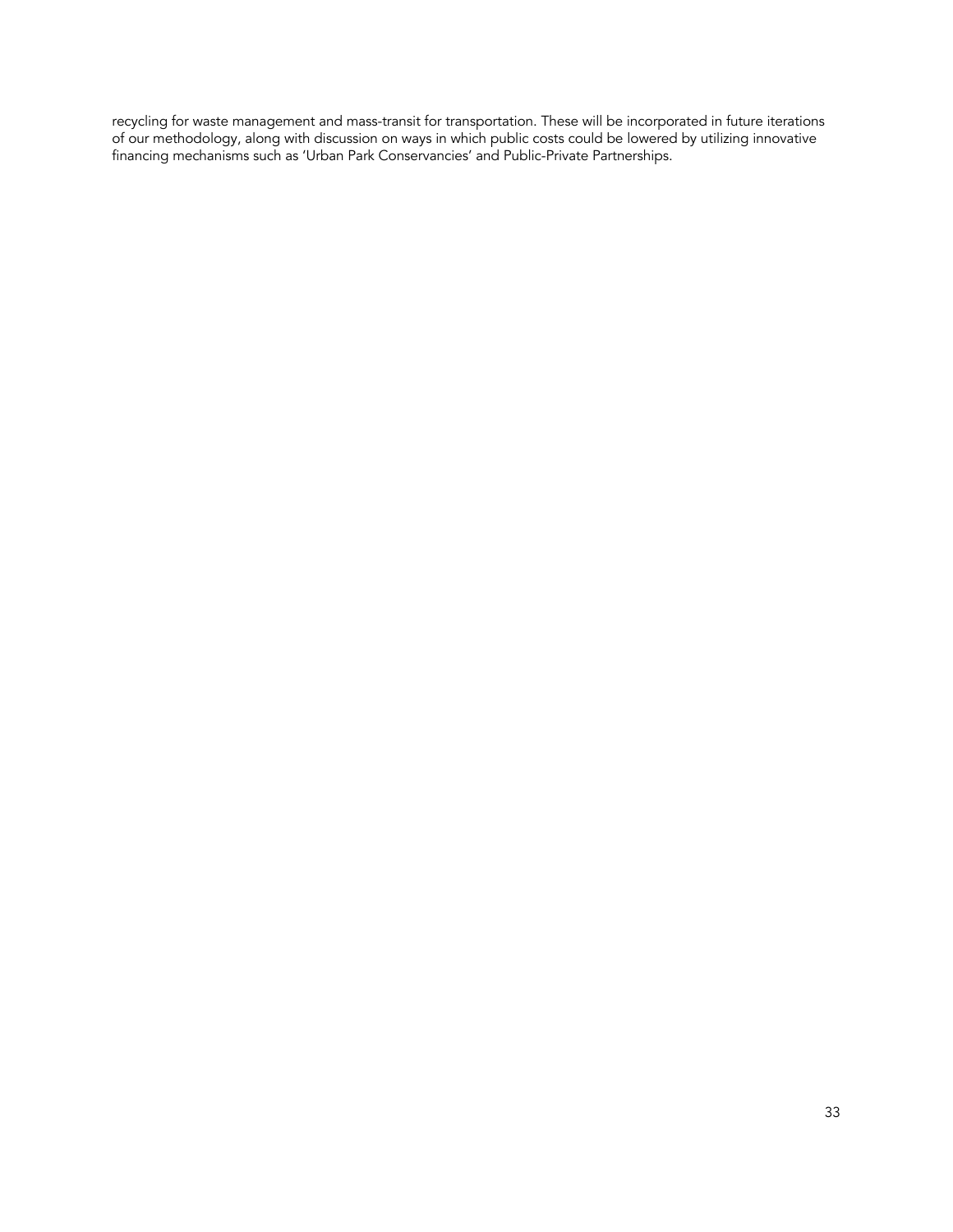recycling for waste management and mass-transit for transportation. These will be incorporated in future iterations of our methodology, along with discussion on ways in which public costs could be lowered by utilizing innovative financing mechanisms such as 'Urban Park Conservancies' and Public-Private Partnerships.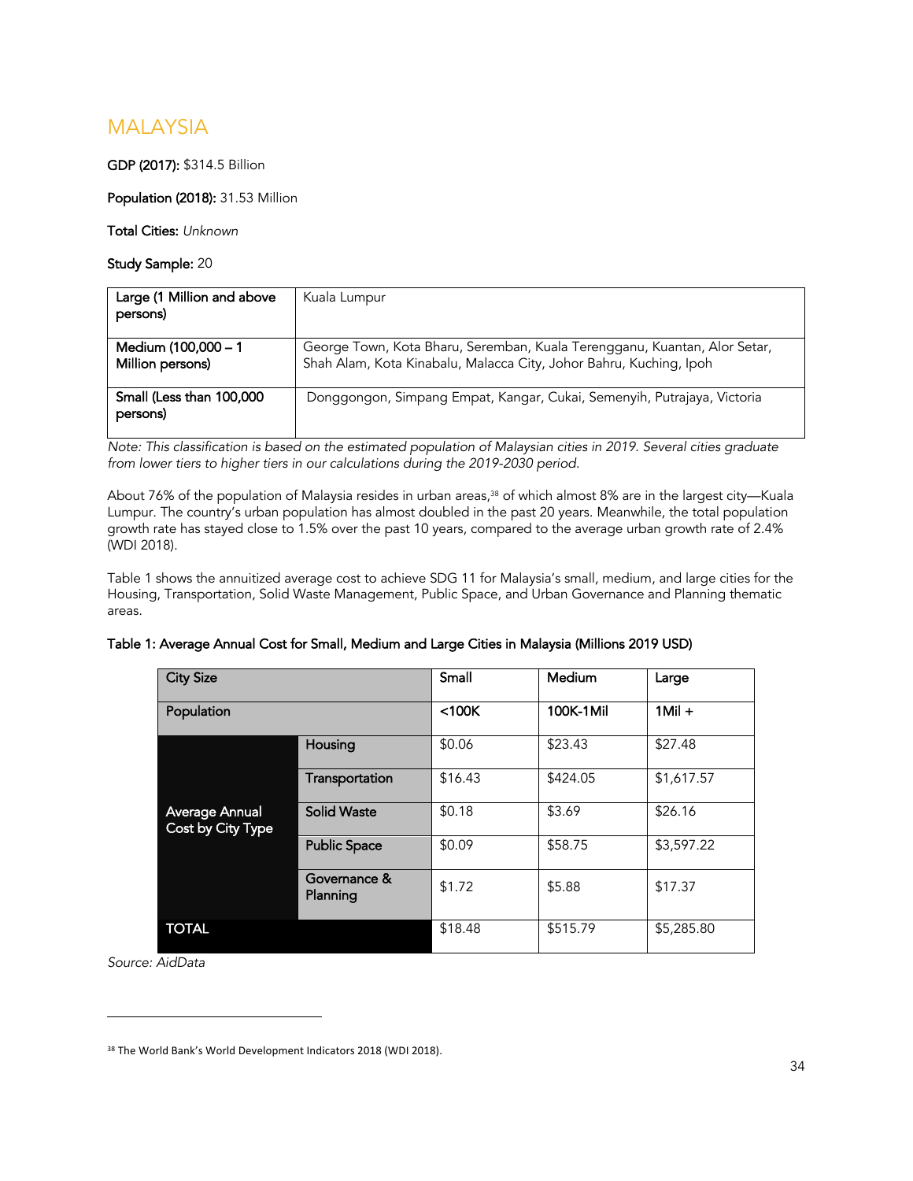# MALAYSIA

**GDP (2017):** $314.5 Billion

**Population (2018):** 31.53 Million

**Total Cities:** *Unknown*

**Study Sample:** 20

| | |
|---|---|
| Large (1 Million and above persons) | Kuala Lumpur |
| Medium (100,000 – 1 Million persons) | George Town, Kota Bharu, Seremban, Kuala Terengganu, Kuantan, Alor Setar, Shah Alam, Kota Kinabalu, Malacca City, Johor Bahru, Kuching, Ipoh |
| Small (Less than 100,000 persons) | Donggongon, Simpang Empat, Kangar, Cukai, Semenyih, Putrajaya, Victoria |

*Note: This classification is based on the estimated population of Malaysian cities in 2019. Several cities graduate from lower tiers to higher tiers in our calculations during the 2019-2030 period.*

About 76% of the population of Malaysia resides in urban areas,[38] of which almost 8% are in the largest city—Kuala Lumpur. The country's urban population has almost doubled in the past 20 years. Meanwhile, the total population growth rate has stayed close to 1.5% over the past 10 years, compared to the average urban growth rate of 2.4% (WDI 2018).

Table 1 shows the annuitized average cost to achieve SDG 11 for Malaysia's small, medium, and large cities for the Housing, Transportation, Solid Waste Management, Public Space, and Urban Governance and Planning thematic areas.

**Table 1: Average Annual Cost for Small, Medium and Large Cities in Malaysia (Millions 2019 USD)**

| City Size | | Small | Medium | Large |
|---|---|---|---|---|
| Population | | <100K | 100K-1Mil | 1Mil + |
| Average Annual Cost by City Type | Housing | $0.06 | $23.43 | $27.48 |
| | Transportation | $16.43 | $424.05 | $1,617.57 |
| | Solid Waste | $0.18 | $3.69 | $26.16 |
| | Public Space | $0.09 | $58.75 | $3,597.22 |
| | Governance & Planning | $1.72 | $5.88 | $17.37 |
| **TOTAL** | | $18.48 | $515.79 | $5,285.80 |

*Source: AidData*

[38] The World Bank's World Development Indicators 2018 (WDI 2018).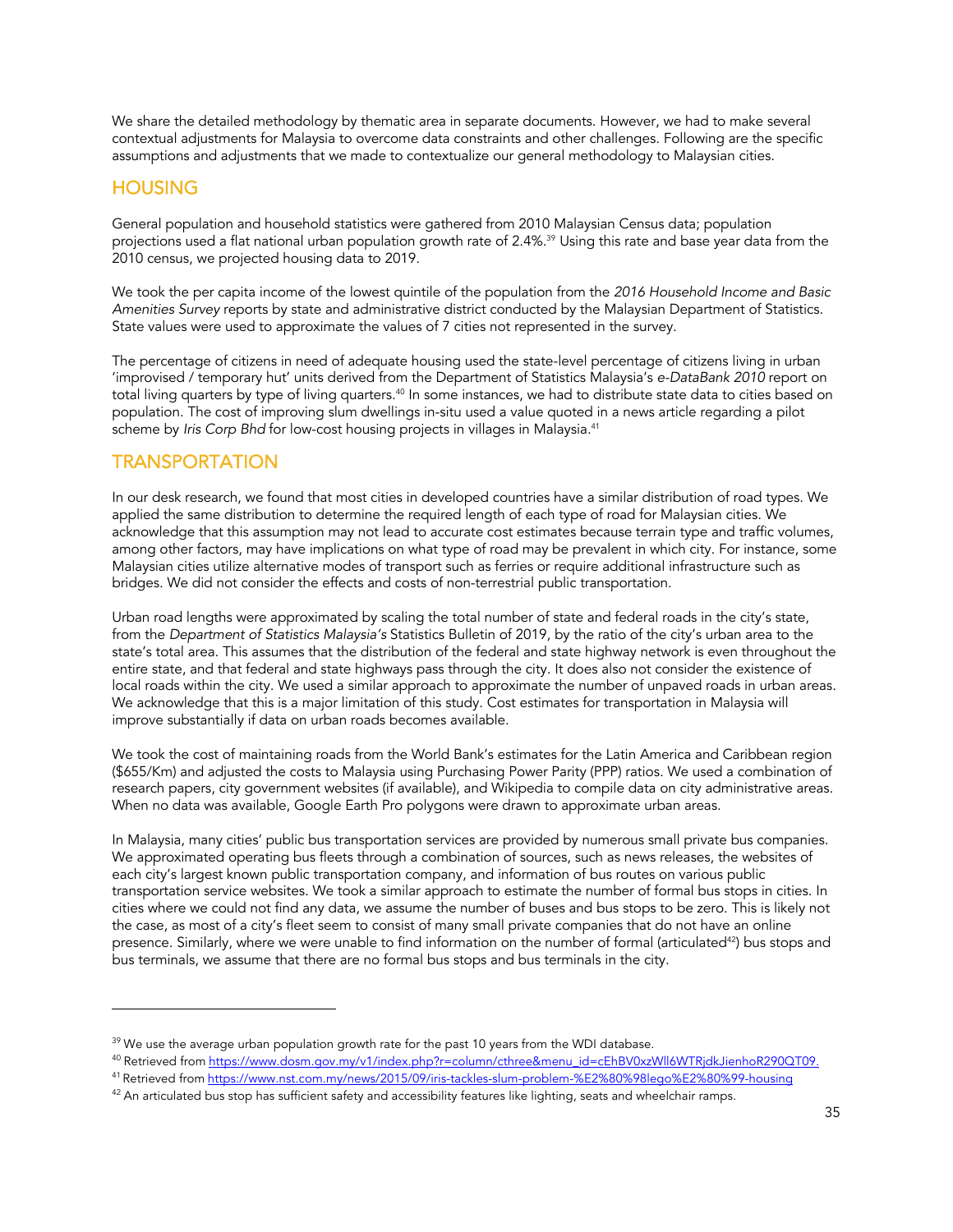We share the detailed methodology by thematic area in separate documents. However, we had to make several contextual adjustments for Malaysia to overcome data constraints and other challenges. Following are the specific assumptions and adjustments that we made to contextualize our general methodology to Malaysian cities.

## HOUSING

General population and household statistics were gathered from 2010 Malaysian Census data; population projections used a flat national urban population growth rate of 2.4%.[39] Using this rate and base year data from the 2010 census, we projected housing data to 2019.

We took the per capita income of the lowest quintile of the population from the *2016 Household Income and Basic Amenities Survey* reports by state and administrative district conducted by the Malaysian Department of Statistics. State values were used to approximate the values of 7 cities not represented in the survey.

The percentage of citizens in need of adequate housing used the state-level percentage of citizens living in urban 'improvised / temporary hut' units derived from the Department of Statistics Malaysia's *e-DataBank 2010* report on total living quarters by type of living quarters.[40] In some instances, we had to distribute state data to cities based on population. The cost of improving slum dwellings in-situ used a value quoted in a news article regarding a pilot scheme by *Iris Corp Bhd* for low-cost housing projects in villages in Malaysia.[41]

## TRANSPORTATION

In our desk research, we found that most cities in developed countries have a similar distribution of road types. We applied the same distribution to determine the required length of each type of road for Malaysian cities. We acknowledge that this assumption may not lead to accurate cost estimates because terrain type and traffic volumes, among other factors, may have implications on what type of road may be prevalent in which city. For instance, some Malaysian cities utilize alternative modes of transport such as ferries or require additional infrastructure such as bridges. We did not consider the effects and costs of non-terrestrial public transportation.

Urban road lengths were approximated by scaling the total number of state and federal roads in the city's state, from the *Department of Statistics Malaysia's* Statistics Bulletin of 2019, by the ratio of the city's urban area to the state's total area. This assumes that the distribution of the federal and state highway network is even throughout the entire state, and that federal and state highways pass through the city. It does also not consider the existence of local roads within the city. We used a similar approach to approximate the number of unpaved roads in urban areas. We acknowledge that this is a major limitation of this study. Cost estimates for transportation in Malaysia will improve substantially if data on urban roads becomes available.

We took the cost of maintaining roads from the World Bank's estimates for the Latin America and Caribbean region ($655/Km) and adjusted the costs to Malaysia using Purchasing Power Parity (PPP) ratios. We used a combination of research papers, city government websites (if available), and Wikipedia to compile data on city administrative areas. When no data was available, Google Earth Pro polygons were drawn to approximate urban areas.

In Malaysia, many cities' public bus transportation services are provided by numerous small private bus companies. We approximated operating bus fleets through a combination of sources, such as news releases, the websites of each city's largest known public transportation company, and information of bus routes on various public transportation service websites. We took a similar approach to estimate the number of formal bus stops in cities. In cities where we could not find any data, we assume the number of buses and bus stops to be zero. This is likely not the case, as most of a city's fleet seem to consist of many small private companies that do not have an online presence. Similarly, where we were unable to find information on the number of formal (articulated[42]) bus stops and bus terminals, we assume that there are no formal bus stops and bus terminals in the city.

---

[39] We use the average urban population growth rate for the past 10 years from the WDI database.

[40] Retrieved from https://www.dosm.gov.my/v1/index.php?r=column/cthree&menu_id=cEhBV0xzWll6WTRjdkJienhoR290QT09.

[41] Retrieved from https://www.nst.com.my/news/2015/09/iris-tackles-slum-problem-%E2%80%98lego%E2%80%99-housing

[42] An articulated bus stop has sufficient safety and accessibility features like lighting, seats and wheelchair ramps.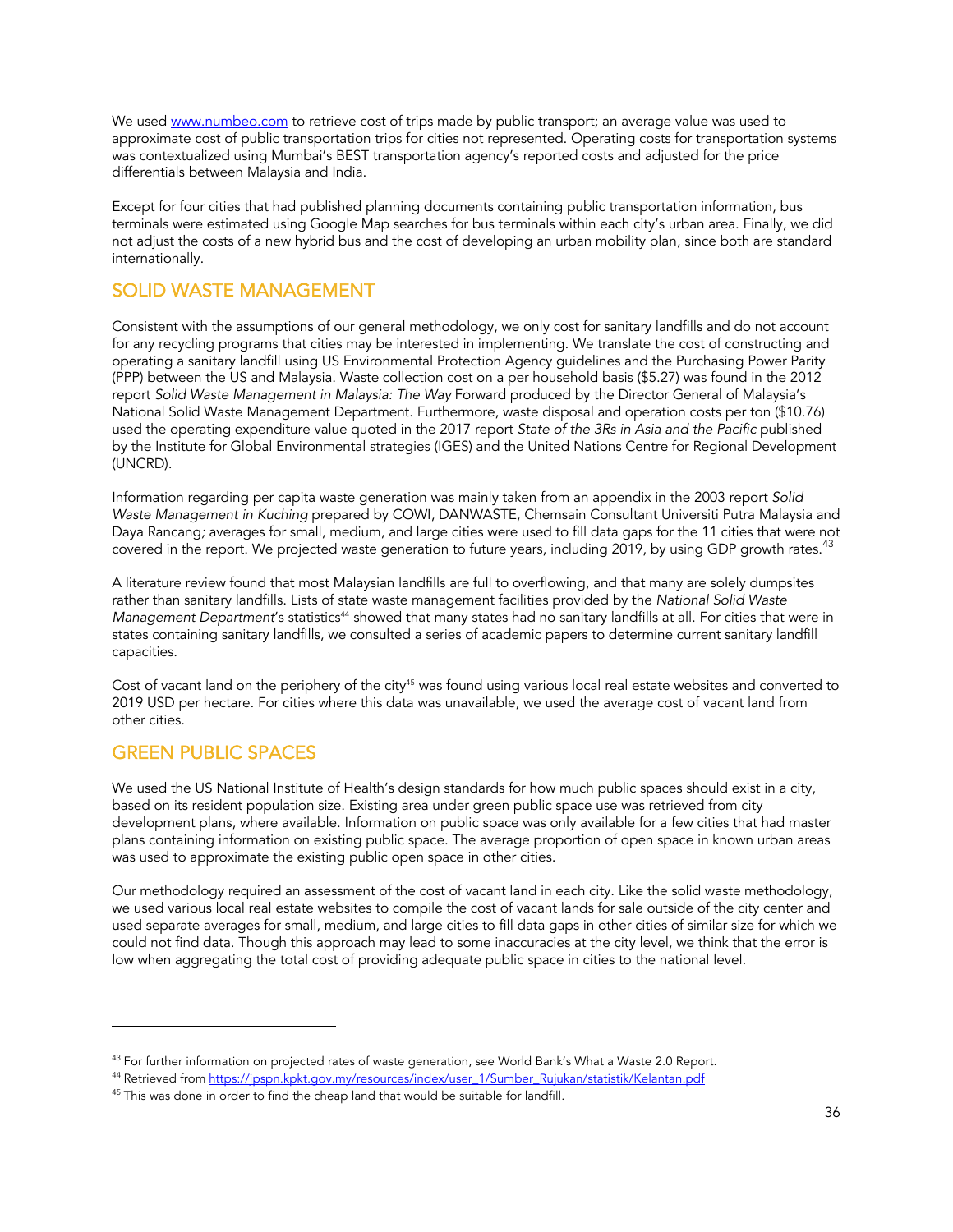We used [www.numbeo.com](http://www.numbeo.com) to retrieve cost of trips made by public transport; an average value was used to approximate cost of public transportation trips for cities not represented. Operating costs for transportation systems was contextualized using Mumbai's BEST transportation agency's reported costs and adjusted for the price differentials between Malaysia and India.

Except for four cities that had published planning documents containing public transportation information, bus terminals were estimated using Google Map searches for bus terminals within each city's urban area. Finally, we did not adjust the costs of a new hybrid bus and the cost of developing an urban mobility plan, since both are standard internationally.

## SOLID WASTE MANAGEMENT

Consistent with the assumptions of our general methodology, we only cost for sanitary landfills and do not account for any recycling programs that cities may be interested in implementing. We translate the cost of constructing and operating a sanitary landfill using US Environmental Protection Agency guidelines and the Purchasing Power Parity (PPP) between the US and Malaysia. Waste collection cost on a per household basis ($5.27) was found in the 2012 report *Solid Waste Management in Malaysia: The Way* Forward produced by the Director General of Malaysia's National Solid Waste Management Department. Furthermore, waste disposal and operation costs per ton ($10.76) used the operating expenditure value quoted in the 2017 report *State of the 3Rs in Asia and the Pacific* published by the Institute for Global Environmental strategies (IGES) and the United Nations Centre for Regional Development (UNCRD).

Information regarding per capita waste generation was mainly taken from an appendix in the 2003 report *Solid Waste Management in Kuching* prepared by COWI, DANWASTE, Chemsain Consultant Universiti Putra Malaysia and Daya Rancang; averages for small, medium, and large cities were used to fill data gaps for the 11 cities that were not covered in the report. We projected waste generation to future years, including 2019, by using GDP growth rates.[43]

A literature review found that most Malaysian landfills are full to overflowing, and that many are solely dumpsites rather than sanitary landfills. Lists of state waste management facilities provided by the *National Solid Waste Management Department*'s statistics[44] showed that many states had no sanitary landfills at all. For cities that were in states containing sanitary landfills, we consulted a series of academic papers to determine current sanitary landfill capacities.

Cost of vacant land on the periphery of the city[45] was found using various local real estate websites and converted to 2019 USD per hectare. For cities where this data was unavailable, we used the average cost of vacant land from other cities.

## GREEN PUBLIC SPACES

We used the US National Institute of Health's design standards for how much public spaces should exist in a city, based on its resident population size. Existing area under green public space use was retrieved from city development plans, where available. Information on public space was only available for a few cities that had master plans containing information on existing public space. The average proportion of open space in known urban areas was used to approximate the existing public open space in other cities.

Our methodology required an assessment of the cost of vacant land in each city. Like the solid waste methodology, we used various local real estate websites to compile the cost of vacant lands for sale outside of the city center and used separate averages for small, medium, and large cities to fill data gaps in other cities of similar size for which we could not find data. Though this approach may lead to some inaccuracies at the city level, we think that the error is low when aggregating the total cost of providing adequate public space in cities to the national level.

---

[43] For further information on projected rates of waste generation, see World Bank's What a Waste 2.0 Report.

[44] Retrieved from [https://jpspn.kpkt.gov.my/resources/index/user_1/Sumber_Rujukan/statistik/Kelantan.pdf](https://jpspn.kpkt.gov.my/resources/index/user_1/Sumber_Rujukan/statistik/Kelantan.pdf)

[45] This was done in order to find the cheap land that would be suitable for landfill.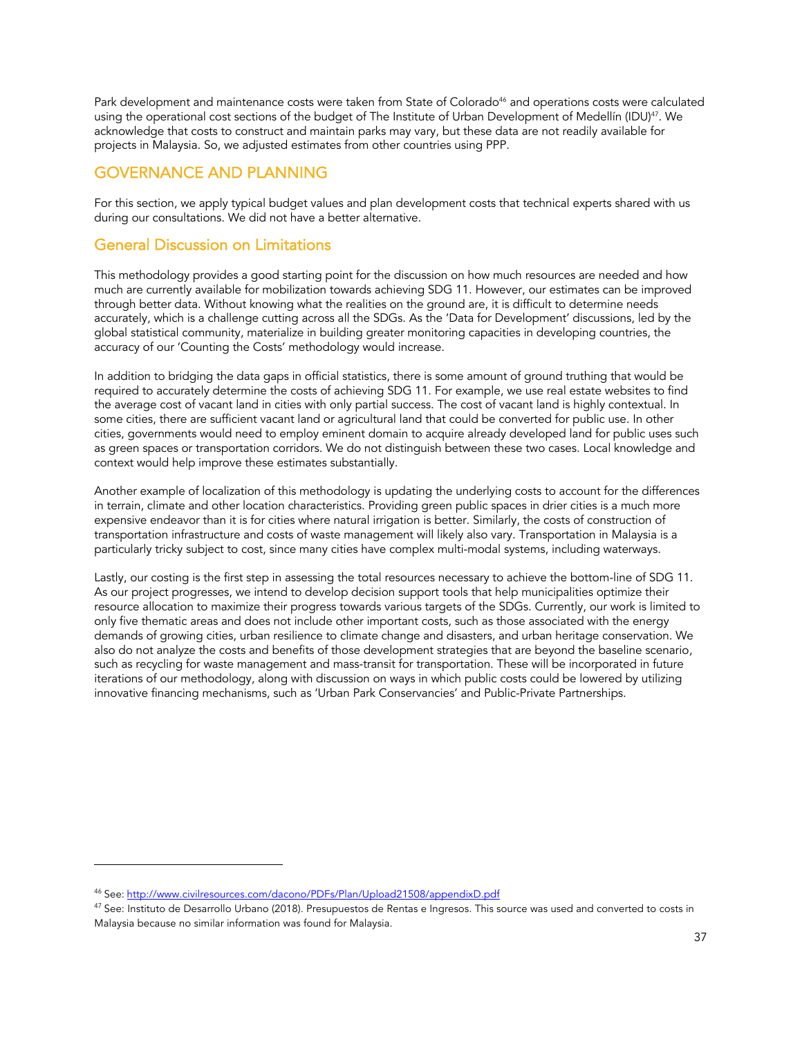Park development and maintenance costs were taken from State of Colorado[46] and operations costs were calculated using the operational cost sections of the budget of The Institute of Urban Development of Medellín (IDU)[47]. We acknowledge that costs to construct and maintain parks may vary, but these data are not readily available for projects in Malaysia. So, we adjusted estimates from other countries using PPP.

## GOVERNANCE AND PLANNING

For this section, we apply typical budget values and plan development costs that technical experts shared with us during our consultations. We did not have a better alternative.

## General Discussion on Limitations

This methodology provides a good starting point for the discussion on how much resources are needed and how much are currently available for mobilization towards achieving SDG 11. However, our estimates can be improved through better data. Without knowing what the realities on the ground are, it is difficult to determine needs accurately, which is a challenge cutting across all the SDGs. As the 'Data for Development' discussions, led by the global statistical community, materialize in building greater monitoring capacities in developing countries, the accuracy of our 'Counting the Costs' methodology would increase.

In addition to bridging the data gaps in official statistics, there is some amount of ground truthing that would be required to accurately determine the costs of achieving SDG 11. For example, we use real estate websites to find the average cost of vacant land in cities with only partial success. The cost of vacant land is highly contextual. In some cities, there are sufficient vacant land or agricultural land that could be converted for public use. In other cities, governments would need to employ eminent domain to acquire already developed land for public uses such as green spaces or transportation corridors. We do not distinguish between these two cases. Local knowledge and context would help improve these estimates substantially.

Another example of localization of this methodology is updating the underlying costs to account for the differences in terrain, climate and other location characteristics. Providing green public spaces in drier cities is a much more expensive endeavor than it is for cities where natural irrigation is better. Similarly, the costs of construction of transportation infrastructure and costs of waste management will likely also vary. Transportation in Malaysia is a particularly tricky subject to cost, since many cities have complex multi-modal systems, including waterways.

Lastly, our costing is the first step in assessing the total resources necessary to achieve the bottom-line of SDG 11. As our project progresses, we intend to develop decision support tools that help municipalities optimize their resource allocation to maximize their progress towards various targets of the SDGs. Currently, our work is limited to only five thematic areas and does not include other important costs, such as those associated with the energy demands of growing cities, urban resilience to climate change and disasters, and urban heritage conservation. We also do not analyze the costs and benefits of those development strategies that are beyond the baseline scenario, such as recycling for waste management and mass-transit for transportation. These will be incorporated in future iterations of our methodology, along with discussion on ways in which public costs could be lowered by utilizing innovative financing mechanisms, such as 'Urban Park Conservancies' and Public-Private Partnerships.

---

[46] See: http://www.civilresources.com/dacono/PDFs/Plan/Upload21508/appendixD.pdf

[47] See: Instituto de Desarrollo Urbano (2018). Presupuestos de Rentas e Ingresos. This source was used and converted to costs in Malaysia because no similar information was found for Malaysia.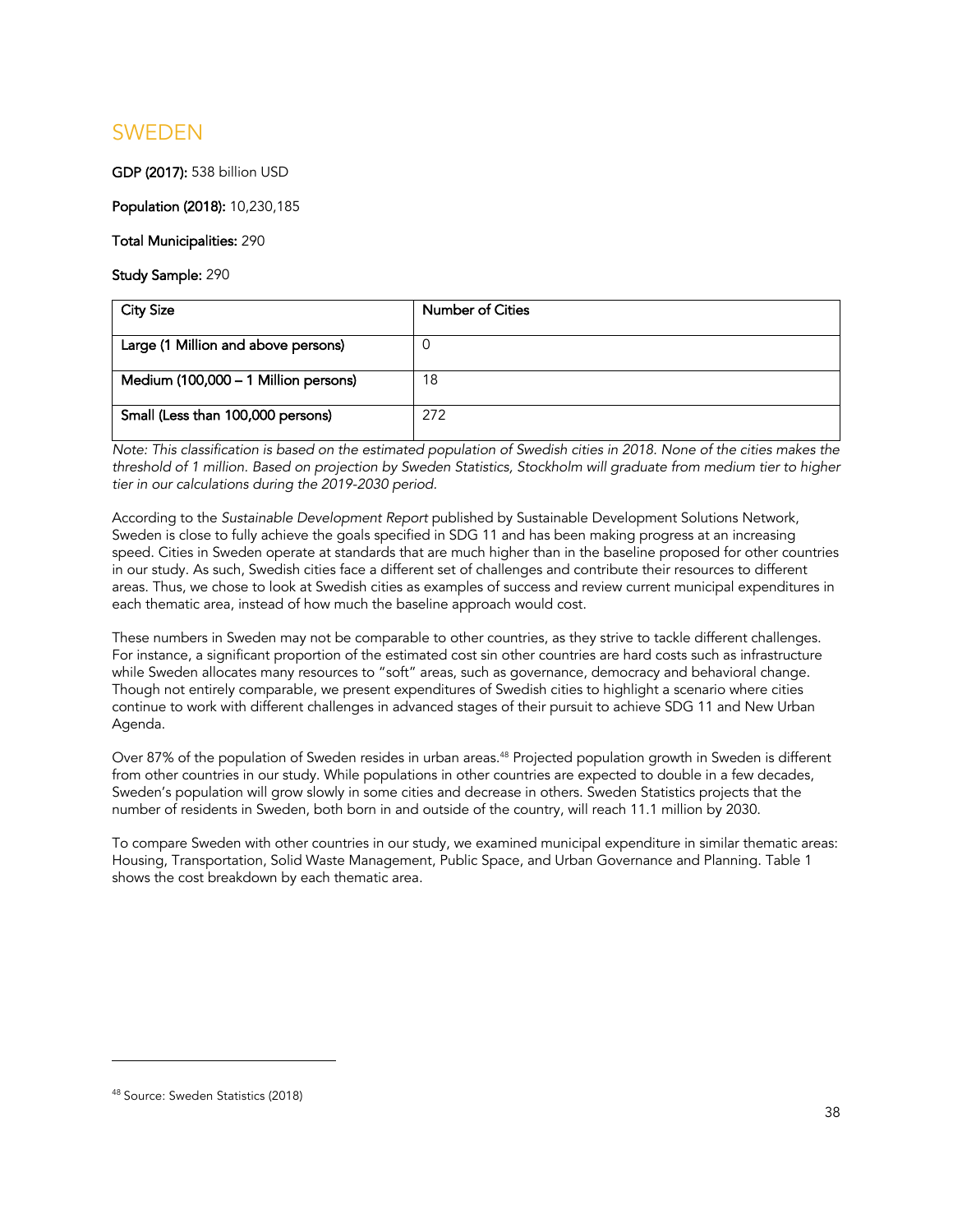# SWEDEN

**GDP (2017):** 538 billion USD

**Population (2018):** 10,230,185

**Total Municipalities:** 290

**Study Sample:** 290

| City Size | Number of Cities |
|---|---|
| Large (1 Million and above persons) | 0 |
| Medium (100,000 – 1 Million persons) | 18 |
| Small (Less than 100,000 persons) | 272 |

*Note: This classification is based on the estimated population of Swedish cities in 2018. None of the cities makes the threshold of 1 million. Based on projection by Sweden Statistics, Stockholm will graduate from medium tier to higher tier in our calculations during the 2019-2030 period.*

According to the *Sustainable Development Report* published by Sustainable Development Solutions Network, Sweden is close to fully achieve the goals specified in SDG 11 and has been making progress at an increasing speed. Cities in Sweden operate at standards that are much higher than in the baseline proposed for other countries in our study. As such, Swedish cities face a different set of challenges and contribute their resources to different areas. Thus, we chose to look at Swedish cities as examples of success and review current municipal expenditures in each thematic area, instead of how much the baseline approach would cost.

These numbers in Sweden may not be comparable to other countries, as they strive to tackle different challenges. For instance, a significant proportion of the estimated cost sin other countries are hard costs such as infrastructure while Sweden allocates many resources to "soft" areas, such as governance, democracy and behavioral change. Though not entirely comparable, we present expenditures of Swedish cities to highlight a scenario where cities continue to work with different challenges in advanced stages of their pursuit to achieve SDG 11 and New Urban Agenda.

Over 87% of the population of Sweden resides in urban areas.[48] Projected population growth in Sweden is different from other countries in our study. While populations in other countries are expected to double in a few decades, Sweden's population will grow slowly in some cities and decrease in others. Sweden Statistics projects that the number of residents in Sweden, both born in and outside of the country, will reach 11.1 million by 2030.

To compare Sweden with other countries in our study, we examined municipal expenditure in similar thematic areas: Housing, Transportation, Solid Waste Management, Public Space, and Urban Governance and Planning. Table 1 shows the cost breakdown by each thematic area.

[48] Source: Sweden Statistics (2018)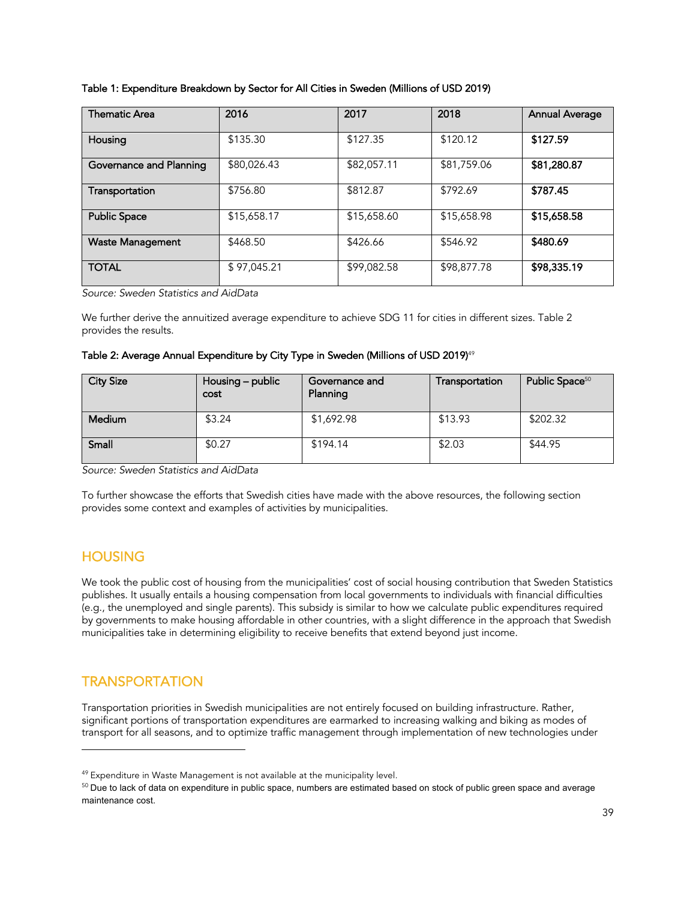**Table 1: Expenditure Breakdown by Sector for All Cities in Sweden (Millions of USD 2019)**

| Thematic Area | 2016 | 2017 | 2018 | Annual Average |
|---|---|---|---|---|
| Housing | $135.30 | $127.35 | $120.12 | **$127.59** |
| Governance and Planning | $80,026.43 | $82,057.11 | $81,759.06 | **$81,280.87** |
| Transportation | $756.80 | $812.87 | $792.69 | **$787.45** |
| Public Space | $15,658.17 | $15,658.60 | $15,658.98 | **$15,658.58** |
| Waste Management | $468.50 | $426.66 | $546.92 | **$480.69** |
| TOTAL | $ 97,045.21 | $99,082.58 | $98,877.78 | **$98,335.19** |

*Source: Sweden Statistics and AidData*

We further derive the annuitized average expenditure to achieve SDG 11 for cities in different sizes. Table 2 provides the results.

**Table 2: Average Annual Expenditure by City Type in Sweden (Millions of USD 2019)**[49]

| City Size | Housing – public cost | Governance and Planning | Transportation | Public Space[50] |
|---|---|---|---|---|
| Medium | $3.24 | $1,692.98 | $13.93 | $202.32 |
| Small | $0.27 | $194.14 | $2.03 | $44.95 |

*Source: Sweden Statistics and AidData*

To further showcase the efforts that Swedish cities have made with the above resources, the following section provides some context and examples of activities by municipalities.

## HOUSING

We took the public cost of housing from the municipalities' cost of social housing contribution that Sweden Statistics publishes. It usually entails a housing compensation from local governments to individuals with financial difficulties (e.g., the unemployed and single parents). This subsidy is similar to how we calculate public expenditures required by governments to make housing affordable in other countries, with a slight difference in the approach that Swedish municipalities take in determining eligibility to receive benefits that extend beyond just income.

## TRANSPORTATION

Transportation priorities in Swedish municipalities are not entirely focused on building infrastructure. Rather, significant portions of transportation expenditures are earmarked to increasing walking and biking as modes of transport for all seasons, and to optimize traffic management through implementation of new technologies under

[49] Expenditure in Waste Management is not available at the municipality level.

[50] Due to lack of data on expenditure in public space, numbers are estimated based on stock of public green space and average maintenance cost.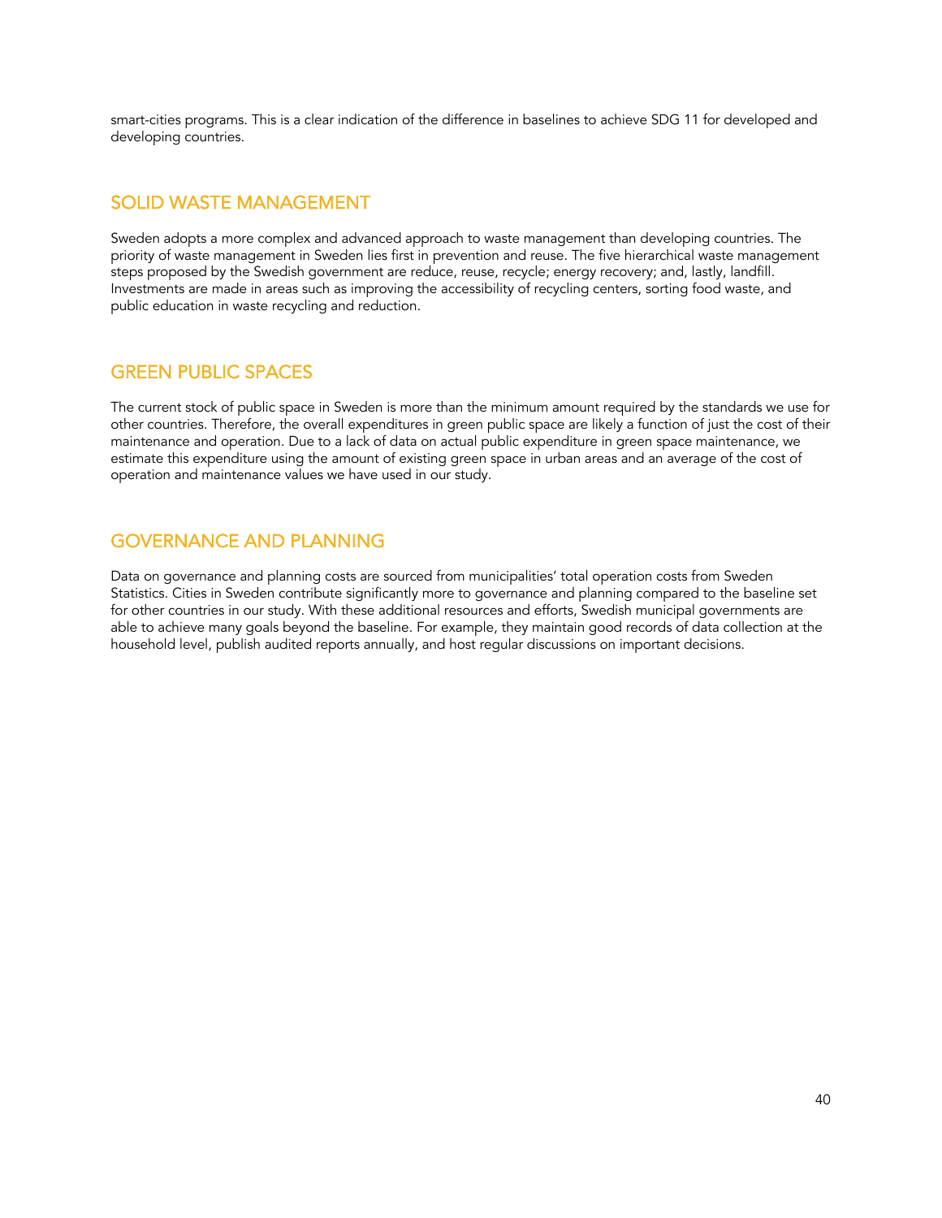smart-cities programs. This is a clear indication of the difference in baselines to achieve SDG 11 for developed and developing countries.

## SOLID WASTE MANAGEMENT

Sweden adopts a more complex and advanced approach to waste management than developing countries. The priority of waste management in Sweden lies first in prevention and reuse. The five hierarchical waste management steps proposed by the Swedish government are reduce, reuse, recycle; energy recovery; and, lastly, landfill. Investments are made in areas such as improving the accessibility of recycling centers, sorting food waste, and public education in waste recycling and reduction.

## GREEN PUBLIC SPACES

The current stock of public space in Sweden is more than the minimum amount required by the standards we use for other countries. Therefore, the overall expenditures in green public space are likely a function of just the cost of their maintenance and operation. Due to a lack of data on actual public expenditure in green space maintenance, we estimate this expenditure using the amount of existing green space in urban areas and an average of the cost of operation and maintenance values we have used in our study.

## GOVERNANCE AND PLANNING

Data on governance and planning costs are sourced from municipalities' total operation costs from Sweden Statistics. Cities in Sweden contribute significantly more to governance and planning compared to the baseline set for other countries in our study. With these additional resources and efforts, Swedish municipal governments are able to achieve many goals beyond the baseline. For example, they maintain good records of data collection at the household level, publish audited reports annually, and host regular discussions on important decisions.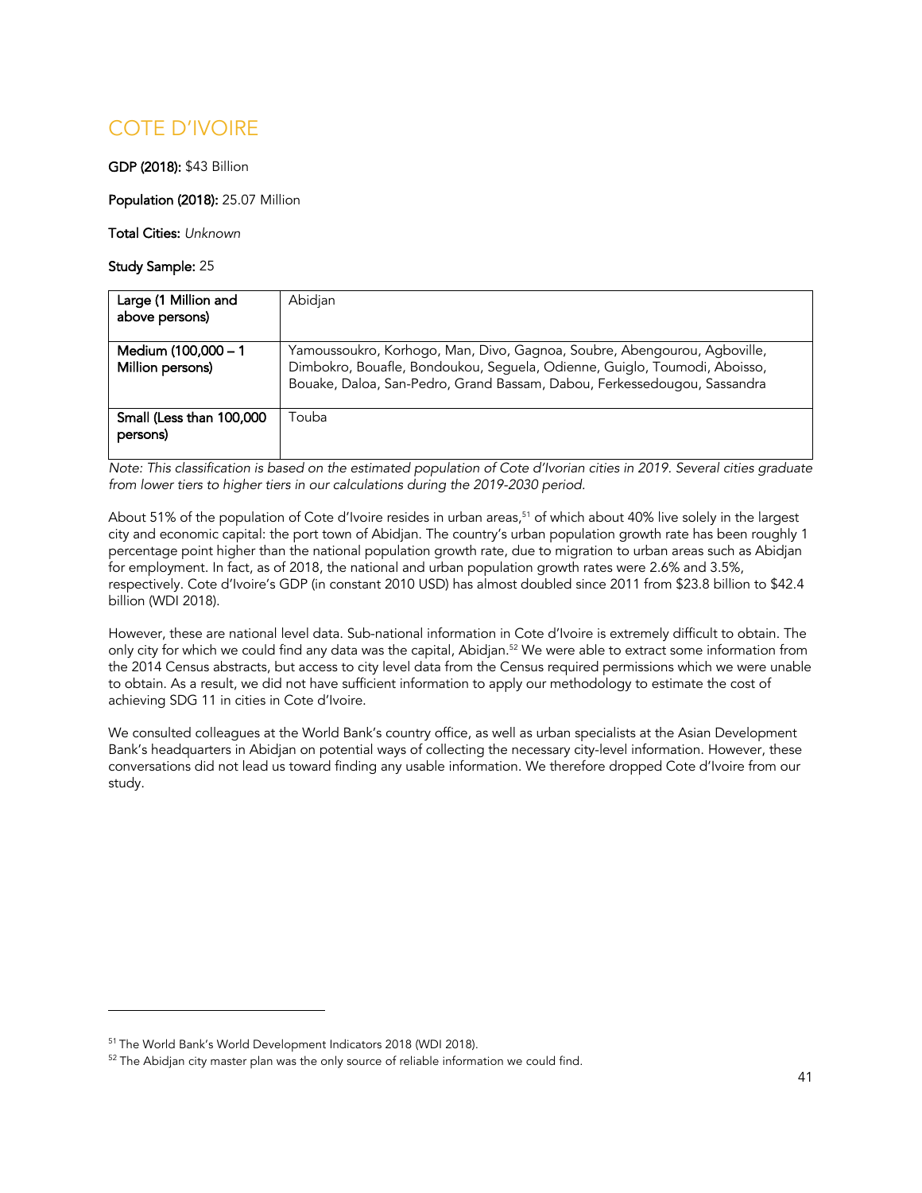# COTE D'IVOIRE

**GDP (2018):** $43 Billion

**Population (2018):** 25.07 Million

**Total Cities:** *Unknown*

**Study Sample:** 25

| | |
|---|---|
| **Large (1 Million and above persons)** | Abidjan |
| **Medium (100,000 – 1 Million persons)** | Yamoussoukro, Korhogo, Man, Divo, Gagnoa, Soubre, Abengourou, Agboville, Dimbokro, Bouafle, Bondoukou, Seguela, Odienne, Guiglo, Toumodi, Aboisso, Bouake, Daloa, San-Pedro, Grand Bassam, Dabou, Ferkessedougou, Sassandra |
| **Small (Less than 100,000 persons)** | Touba |

*Note: This classification is based on the estimated population of Cote d'Ivorian cities in 2019. Several cities graduate from lower tiers to higher tiers in our calculations during the 2019-2030 period.*

About 51% of the population of Cote d'Ivoire resides in urban areas,[51] of which about 40% live solely in the largest city and economic capital: the port town of Abidjan. The country's urban population growth rate has been roughly 1 percentage point higher than the national population growth rate, due to migration to urban areas such as Abidjan for employment. In fact, as of 2018, the national and urban population growth rates were 2.6% and 3.5%, respectively. Cote d'Ivoire's GDP (in constant 2010 USD) has almost doubled since 2011 from $23.8 billion to $42.4 billion (WDI 2018).

However, these are national level data. Sub-national information in Cote d'Ivoire is extremely difficult to obtain. The only city for which we could find any data was the capital, Abidjan.[52] We were able to extract some information from the 2014 Census abstracts, but access to city level data from the Census required permissions which we were unable to obtain. As a result, we did not have sufficient information to apply our methodology to estimate the cost of achieving SDG 11 in cities in Cote d'Ivoire.

We consulted colleagues at the World Bank's country office, as well as urban specialists at the Asian Development Bank's headquarters in Abidjan on potential ways of collecting the necessary city-level information. However, these conversations did not lead us toward finding any usable information. We therefore dropped Cote d'Ivoire from our study.

---

[51] The World Bank's World Development Indicators 2018 (WDI 2018).

[52] The Abidjan city master plan was the only source of reliable information we could find.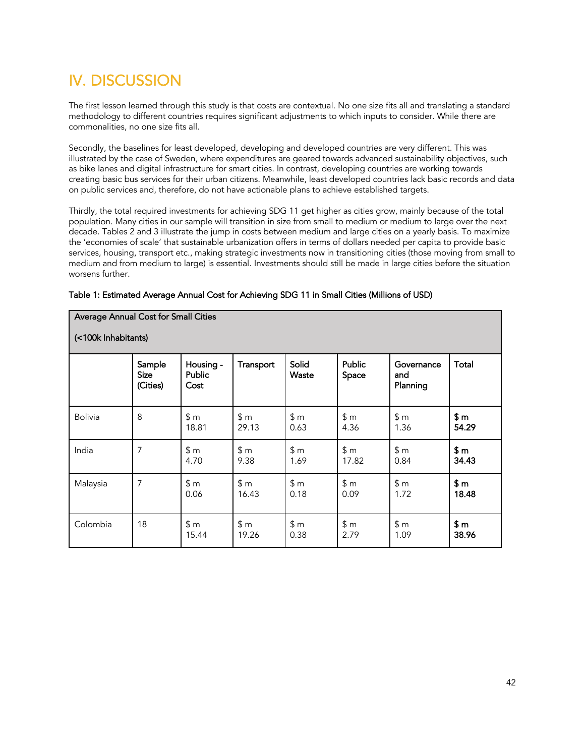# IV. DISCUSSION

The first lesson learned through this study is that costs are contextual. No one size fits all and translating a standard methodology to different countries requires significant adjustments to which inputs to consider. While there are commonalities, no one size fits all.

Secondly, the baselines for least developed, developing and developed countries are very different. This was illustrated by the case of Sweden, where expenditures are geared towards advanced sustainability objectives, such as bike lanes and digital infrastructure for smart cities. In contrast, developing countries are working towards creating basic bus services for their urban citizens. Meanwhile, least developed countries lack basic records and data on public services and, therefore, do not have actionable plans to achieve established targets.

Thirdly, the total required investments for achieving SDG 11 get higher as cities grow, mainly because of the total population. Many cities in our sample will transition in size from small to medium or medium to large over the next decade. Tables 2 and 3 illustrate the jump in costs between medium and large cities on a yearly basis. To maximize the 'economies of scale' that sustainable urbanization offers in terms of dollars needed per capita to provide basic services, housing, transport etc., making strategic investments now in transitioning cities (those moving from small to medium and from medium to large) is essential. Investments should still be made in large cities before the situation worsens further.

**Table 1: Estimated Average Annual Cost for Achieving SDG 11 in Small Cities (Millions of USD)**

| Average Annual Cost for Small Cities (<100k Inhabitants) | | | | | | | |
|---|---|---|---|---|---|---|---|
| | Sample Size (Cities) | Housing - Public Cost | Transport | Solid Waste | Public Space | Governance and Planning | Total |
| Bolivia | 8 | $ m 18.81 | $ m 29.13 | $ m 0.63 | $ m 4.36 | $ m 1.36 | **$ m 54.29** |
| India | 7 | $ m 4.70 | $ m 9.38 | $ m 1.69 | $ m 17.82 | $ m 0.84 | **$ m 34.43** |
| Malaysia | 7 | $ m 0.06 | $ m 16.43 | $ m 0.18 | $ m 0.09 | $ m 1.72 | **$ m 18.48** |
| Colombia | 18 | $ m 15.44 | $ m 19.26 | $ m 0.38 | $ m 2.79 | $ m 1.09 | **$ m 38.96** |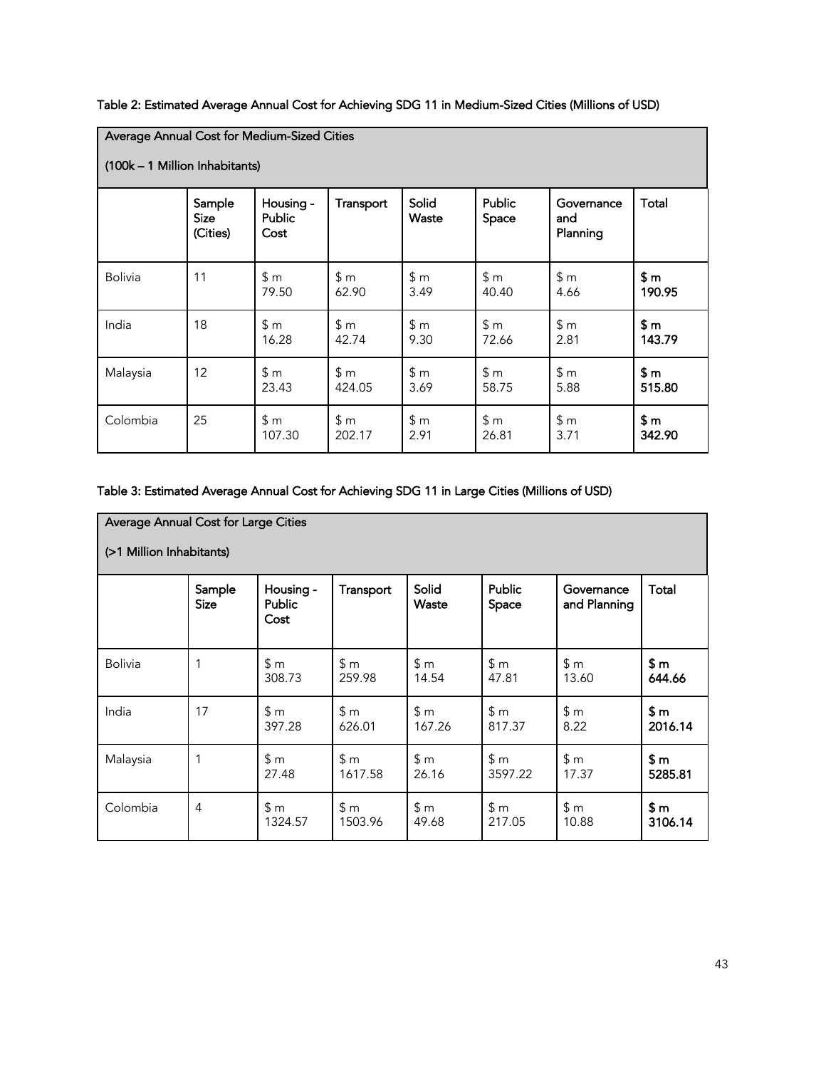Table 2: Estimated Average Annual Cost for Achieving SDG 11 in Medium-Sized Cities (Millions of USD)

| Average Annual Cost for Medium-Sized Cities (100k – 1 Million Inhabitants) | | | | | | | |
|---|---|---|---|---|---|---|---|
| | Sample Size (Cities) | Housing - Public Cost | Transport | Solid Waste | Public Space | Governance and Planning | Total |
| Bolivia | 11 | $ m 79.50 | $ m 62.90 | $ m 3.49 | $ m 40.40 | $ m 4.66 | **$ m 190.95** |
| India | 18 | $ m 16.28 | $ m 42.74 | $ m 9.30 | $ m 72.66 | $ m 2.81 | **$ m 143.79** |
| Malaysia | 12 | $ m 23.43 | $ m 424.05 | $ m 3.69 | $ m 58.75 | $ m 5.88 | **$ m 515.80** |
| Colombia | 25 | $ m 107.30 | $ m 202.17 | $ m 2.91 | $ m 26.81 | $ m 3.71 | **$ m 342.90** |

Table 3: Estimated Average Annual Cost for Achieving SDG 11 in Large Cities (Millions of USD)

| Average Annual Cost for Large Cities (>1 Million Inhabitants) | | | | | | | |
|---|---|---|---|---|---|---|---|
| | Sample Size | Housing - Public Cost | Transport | Solid Waste | Public Space | Governance and Planning | Total |
| Bolivia | 1 | $ m 308.73 | $ m 259.98 | $ m 14.54 | $ m 47.81 | $ m 13.60 | **$ m 644.66** |
| India | 17 | $ m 397.28 | $ m 626.01 | $ m 167.26 | $ m 817.37 | $ m 8.22 | **$ m 2016.14** |
| Malaysia | 1 | $ m 27.48 | $ m 1617.58 | $ m 26.16 | $ m 3597.22 | $ m 17.37 | **$ m 5285.81** |
| Colombia | 4 | $ m 1324.57 | $ m 1503.96 | $ m 49.68 | $ m 217.05 | $ m 10.88 | **$ m 3106.14** |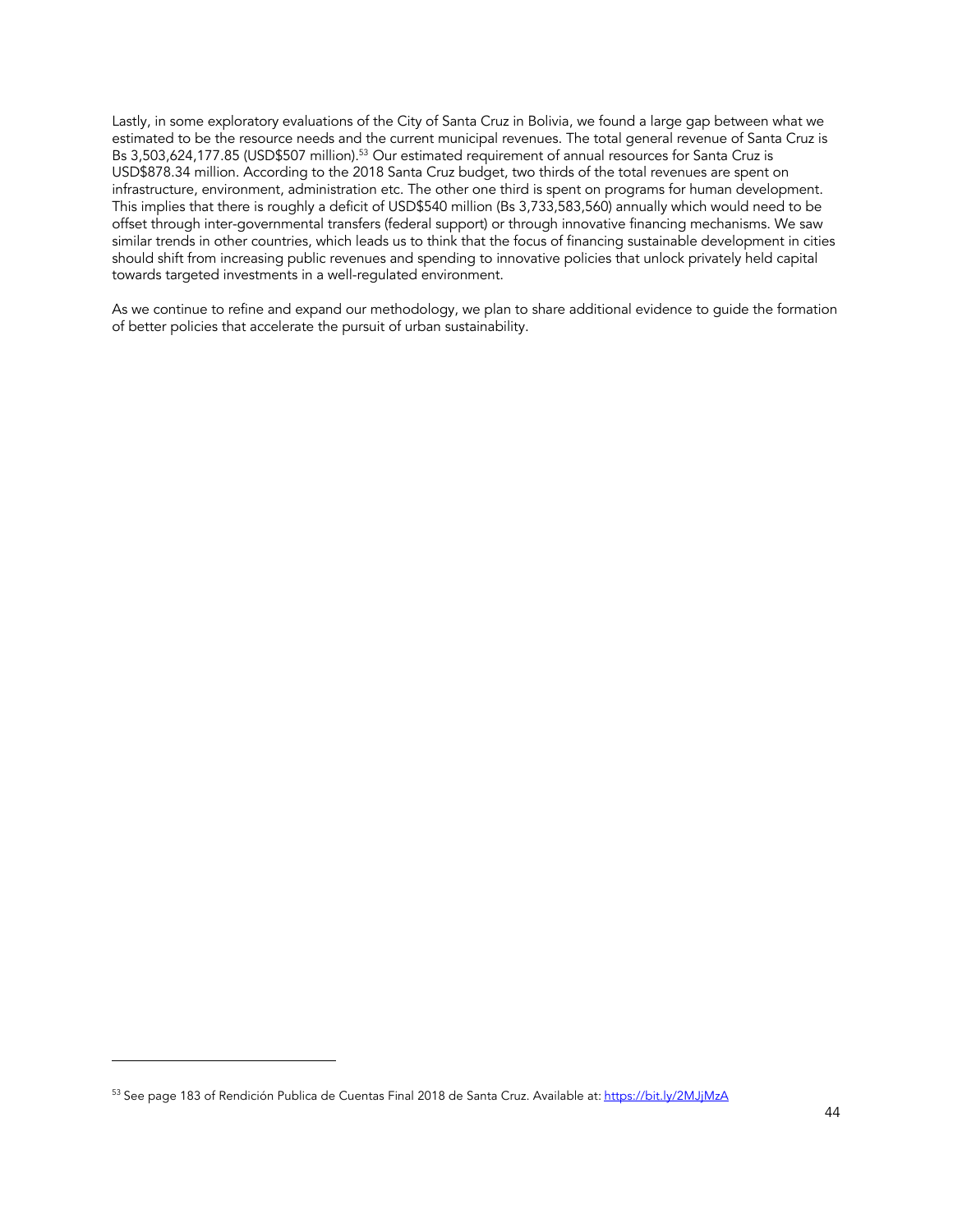Lastly, in some exploratory evaluations of the City of Santa Cruz in Bolivia, we found a large gap between what we estimated to be the resource needs and the current municipal revenues. The total general revenue of Santa Cruz is Bs 3,503,624,177.85 (USD$507 million).[53] Our estimated requirement of annual resources for Santa Cruz is USD$878.34 million. According to the 2018 Santa Cruz budget, two thirds of the total revenues are spent on infrastructure, environment, administration etc. The other one third is spent on programs for human development. This implies that there is roughly a deficit of USD$540 million (Bs 3,733,583,560) annually which would need to be offset through inter-governmental transfers (federal support) or through innovative financing mechanisms. We saw similar trends in other countries, which leads us to think that the focus of financing sustainable development in cities should shift from increasing public revenues and spending to innovative policies that unlock privately held capital towards targeted investments in a well-regulated environment.

As we continue to refine and expand our methodology, we plan to share additional evidence to guide the formation of better policies that accelerate the pursuit of urban sustainability.

---

[53] See page 183 of Rendición Publica de Cuentas Final 2018 de Santa Cruz. Available at: https://bit.ly/2MJjMzA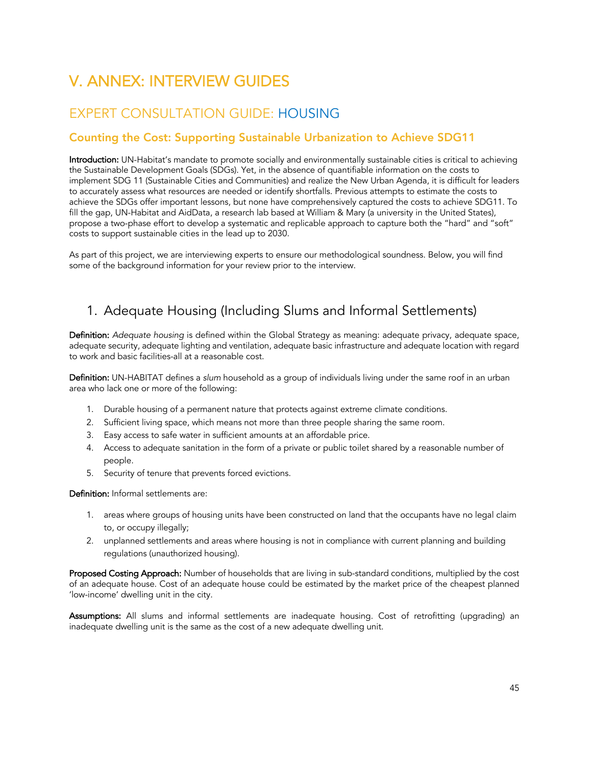# V. ANNEX: INTERVIEW GUIDES

## EXPERT CONSULTATION GUIDE: HOUSING

### Counting the Cost: Supporting Sustainable Urbanization to Achieve SDG11

**Introduction:** UN-Habitat's mandate to promote socially and environmentally sustainable cities is critical to achieving the Sustainable Development Goals (SDGs). Yet, in the absence of quantifiable information on the costs to implement SDG 11 (Sustainable Cities and Communities) and realize the New Urban Agenda, it is difficult for leaders to accurately assess what resources are needed or identify shortfalls. Previous attempts to estimate the costs to achieve the SDGs offer important lessons, but none have comprehensively captured the costs to achieve SDG11. To fill the gap, UN-Habitat and AidData, a research lab based at William & Mary (a university in the United States), propose a two-phase effort to develop a systematic and replicable approach to capture both the "hard" and "soft" costs to support sustainable cities in the lead up to 2030.

As part of this project, we are interviewing experts to ensure our methodological soundness. Below, you will find some of the background information for your review prior to the interview.

## 1. Adequate Housing (Including Slums and Informal Settlements)

**Definition:** *Adequate housing* is defined within the Global Strategy as meaning: adequate privacy, adequate space, adequate security, adequate lighting and ventilation, adequate basic infrastructure and adequate location with regard to work and basic facilities-all at a reasonable cost.

**Definition:** UN-HABITAT defines a *slum* household as a group of individuals living under the same roof in an urban area who lack one or more of the following:

1. Durable housing of a permanent nature that protects against extreme climate conditions.
2. Sufficient living space, which means not more than three people sharing the same room.
3. Easy access to safe water in sufficient amounts at an affordable price.
4. Access to adequate sanitation in the form of a private or public toilet shared by a reasonable number of people.
5. Security of tenure that prevents forced evictions.

**Definition:** Informal settlements are:

1. areas where groups of housing units have been constructed on land that the occupants have no legal claim to, or occupy illegally;
2. unplanned settlements and areas where housing is not in compliance with current planning and building regulations (unauthorized housing).

**Proposed Costing Approach:** Number of households that are living in sub-standard conditions, multiplied by the cost of an adequate house. Cost of an adequate house could be estimated by the market price of the cheapest planned 'low-income' dwelling unit in the city.

**Assumptions:** All slums and informal settlements are inadequate housing. Cost of retrofitting (upgrading) an inadequate dwelling unit is the same as the cost of a new adequate dwelling unit.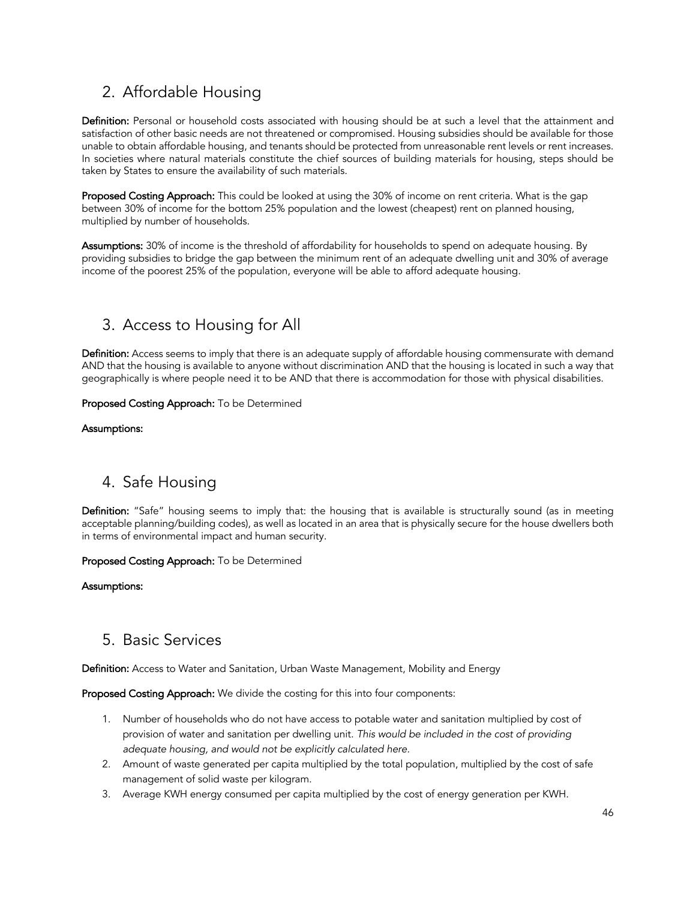## 2. Affordable Housing

**Definition:** Personal or household costs associated with housing should be at such a level that the attainment and satisfaction of other basic needs are not threatened or compromised. Housing subsidies should be available for those unable to obtain affordable housing, and tenants should be protected from unreasonable rent levels or rent increases. In societies where natural materials constitute the chief sources of building materials for housing, steps should be taken by States to ensure the availability of such materials.

**Proposed Costing Approach:** This could be looked at using the 30% of income on rent criteria. What is the gap between 30% of income for the bottom 25% population and the lowest (cheapest) rent on planned housing, multiplied by number of households.

**Assumptions:** 30% of income is the threshold of affordability for households to spend on adequate housing. By providing subsidies to bridge the gap between the minimum rent of an adequate dwelling unit and 30% of average income of the poorest 25% of the population, everyone will be able to afford adequate housing.

## 3. Access to Housing for All

**Definition:** Access seems to imply that there is an adequate supply of affordable housing commensurate with demand AND that the housing is available to anyone without discrimination AND that the housing is located in such a way that geographically is where people need it to be AND that there is accommodation for those with physical disabilities.

**Proposed Costing Approach:** To be Determined

**Assumptions:**

## 4. Safe Housing

**Definition:** "Safe" housing seems to imply that: the housing that is available is structurally sound (as in meeting acceptable planning/building codes), as well as located in an area that is physically secure for the house dwellers both in terms of environmental impact and human security.

**Proposed Costing Approach:** To be Determined

**Assumptions:**

## 5. Basic Services

**Definition:** Access to Water and Sanitation, Urban Waste Management, Mobility and Energy

**Proposed Costing Approach:** We divide the costing for this into four components:

1. Number of households who do not have access to potable water and sanitation multiplied by cost of provision of water and sanitation per dwelling unit. *This would be included in the cost of providing adequate housing, and would not be explicitly calculated here.*
2. Amount of waste generated per capita multiplied by the total population, multiplied by the cost of safe management of solid waste per kilogram.
3. Average KWH energy consumed per capita multiplied by the cost of energy generation per KWH.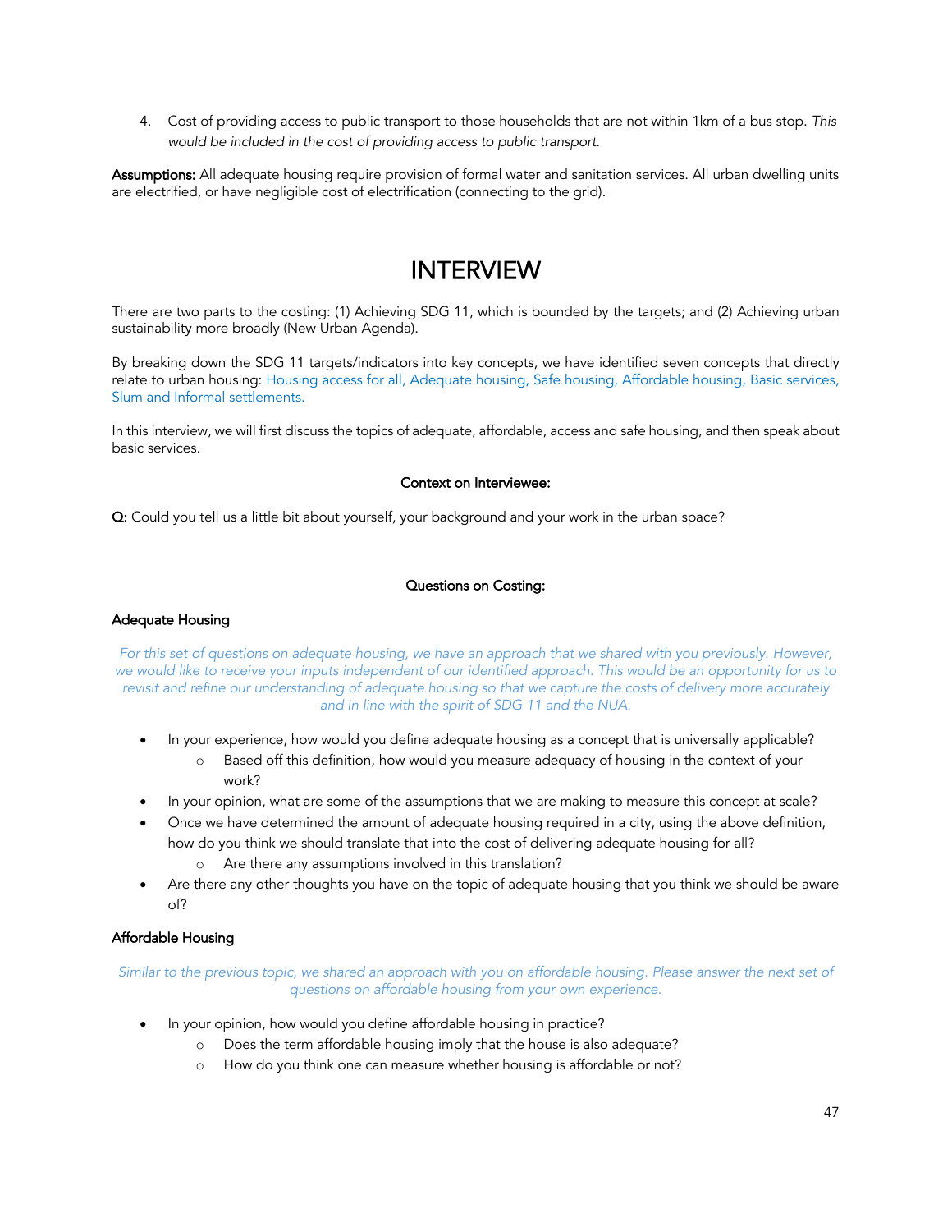4. Cost of providing access to public transport to those households that are not within 1km of a bus stop. *This would be included in the cost of providing access to public transport.*

**Assumptions:** All adequate housing require provision of formal water and sanitation services. All urban dwelling units are electrified, or have negligible cost of electrification (connecting to the grid).

# INTERVIEW

There are two parts to the costing: (1) Achieving SDG 11, which is bounded by the targets; and (2) Achieving urban sustainability more broadly (New Urban Agenda).

By breaking down the SDG 11 targets/indicators into key concepts, we have identified seven concepts that directly relate to urban housing: Housing access for all, Adequate housing, Safe housing, Affordable housing, Basic services, Slum and Informal settlements.

In this interview, we will first discuss the topics of adequate, affordable, access and safe housing, and then speak about basic services.

**Context on Interviewee:**

**Q:** Could you tell us a little bit about yourself, your background and your work in the urban space?

**Questions on Costing:**

### Adequate Housing

*For this set of questions on adequate housing, we have an approach that we shared with you previously. However, we would like to receive your inputs independent of our identified approach. This would be an opportunity for us to revisit and refine our understanding of adequate housing so that we capture the costs of delivery more accurately and in line with the spirit of SDG 11 and the NUA.*

- In your experience, how would you define adequate housing as a concept that is universally applicable?
  - Based off this definition, how would you measure adequacy of housing in the context of your work?
- In your opinion, what are some of the assumptions that we are making to measure this concept at scale?
- Once we have determined the amount of adequate housing required in a city, using the above definition, how do you think we should translate that into the cost of delivering adequate housing for all?
  - Are there any assumptions involved in this translation?
- Are there any other thoughts you have on the topic of adequate housing that you think we should be aware of?

### Affordable Housing

*Similar to the previous topic, we shared an approach with you on affordable housing. Please answer the next set of questions on affordable housing from your own experience.*

- In your opinion, how would you define affordable housing in practice?
  - Does the term affordable housing imply that the house is also adequate?
  - How do you think one can measure whether housing is affordable or not?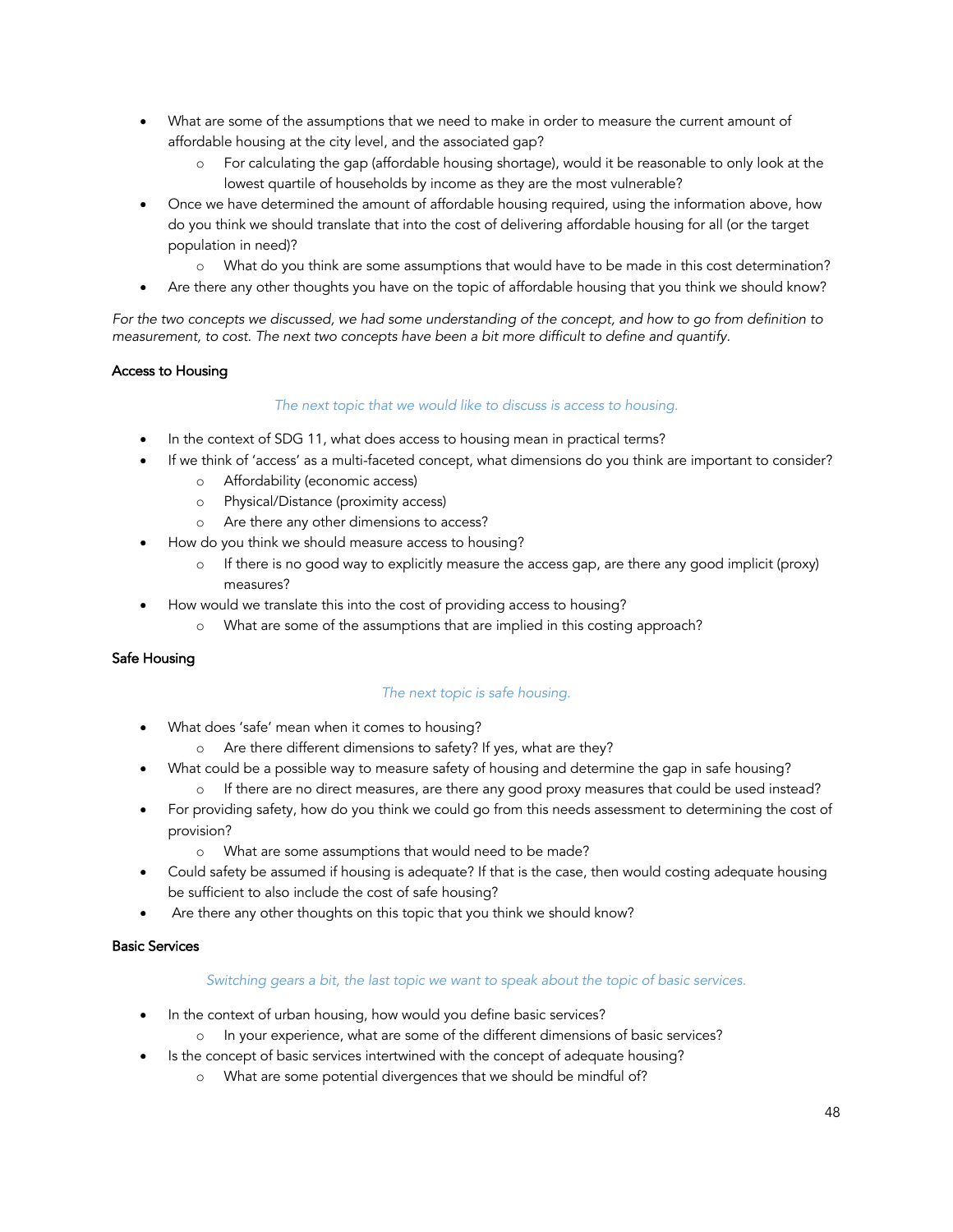- What are some of the assumptions that we need to make in order to measure the current amount of affordable housing at the city level, and the associated gap?
  - For calculating the gap (affordable housing shortage), would it be reasonable to only look at the lowest quartile of households by income as they are the most vulnerable?
- Once we have determined the amount of affordable housing required, using the information above, how do you think we should translate that into the cost of delivering affordable housing for all (or the target population in need)?
  - What do you think are some assumptions that would have to be made in this cost determination?
- Are there any other thoughts you have on the topic of affordable housing that you think we should know?

*For the two concepts we discussed, we had some understanding of the concept, and how to go from definition to measurement, to cost. The next two concepts have been a bit more difficult to define and quantify.*

#### Access to Housing

*The next topic that we would like to discuss is access to housing.*

- In the context of SDG 11, what does access to housing mean in practical terms?
- If we think of 'access' as a multi-faceted concept, what dimensions do you think are important to consider?
  - Affordability (economic access)
  - Physical/Distance (proximity access)
  - Are there any other dimensions to access?
- How do you think we should measure access to housing?
  - If there is no good way to explicitly measure the access gap, are there any good implicit (proxy) measures?
- How would we translate this into the cost of providing access to housing?
  - What are some of the assumptions that are implied in this costing approach?

#### Safe Housing

*The next topic is safe housing.*

- What does 'safe' mean when it comes to housing?
  - Are there different dimensions to safety? If yes, what are they?
- What could be a possible way to measure safety of housing and determine the gap in safe housing?
  - If there are no direct measures, are there any good proxy measures that could be used instead?
- For providing safety, how do you think we could go from this needs assessment to determining the cost of provision?
  - What are some assumptions that would need to be made?
- Could safety be assumed if housing is adequate? If that is the case, then would costing adequate housing be sufficient to also include the cost of safe housing?
- Are there any other thoughts on this topic that you think we should know?

#### Basic Services

*Switching gears a bit, the last topic we want to speak about the topic of basic services.*

- In the context of urban housing, how would you define basic services?
  - In your experience, what are some of the different dimensions of basic services?
- Is the concept of basic services intertwined with the concept of adequate housing?
  - What are some potential divergences that we should be mindful of?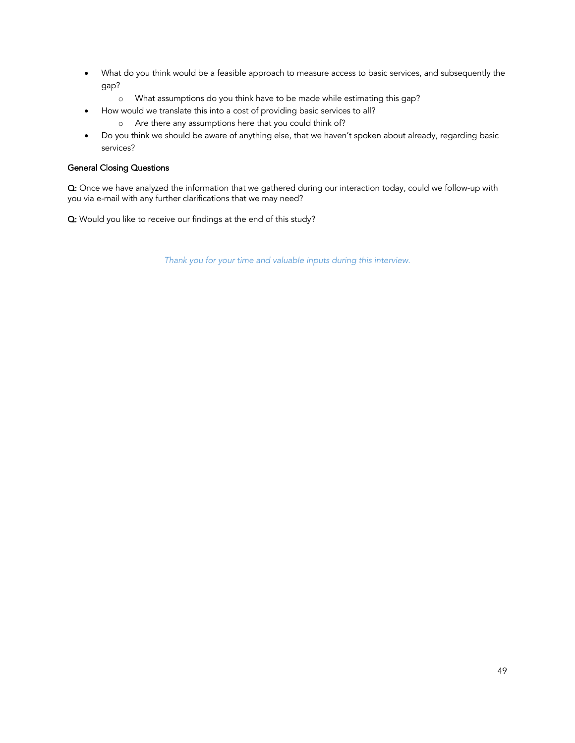- What do you think would be a feasible approach to measure access to basic services, and subsequently the gap?
    - What assumptions do you think have to be made while estimating this gap?
- How would we translate this into a cost of providing basic services to all?
    - Are there any assumptions here that you could think of?
- Do you think we should be aware of anything else, that we haven't spoken about already, regarding basic services?

### General Closing Questions

**Q:** Once we have analyzed the information that we gathered during our interaction today, could we follow-up with you via e-mail with any further clarifications that we may need?

**Q:** Would you like to receive our findings at the end of this study?

*Thank you for your time and valuable inputs during this interview.*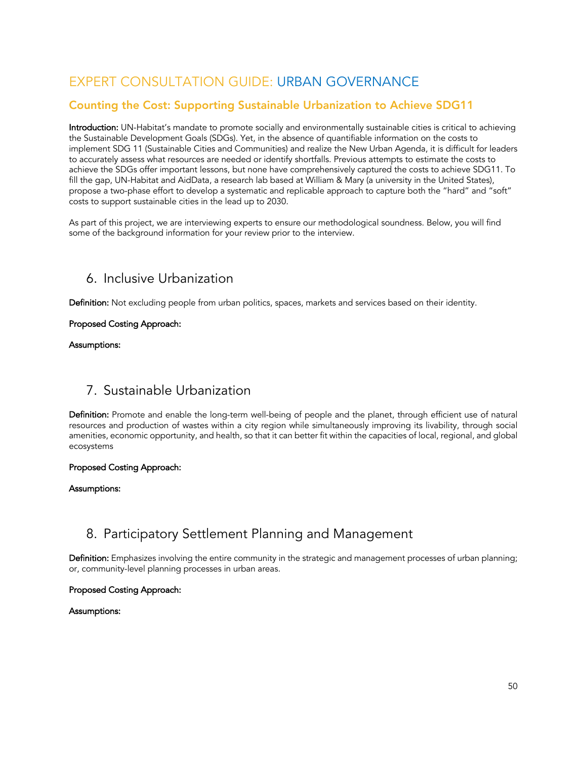# EXPERT CONSULTATION GUIDE: URBAN GOVERNANCE

## Counting the Cost: Supporting Sustainable Urbanization to Achieve SDG11

**Introduction:** UN-Habitat's mandate to promote socially and environmentally sustainable cities is critical to achieving the Sustainable Development Goals (SDGs). Yet, in the absence of quantifiable information on the costs to implement SDG 11 (Sustainable Cities and Communities) and realize the New Urban Agenda, it is difficult for leaders to accurately assess what resources are needed or identify shortfalls. Previous attempts to estimate the costs to achieve the SDGs offer important lessons, but none have comprehensively captured the costs to achieve SDG11. To fill the gap, UN-Habitat and AidData, a research lab based at William & Mary (a university in the United States), propose a two-phase effort to develop a systematic and replicable approach to capture both the "hard" and "soft" costs to support sustainable cities in the lead up to 2030.

As part of this project, we are interviewing experts to ensure our methodological soundness. Below, you will find some of the background information for your review prior to the interview.

## 6. Inclusive Urbanization

**Definition:** Not excluding people from urban politics, spaces, markets and services based on their identity.

**Proposed Costing Approach:**

**Assumptions:**

## 7. Sustainable Urbanization

**Definition:** Promote and enable the long-term well-being of people and the planet, through efficient use of natural resources and production of wastes within a city region while simultaneously improving its livability, through social amenities, economic opportunity, and health, so that it can better fit within the capacities of local, regional, and global ecosystems

**Proposed Costing Approach:**

**Assumptions:**

## 8. Participatory Settlement Planning and Management

**Definition:** Emphasizes involving the entire community in the strategic and management processes of urban planning; or, community-level planning processes in urban areas.

**Proposed Costing Approach:**

**Assumptions:**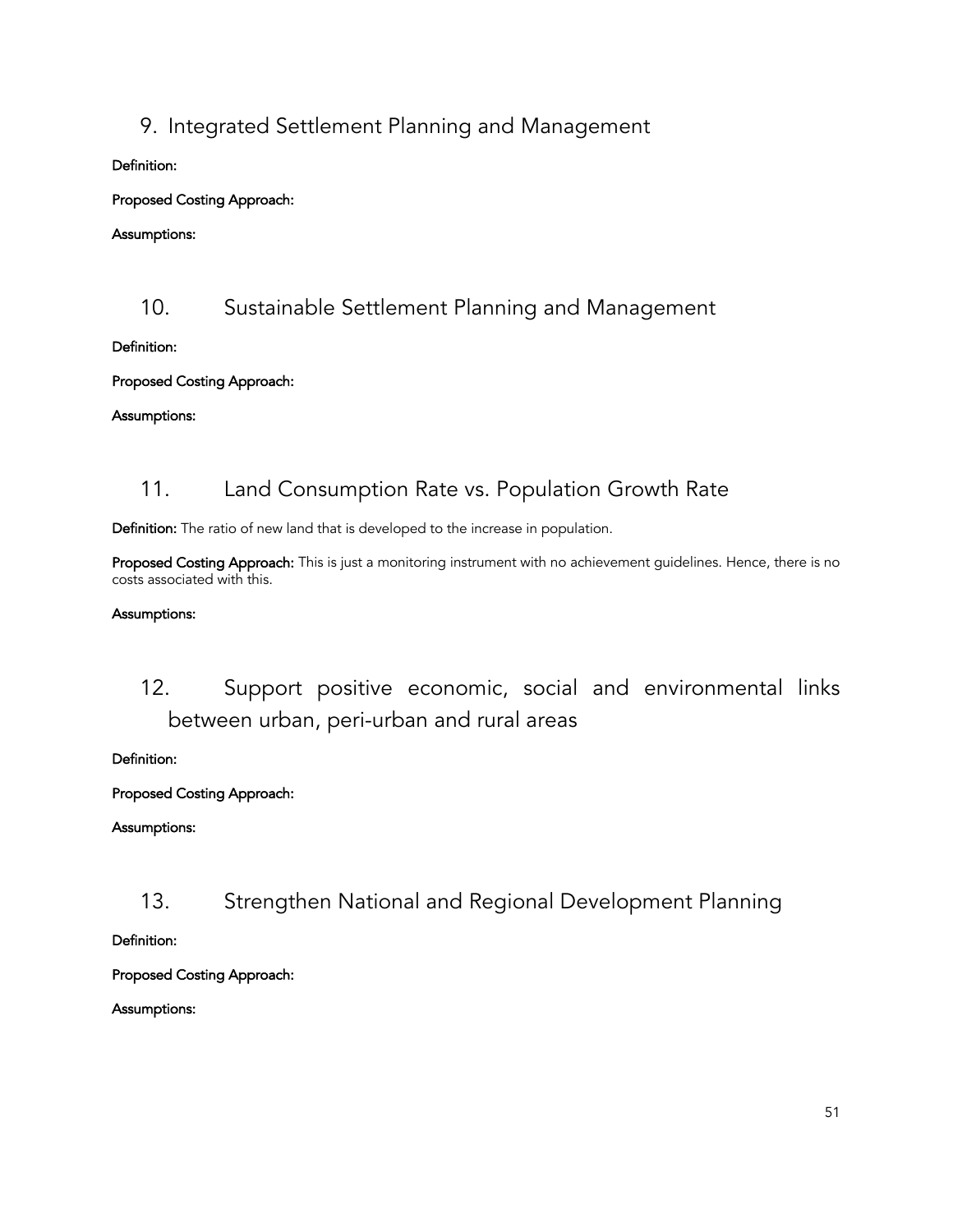## 9. Integrated Settlement Planning and Management

**Definition:**

**Proposed Costing Approach:**

**Assumptions:**

## 10. Sustainable Settlement Planning and Management

**Definition:**

**Proposed Costing Approach:**

**Assumptions:**

## 11. Land Consumption Rate vs. Population Growth Rate

**Definition:** The ratio of new land that is developed to the increase in population.

**Proposed Costing Approach:** This is just a monitoring instrument with no achievement guidelines. Hence, there is no costs associated with this.

**Assumptions:**

## 12. Support positive economic, social and environmental links between urban, peri-urban and rural areas

**Definition:**

**Proposed Costing Approach:**

**Assumptions:**

## 13. Strengthen National and Regional Development Planning

**Definition:**

**Proposed Costing Approach:**

**Assumptions:**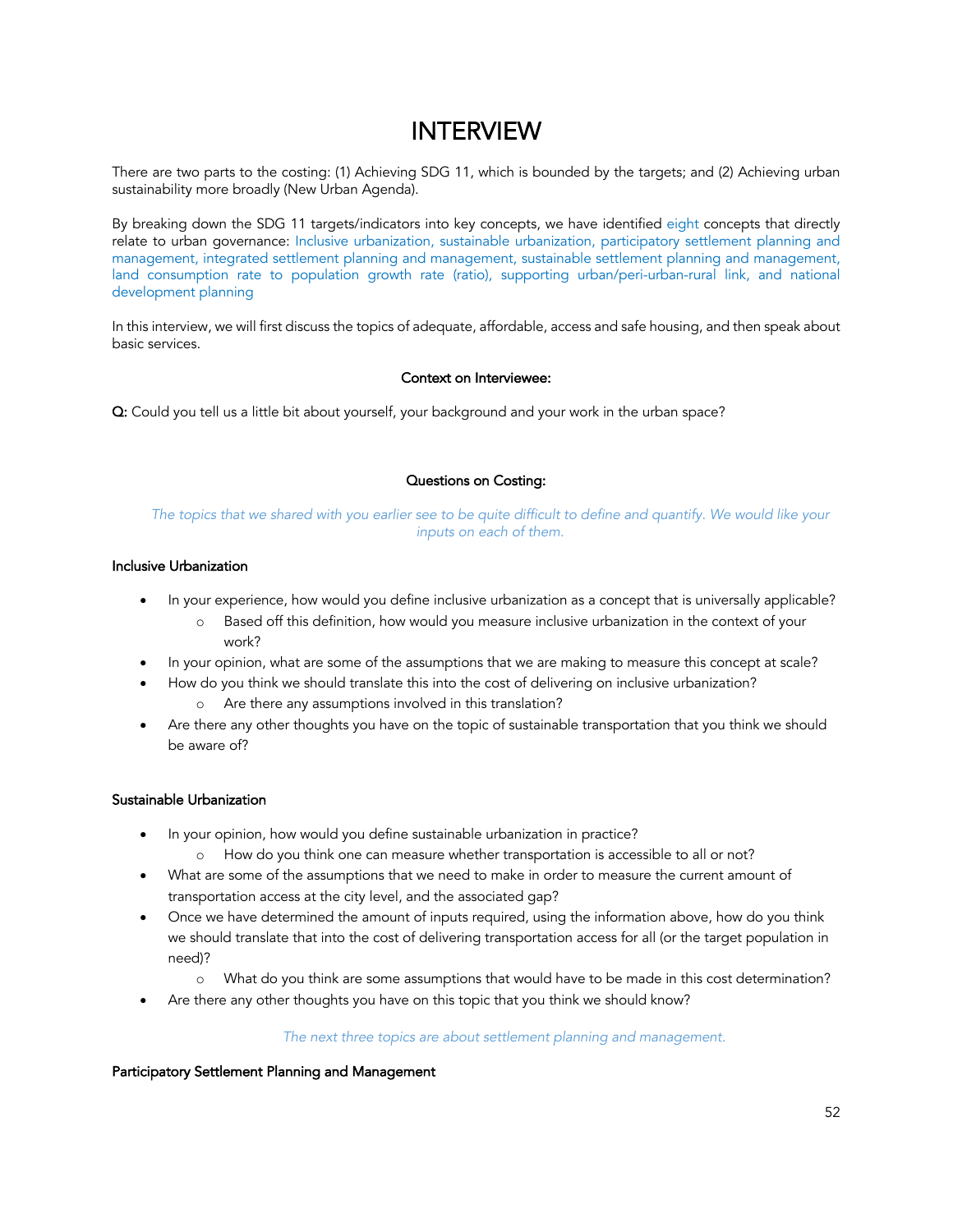# INTERVIEW

There are two parts to the costing: (1) Achieving SDG 11, which is bounded by the targets; and (2) Achieving urban sustainability more broadly (New Urban Agenda).

By breaking down the SDG 11 targets/indicators into key concepts, we have identified eight concepts that directly relate to urban governance: Inclusive urbanization, sustainable urbanization, participatory settlement planning and management, integrated settlement planning and management, sustainable settlement planning and management, land consumption rate to population growth rate (ratio), supporting urban/peri-urban-rural link, and national development planning

In this interview, we will first discuss the topics of adequate, affordable, access and safe housing, and then speak about basic services.

**Context on Interviewee:**

**Q:** Could you tell us a little bit about yourself, your background and your work in the urban space?

**Questions on Costing:**

*The topics that we shared with you earlier see to be quite difficult to define and quantify. We would like your inputs on each of them.*

**Inclusive Urbanization**

- In your experience, how would you define inclusive urbanization as a concept that is universally applicable?
  - Based off this definition, how would you measure inclusive urbanization in the context of your work?
- In your opinion, what are some of the assumptions that we are making to measure this concept at scale?
- How do you think we should translate this into the cost of delivering on inclusive urbanization?
  - Are there any assumptions involved in this translation?
- Are there any other thoughts you have on the topic of sustainable transportation that you think we should be aware of?

**Sustainable Urbanization**

- In your opinion, how would you define sustainable urbanization in practice?
  - How do you think one can measure whether transportation is accessible to all or not?
- What are some of the assumptions that we need to make in order to measure the current amount of transportation access at the city level, and the associated gap?
- Once we have determined the amount of inputs required, using the information above, how do you think we should translate that into the cost of delivering transportation access for all (or the target population in need)?
  - What do you think are some assumptions that would have to be made in this cost determination?
- Are there any other thoughts you have on this topic that you think we should know?

*The next three topics are about settlement planning and management.*

**Participatory Settlement Planning and Management**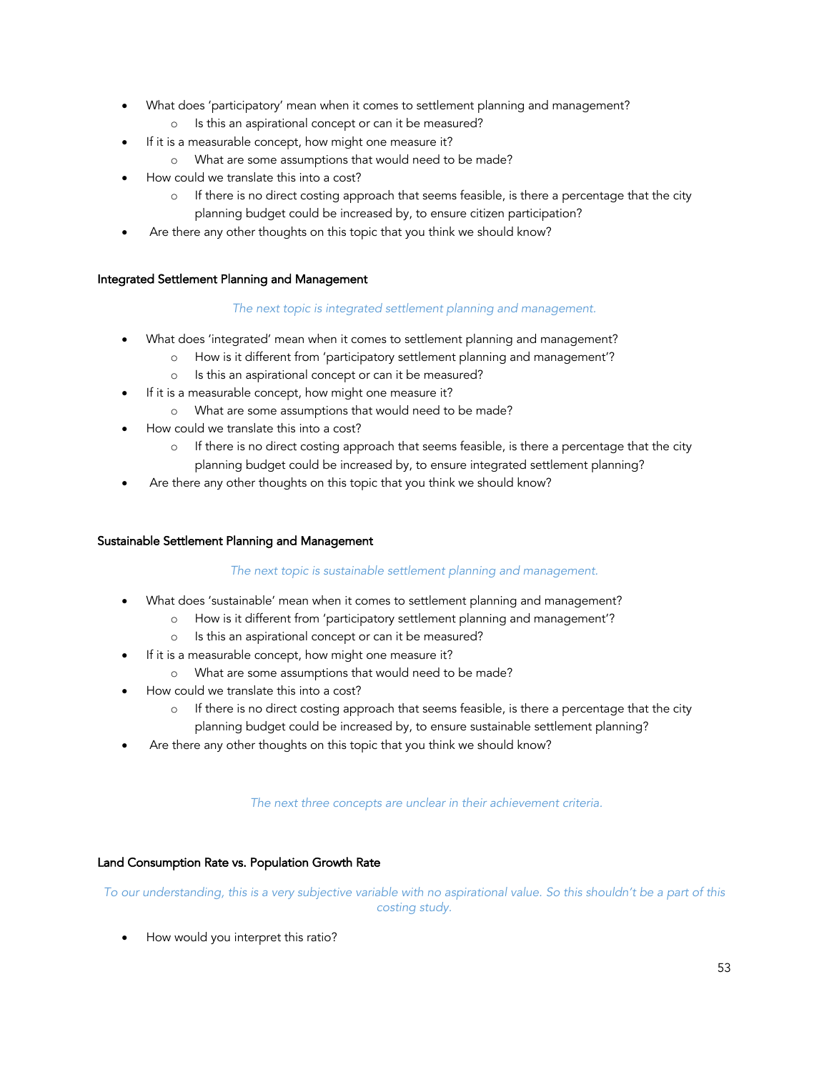- What does 'participatory' mean when it comes to settlement planning and management?
  - Is this an aspirational concept or can it be measured?
- If it is a measurable concept, how might one measure it?
  - What are some assumptions that would need to be made?
- How could we translate this into a cost?
  - If there is no direct costing approach that seems feasible, is there a percentage that the city planning budget could be increased by, to ensure citizen participation?
- Are there any other thoughts on this topic that you think we should know?

### Integrated Settlement Planning and Management

*The next topic is integrated settlement planning and management.*

- What does 'integrated' mean when it comes to settlement planning and management?
  - How is it different from 'participatory settlement planning and management'?
  - Is this an aspirational concept or can it be measured?
- If it is a measurable concept, how might one measure it?
  - What are some assumptions that would need to be made?
- How could we translate this into a cost?
  - If there is no direct costing approach that seems feasible, is there a percentage that the city planning budget could be increased by, to ensure integrated settlement planning?
- Are there any other thoughts on this topic that you think we should know?

### Sustainable Settlement Planning and Management

*The next topic is sustainable settlement planning and management.*

- What does 'sustainable' mean when it comes to settlement planning and management?
  - How is it different from 'participatory settlement planning and management'?
  - Is this an aspirational concept or can it be measured?
- If it is a measurable concept, how might one measure it?
  - What are some assumptions that would need to be made?
- How could we translate this into a cost?
  - If there is no direct costing approach that seems feasible, is there a percentage that the city planning budget could be increased by, to ensure sustainable settlement planning?
- Are there any other thoughts on this topic that you think we should know?

*The next three concepts are unclear in their achievement criteria.*

### Land Consumption Rate vs. Population Growth Rate

*To our understanding, this is a very subjective variable with no aspirational value. So this shouldn't be a part of this costing study.*

- How would you interpret this ratio?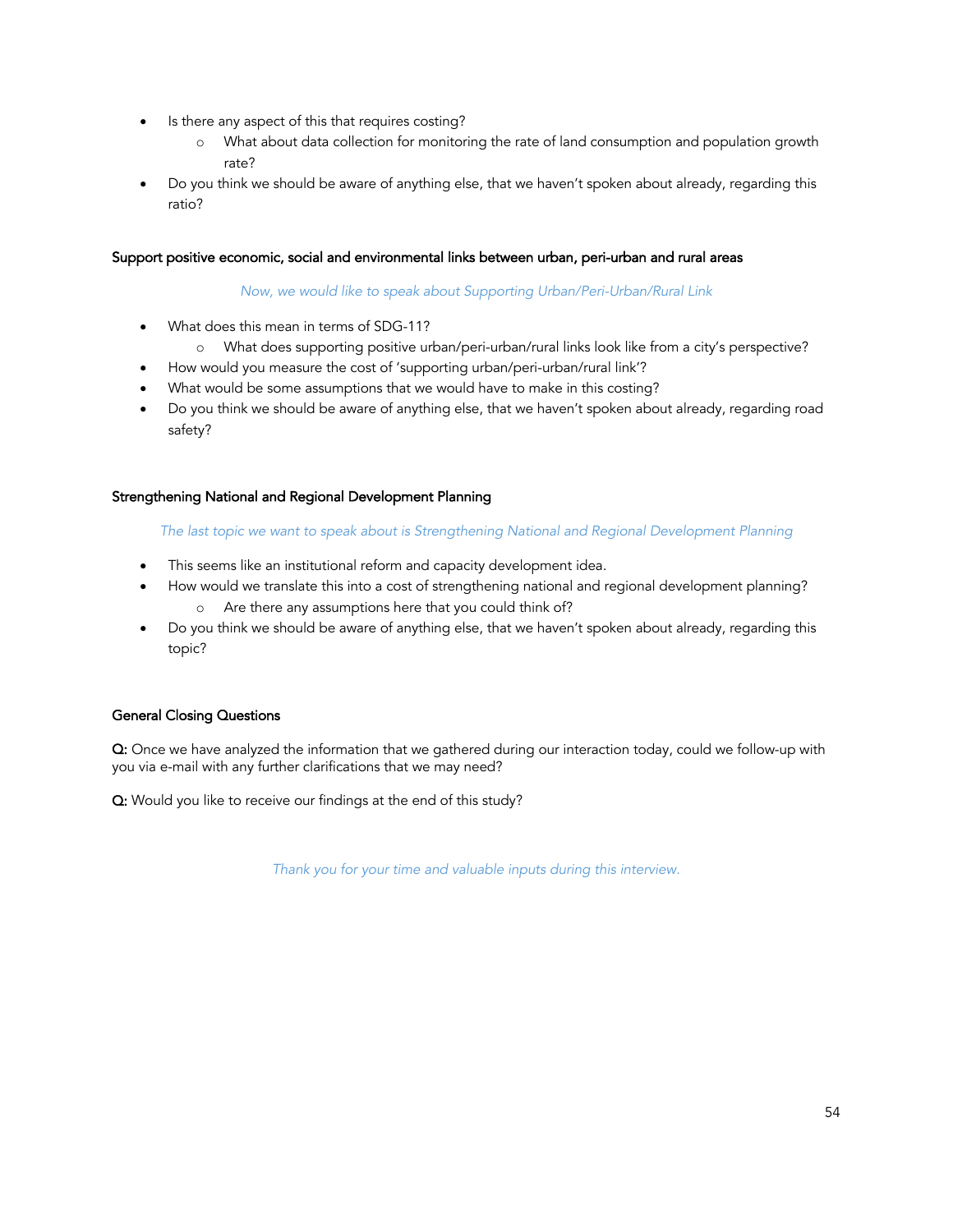- Is there any aspect of this that requires costing?
    - What about data collection for monitoring the rate of land consumption and population growth rate?
- Do you think we should be aware of anything else, that we haven't spoken about already, regarding this ratio?

### Support positive economic, social and environmental links between urban, peri-urban and rural areas

*Now, we would like to speak about Supporting Urban/Peri-Urban/Rural Link*

- What does this mean in terms of SDG-11?
    - What does supporting positive urban/peri-urban/rural links look like from a city's perspective?
- How would you measure the cost of 'supporting urban/peri-urban/rural link'?
- What would be some assumptions that we would have to make in this costing?
- Do you think we should be aware of anything else, that we haven't spoken about already, regarding road safety?

### Strengthening National and Regional Development Planning

*The last topic we want to speak about is Strengthening National and Regional Development Planning*

- This seems like an institutional reform and capacity development idea.
- How would we translate this into a cost of strengthening national and regional development planning?
    - Are there any assumptions here that you could think of?
- Do you think we should be aware of anything else, that we haven't spoken about already, regarding this topic?

### General Closing Questions

**Q:** Once we have analyzed the information that we gathered during our interaction today, could we follow-up with you via e-mail with any further clarifications that we may need?

**Q:** Would you like to receive our findings at the end of this study?

*Thank you for your time and valuable inputs during this interview.*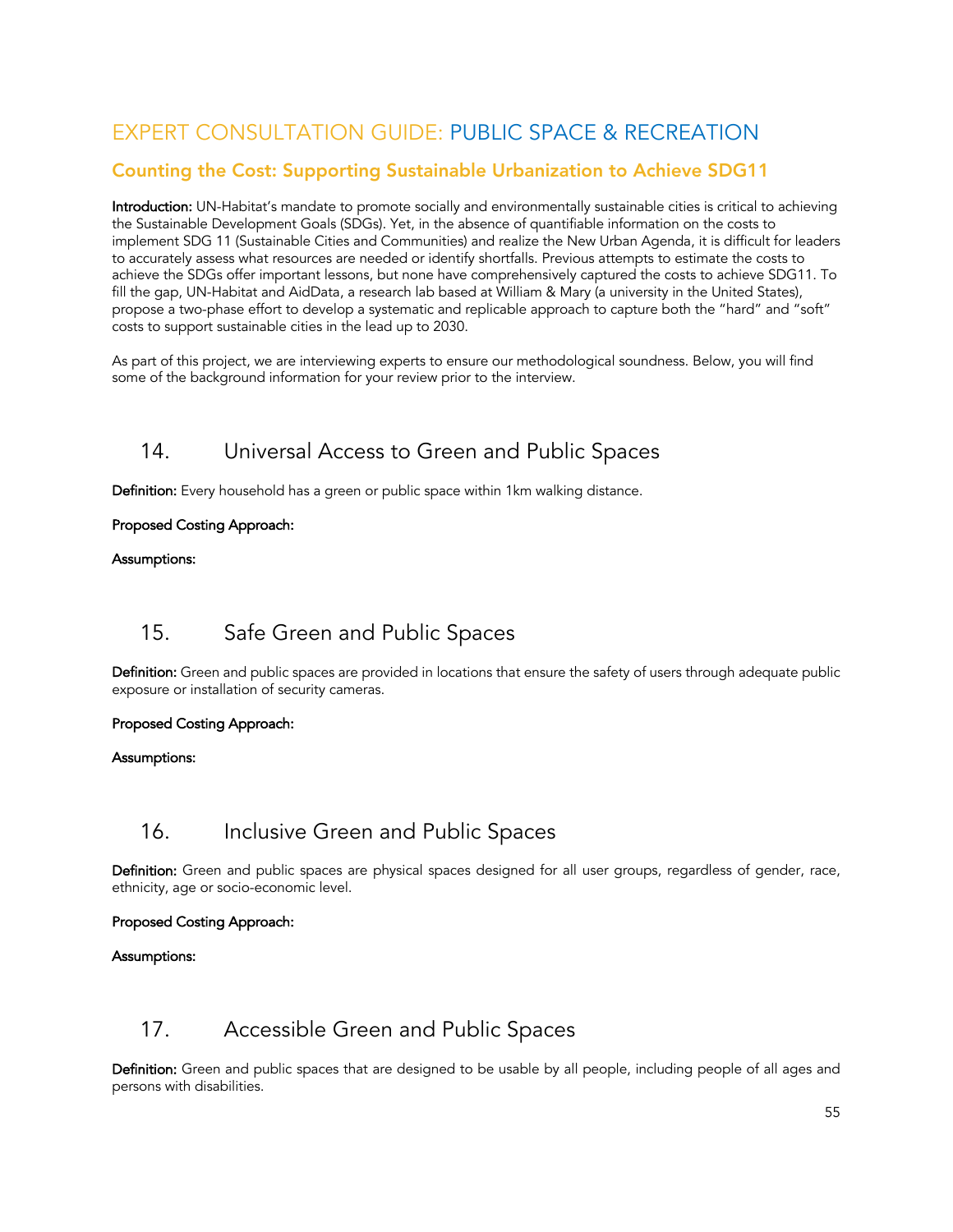# EXPERT CONSULTATION GUIDE: PUBLIC SPACE & RECREATION

## Counting the Cost: Supporting Sustainable Urbanization to Achieve SDG11

**Introduction:** UN-Habitat's mandate to promote socially and environmentally sustainable cities is critical to achieving the Sustainable Development Goals (SDGs). Yet, in the absence of quantifiable information on the costs to implement SDG 11 (Sustainable Cities and Communities) and realize the New Urban Agenda, it is difficult for leaders to accurately assess what resources are needed or identify shortfalls. Previous attempts to estimate the costs to achieve the SDGs offer important lessons, but none have comprehensively captured the costs to achieve SDG11. To fill the gap, UN-Habitat and AidData, a research lab based at William & Mary (a university in the United States), propose a two-phase effort to develop a systematic and replicable approach to capture both the "hard" and "soft" costs to support sustainable cities in the lead up to 2030.

As part of this project, we are interviewing experts to ensure our methodological soundness. Below, you will find some of the background information for your review prior to the interview.

## 14. Universal Access to Green and Public Spaces

**Definition:** Every household has a green or public space within 1km walking distance.

**Proposed Costing Approach:**

**Assumptions:**

## 15. Safe Green and Public Spaces

**Definition:** Green and public spaces are provided in locations that ensure the safety of users through adequate public exposure or installation of security cameras.

**Proposed Costing Approach:**

**Assumptions:**

## 16. Inclusive Green and Public Spaces

**Definition:** Green and public spaces are physical spaces designed for all user groups, regardless of gender, race, ethnicity, age or socio-economic level.

**Proposed Costing Approach:**

**Assumptions:**

## 17. Accessible Green and Public Spaces

**Definition:** Green and public spaces that are designed to be usable by all people, including people of all ages and persons with disabilities.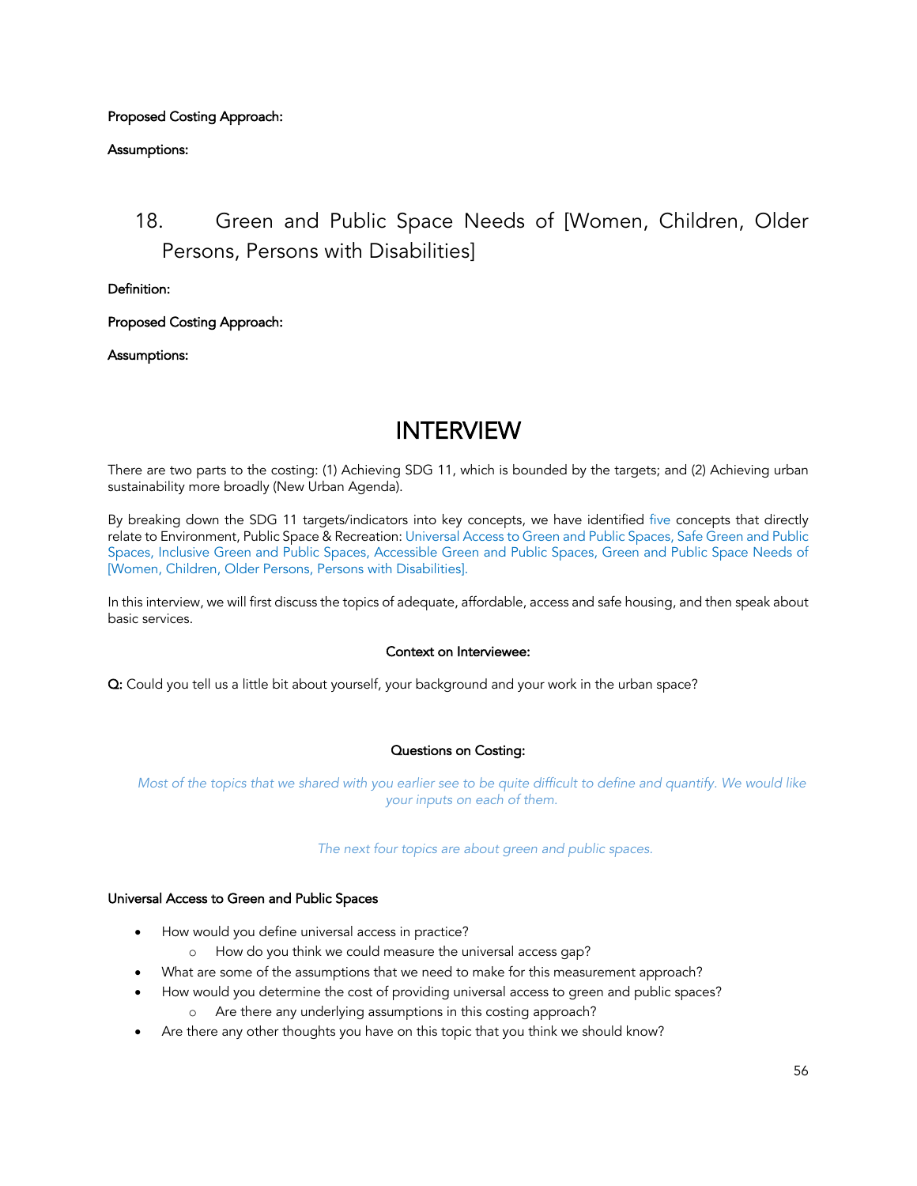**Proposed Costing Approach:**

**Assumptions:**

## 18. Green and Public Space Needs of [Women, Children, Older Persons, Persons with Disabilities]

**Definition:**

**Proposed Costing Approach:**

**Assumptions:**

# INTERVIEW

There are two parts to the costing: (1) Achieving SDG 11, which is bounded by the targets; and (2) Achieving urban sustainability more broadly (New Urban Agenda).

By breaking down the SDG 11 targets/indicators into key concepts, we have identified five concepts that directly relate to Environment, Public Space & Recreation: Universal Access to Green and Public Spaces, Safe Green and Public Spaces, Inclusive Green and Public Spaces, Accessible Green and Public Spaces, Green and Public Space Needs of [Women, Children, Older Persons, Persons with Disabilities].

In this interview, we will first discuss the topics of adequate, affordable, access and safe housing, and then speak about basic services.

**Context on Interviewee:**

**Q:** Could you tell us a little bit about yourself, your background and your work in the urban space?

**Questions on Costing:**

*Most of the topics that we shared with you earlier see to be quite difficult to define and quantify. We would like your inputs on each of them.*

*The next four topics are about green and public spaces.*

**Universal Access to Green and Public Spaces**

- How would you define universal access in practice?
  - How do you think we could measure the universal access gap?
- What are some of the assumptions that we need to make for this measurement approach?
- How would you determine the cost of providing universal access to green and public spaces?
  - Are there any underlying assumptions in this costing approach?
- Are there any other thoughts you have on this topic that you think we should know?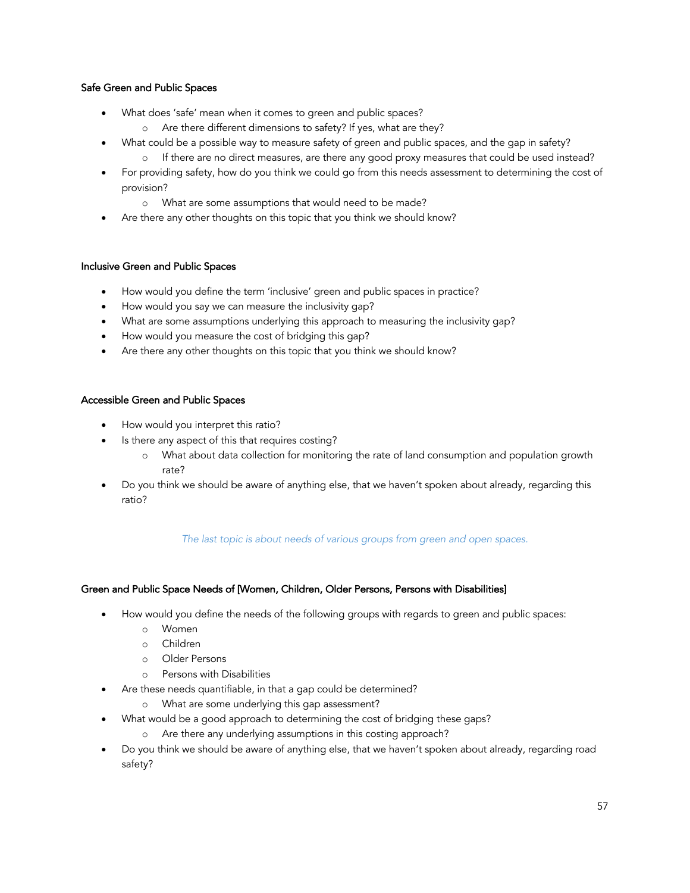**Safe Green and Public Spaces**

- What does 'safe' mean when it comes to green and public spaces?
    - Are there different dimensions to safety? If yes, what are they?
- What could be a possible way to measure safety of green and public spaces, and the gap in safety?
    - If there are no direct measures, are there any good proxy measures that could be used instead?
- For providing safety, how do you think we could go from this needs assessment to determining the cost of provision?
    - What are some assumptions that would need to be made?
- Are there any other thoughts on this topic that you think we should know?

**Inclusive Green and Public Spaces**

- How would you define the term 'inclusive' green and public spaces in practice?
- How would you say we can measure the inclusivity gap?
- What are some assumptions underlying this approach to measuring the inclusivity gap?
- How would you measure the cost of bridging this gap?
- Are there any other thoughts on this topic that you think we should know?

**Accessible Green and Public Spaces**

- How would you interpret this ratio?
- Is there any aspect of this that requires costing?
    - What about data collection for monitoring the rate of land consumption and population growth rate?
- Do you think we should be aware of anything else, that we haven't spoken about already, regarding this ratio?

*The last topic is about needs of various groups from green and open spaces.*

**Green and Public Space Needs of [Women, Children, Older Persons, Persons with Disabilities]**

- How would you define the needs of the following groups with regards to green and public spaces:
    - Women
    - Children
    - Older Persons
    - Persons with Disabilities
- Are these needs quantifiable, in that a gap could be determined?
    - What are some underlying this gap assessment?
- What would be a good approach to determining the cost of bridging these gaps?
    - Are there any underlying assumptions in this costing approach?
- Do you think we should be aware of anything else, that we haven't spoken about already, regarding road safety?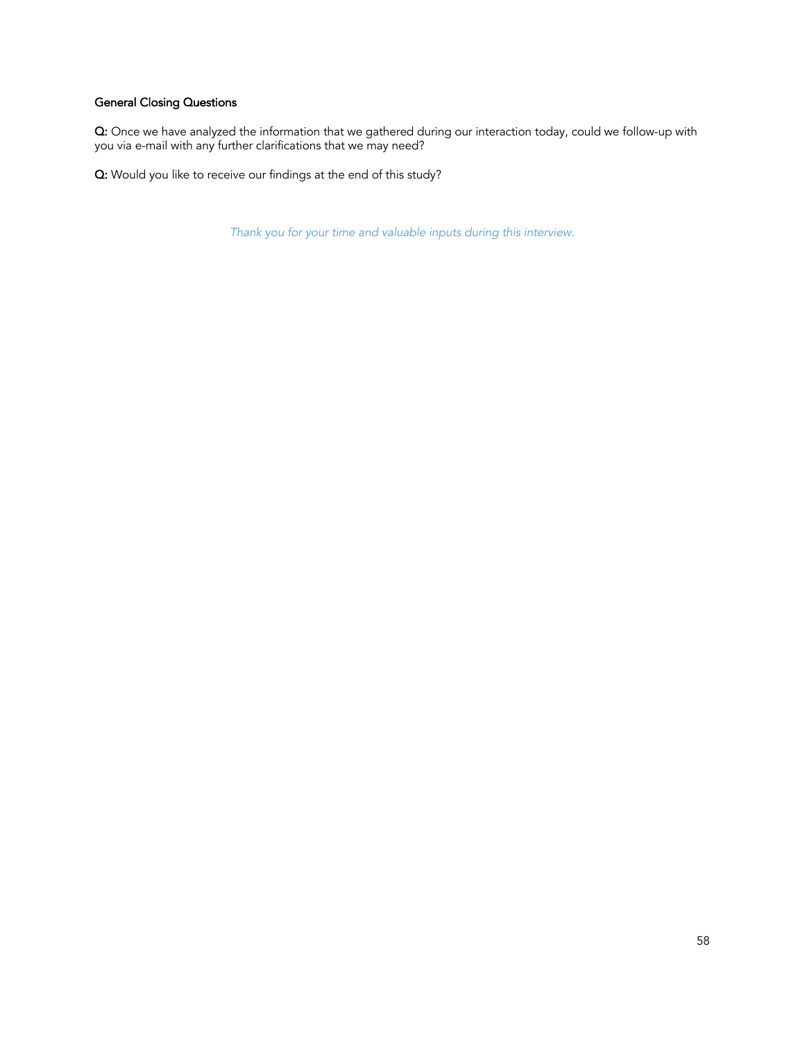**General Closing Questions**

**Q:** Once we have analyzed the information that we gathered during our interaction today, could we follow-up with you via e-mail with any further clarifications that we may need?

**Q:** Would you like to receive our findings at the end of this study?

*Thank you for your time and valuable inputs during this interview.*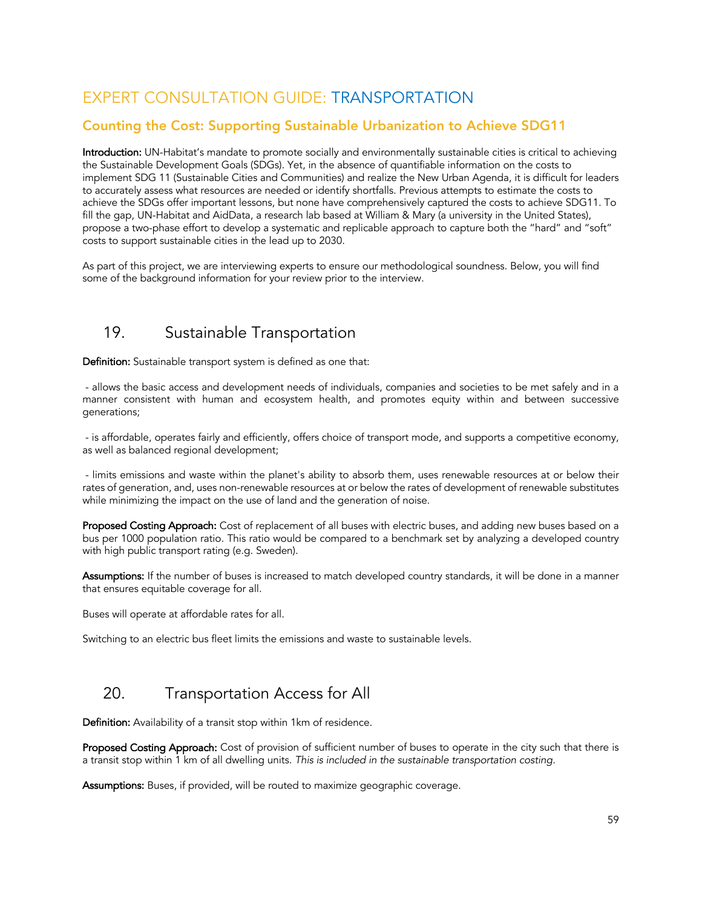# EXPERT CONSULTATION GUIDE: TRANSPORTATION

## Counting the Cost: Supporting Sustainable Urbanization to Achieve SDG11

**Introduction:** UN-Habitat's mandate to promote socially and environmentally sustainable cities is critical to achieving the Sustainable Development Goals (SDGs). Yet, in the absence of quantifiable information on the costs to implement SDG 11 (Sustainable Cities and Communities) and realize the New Urban Agenda, it is difficult for leaders to accurately assess what resources are needed or identify shortfalls. Previous attempts to estimate the costs to achieve the SDGs offer important lessons, but none have comprehensively captured the costs to achieve SDG11. To fill the gap, UN-Habitat and AidData, a research lab based at William & Mary (a university in the United States), propose a two-phase effort to develop a systematic and replicable approach to capture both the "hard" and "soft" costs to support sustainable cities in the lead up to 2030.

As part of this project, we are interviewing experts to ensure our methodological soundness. Below, you will find some of the background information for your review prior to the interview.

## 19. Sustainable Transportation

**Definition:** Sustainable transport system is defined as one that:

- allows the basic access and development needs of individuals, companies and societies to be met safely and in a manner consistent with human and ecosystem health, and promotes equity within and between successive generations;

- is affordable, operates fairly and efficiently, offers choice of transport mode, and supports a competitive economy, as well as balanced regional development;

- limits emissions and waste within the planet's ability to absorb them, uses renewable resources at or below their rates of generation, and, uses non-renewable resources at or below the rates of development of renewable substitutes while minimizing the impact on the use of land and the generation of noise.

**Proposed Costing Approach:** Cost of replacement of all buses with electric buses, and adding new buses based on a bus per 1000 population ratio. This ratio would be compared to a benchmark set by analyzing a developed country with high public transport rating (e.g. Sweden).

**Assumptions:** If the number of buses is increased to match developed country standards, it will be done in a manner that ensures equitable coverage for all.

Buses will operate at affordable rates for all.

Switching to an electric bus fleet limits the emissions and waste to sustainable levels.

## 20. Transportation Access for All

**Definition:** Availability of a transit stop within 1km of residence.

**Proposed Costing Approach:** Cost of provision of sufficient number of buses to operate in the city such that there is a transit stop within 1 km of all dwelling units. *This is included in the sustainable transportation costing.*

**Assumptions:** Buses, if provided, will be routed to maximize geographic coverage.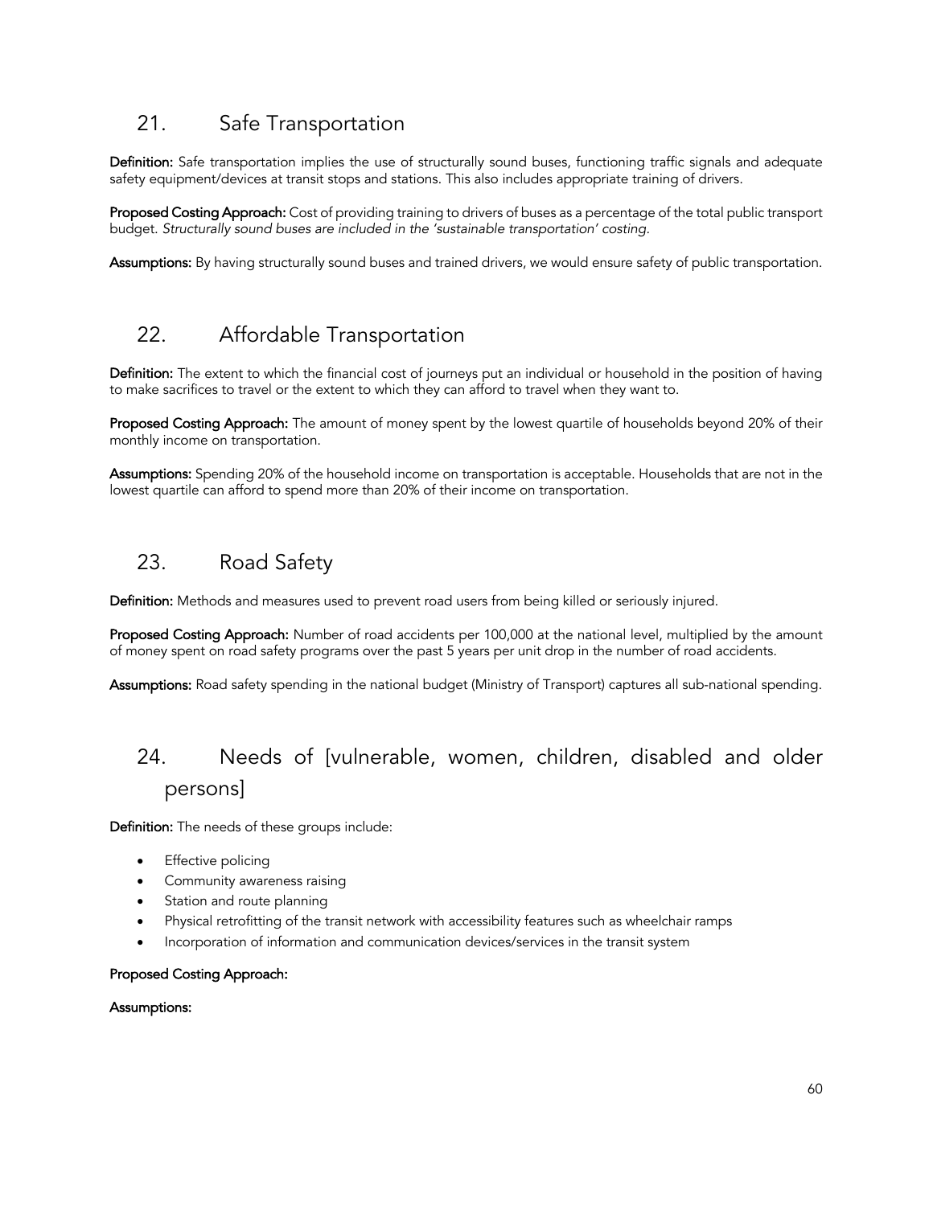## 21. Safe Transportation

**Definition:** Safe transportation implies the use of structurally sound buses, functioning traffic signals and adequate safety equipment/devices at transit stops and stations. This also includes appropriate training of drivers.

**Proposed Costing Approach:** Cost of providing training to drivers of buses as a percentage of the total public transport budget. *Structurally sound buses are included in the 'sustainable transportation' costing.*

**Assumptions:** By having structurally sound buses and trained drivers, we would ensure safety of public transportation.

## 22. Affordable Transportation

**Definition:** The extent to which the financial cost of journeys put an individual or household in the position of having to make sacrifices to travel or the extent to which they can afford to travel when they want to.

**Proposed Costing Approach:** The amount of money spent by the lowest quartile of households beyond 20% of their monthly income on transportation.

**Assumptions:** Spending 20% of the household income on transportation is acceptable. Households that are not in the lowest quartile can afford to spend more than 20% of their income on transportation.

## 23. Road Safety

**Definition:** Methods and measures used to prevent road users from being killed or seriously injured.

**Proposed Costing Approach:** Number of road accidents per 100,000 at the national level, multiplied by the amount of money spent on road safety programs over the past 5 years per unit drop in the number of road accidents.

**Assumptions:** Road safety spending in the national budget (Ministry of Transport) captures all sub-national spending.

## 24. Needs of [vulnerable, women, children, disabled and older persons]

**Definition:** The needs of these groups include:

- Effective policing
- Community awareness raising
- Station and route planning
- Physical retrofitting of the transit network with accessibility features such as wheelchair ramps
- Incorporation of information and communication devices/services in the transit system

**Proposed Costing Approach:**

**Assumptions:**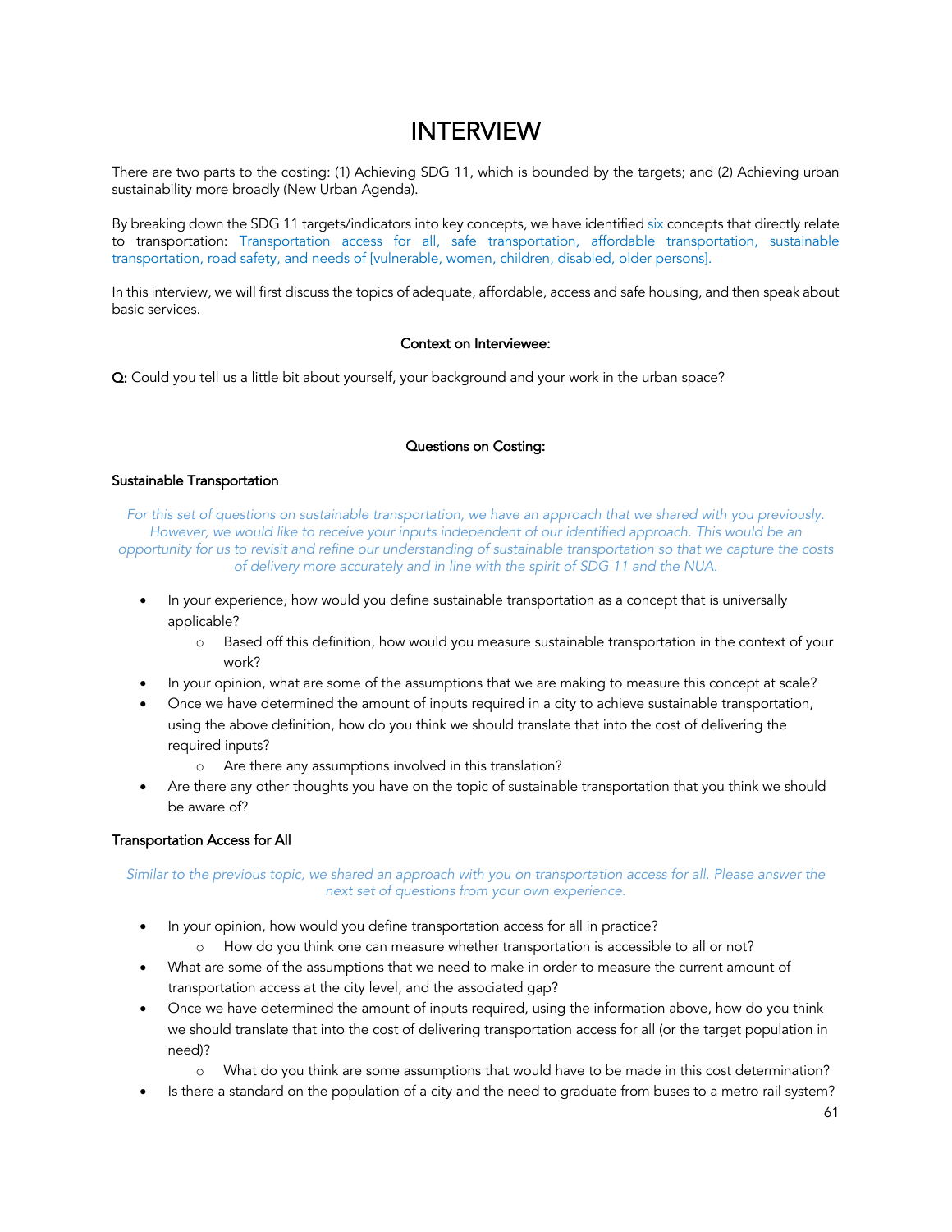# INTERVIEW

There are two parts to the costing: (1) Achieving SDG 11, which is bounded by the targets; and (2) Achieving urban sustainability more broadly (New Urban Agenda).

By breaking down the SDG 11 targets/indicators into key concepts, we have identified six concepts that directly relate to transportation: Transportation access for all, safe transportation, affordable transportation, sustainable transportation, road safety, and needs of [vulnerable, women, children, disabled, older persons].

In this interview, we will first discuss the topics of adequate, affordable, access and safe housing, and then speak about basic services.

**Context on Interviewee:**

**Q:** Could you tell us a little bit about yourself, your background and your work in the urban space?

**Questions on Costing:**

**Sustainable Transportation**

*For this set of questions on sustainable transportation, we have an approach that we shared with you previously. However, we would like to receive your inputs independent of our identified approach. This would be an opportunity for us to revisit and refine our understanding of sustainable transportation so that we capture the costs of delivery more accurately and in line with the spirit of SDG 11 and the NUA.*

- In your experience, how would you define sustainable transportation as a concept that is universally applicable?
  - Based off this definition, how would you measure sustainable transportation in the context of your work?
- In your opinion, what are some of the assumptions that we are making to measure this concept at scale?
- Once we have determined the amount of inputs required in a city to achieve sustainable transportation, using the above definition, how do you think we should translate that into the cost of delivering the required inputs?
  - Are there any assumptions involved in this translation?
- Are there any other thoughts you have on the topic of sustainable transportation that you think we should be aware of?

**Transportation Access for All**

*Similar to the previous topic, we shared an approach with you on transportation access for all. Please answer the next set of questions from your own experience.*

- In your opinion, how would you define transportation access for all in practice?
  - How do you think one can measure whether transportation is accessible to all or not?
- What are some of the assumptions that we need to make in order to measure the current amount of transportation access at the city level, and the associated gap?
- Once we have determined the amount of inputs required, using the information above, how do you think we should translate that into the cost of delivering transportation access for all (or the target population in need)?
  - What do you think are some assumptions that would have to be made in this cost determination?
- Is there a standard on the population of a city and the need to graduate from buses to a metro rail system?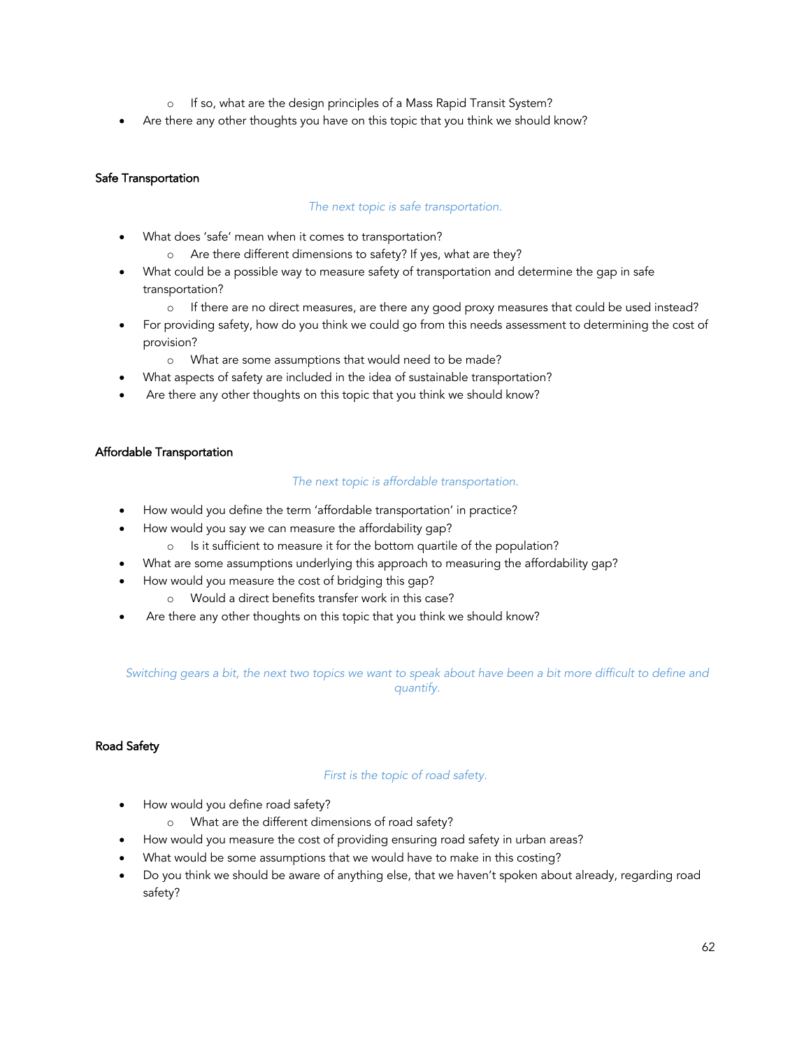- If so, what are the design principles of a Mass Rapid Transit System?
- Are there any other thoughts you have on this topic that you think we should know?

### Safe Transportation

*The next topic is safe transportation.*

- What does 'safe' mean when it comes to transportation?
    - Are there different dimensions to safety? If yes, what are they?
- What could be a possible way to measure safety of transportation and determine the gap in safe transportation?
    - If there are no direct measures, are there any good proxy measures that could be used instead?
- For providing safety, how do you think we could go from this needs assessment to determining the cost of provision?
    - What are some assumptions that would need to be made?
- What aspects of safety are included in the idea of sustainable transportation?
- Are there any other thoughts on this topic that you think we should know?

### Affordable Transportation

*The next topic is affordable transportation.*

- How would you define the term 'affordable transportation' in practice?
- How would you say we can measure the affordability gap?
    - Is it sufficient to measure it for the bottom quartile of the population?
- What are some assumptions underlying this approach to measuring the affordability gap?
- How would you measure the cost of bridging this gap?
    - Would a direct benefits transfer work in this case?
- Are there any other thoughts on this topic that you think we should know?

*Switching gears a bit, the next two topics we want to speak about have been a bit more difficult to define and quantify.*

### Road Safety

*First is the topic of road safety.*

- How would you define road safety?
    - What are the different dimensions of road safety?
- How would you measure the cost of providing ensuring road safety in urban areas?
- What would be some assumptions that we would have to make in this costing?
- Do you think we should be aware of anything else, that we haven't spoken about already, regarding road safety?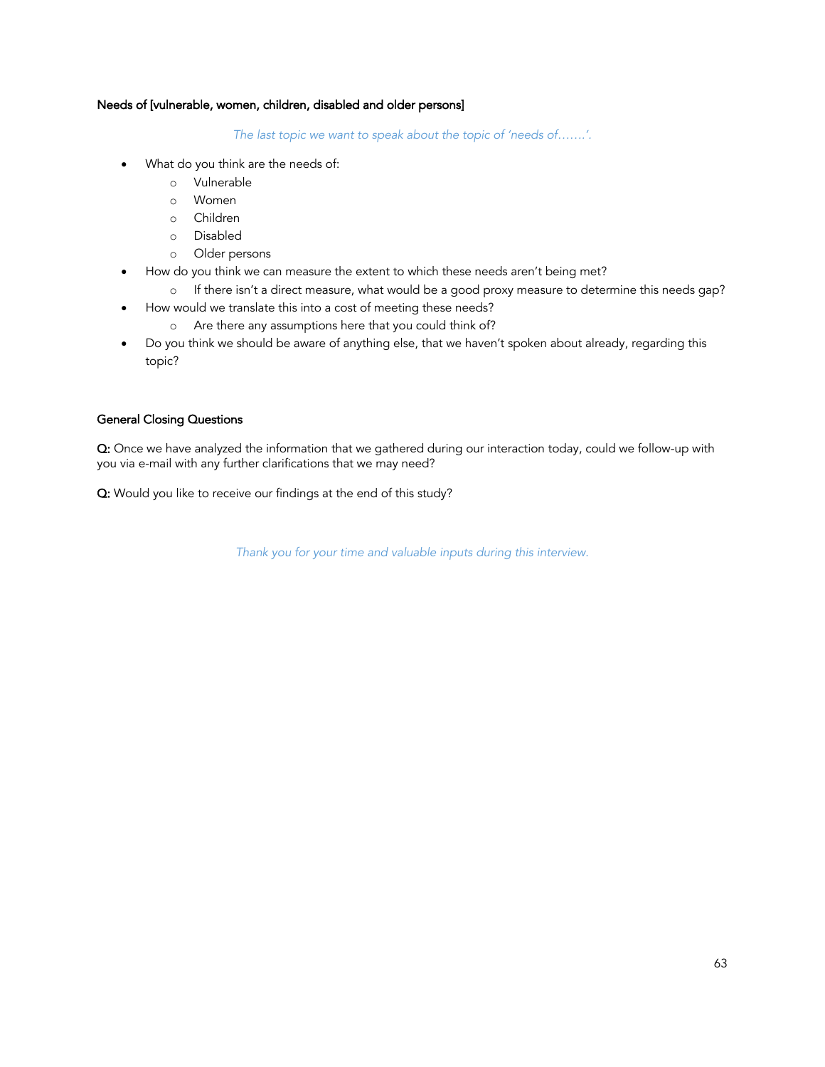**Needs of [vulnerable, women, children, disabled and older persons]**

*The last topic we want to speak about the topic of 'needs of…….'.*

- What do you think are the needs of:
  - Vulnerable
  - Women
  - Children
  - Disabled
  - Older persons
- How do you think we can measure the extent to which these needs aren't being met?
  - If there isn't a direct measure, what would be a good proxy measure to determine this needs gap?
- How would we translate this into a cost of meeting these needs?
  - Are there any assumptions here that you could think of?
- Do you think we should be aware of anything else, that we haven't spoken about already, regarding this topic?

**General Closing Questions**

**Q:** Once we have analyzed the information that we gathered during our interaction today, could we follow-up with you via e-mail with any further clarifications that we may need?

**Q:** Would you like to receive our findings at the end of this study?

*Thank you for your time and valuable inputs during this interview.*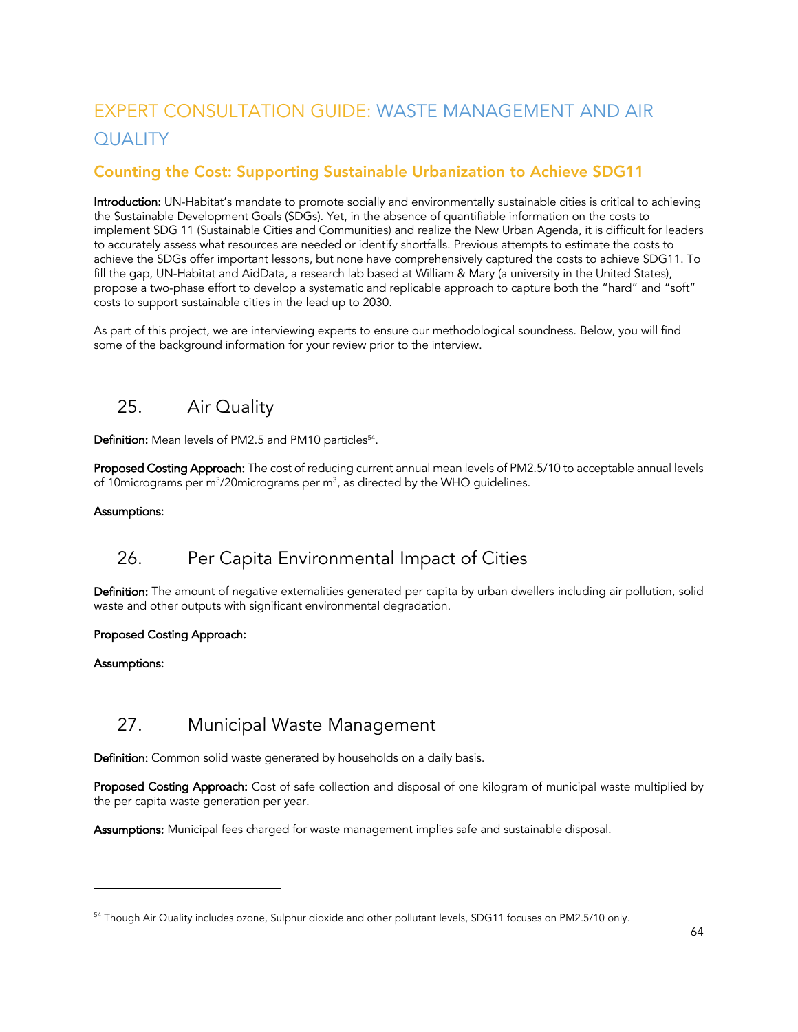# EXPERT CONSULTATION GUIDE: WASTE MANAGEMENT AND AIR QUALITY

## Counting the Cost: Supporting Sustainable Urbanization to Achieve SDG11

**Introduction:** UN-Habitat's mandate to promote socially and environmentally sustainable cities is critical to achieving the Sustainable Development Goals (SDGs). Yet, in the absence of quantifiable information on the costs to implement SDG 11 (Sustainable Cities and Communities) and realize the New Urban Agenda, it is difficult for leaders to accurately assess what resources are needed or identify shortfalls. Previous attempts to estimate the costs to achieve the SDGs offer important lessons, but none have comprehensively captured the costs to achieve SDG11. To fill the gap, UN-Habitat and AidData, a research lab based at William & Mary (a university in the United States), propose a two-phase effort to develop a systematic and replicable approach to capture both the "hard" and "soft" costs to support sustainable cities in the lead up to 2030.

As part of this project, we are interviewing experts to ensure our methodological soundness. Below, you will find some of the background information for your review prior to the interview.

## 25. Air Quality

**Definition:** Mean levels of PM2.5 and PM10 particles[54].

**Proposed Costing Approach:** The cost of reducing current annual mean levels of PM2.5/10 to acceptable annual levels of 10micrograms per $m^3$/20micrograms per $m^3$, as directed by the WHO guidelines.

**Assumptions:**

## 26. Per Capita Environmental Impact of Cities

**Definition:** The amount of negative externalities generated per capita by urban dwellers including air pollution, solid waste and other outputs with significant environmental degradation.

**Proposed Costing Approach:**

**Assumptions:**

## 27. Municipal Waste Management

**Definition:** Common solid waste generated by households on a daily basis.

**Proposed Costing Approach:** Cost of safe collection and disposal of one kilogram of municipal waste multiplied by the per capita waste generation per year.

**Assumptions:** Municipal fees charged for waste management implies safe and sustainable disposal.

---

[54] Though Air Quality includes ozone, Sulphur dioxide and other pollutant levels, SDG11 focuses on PM2.5/10 only.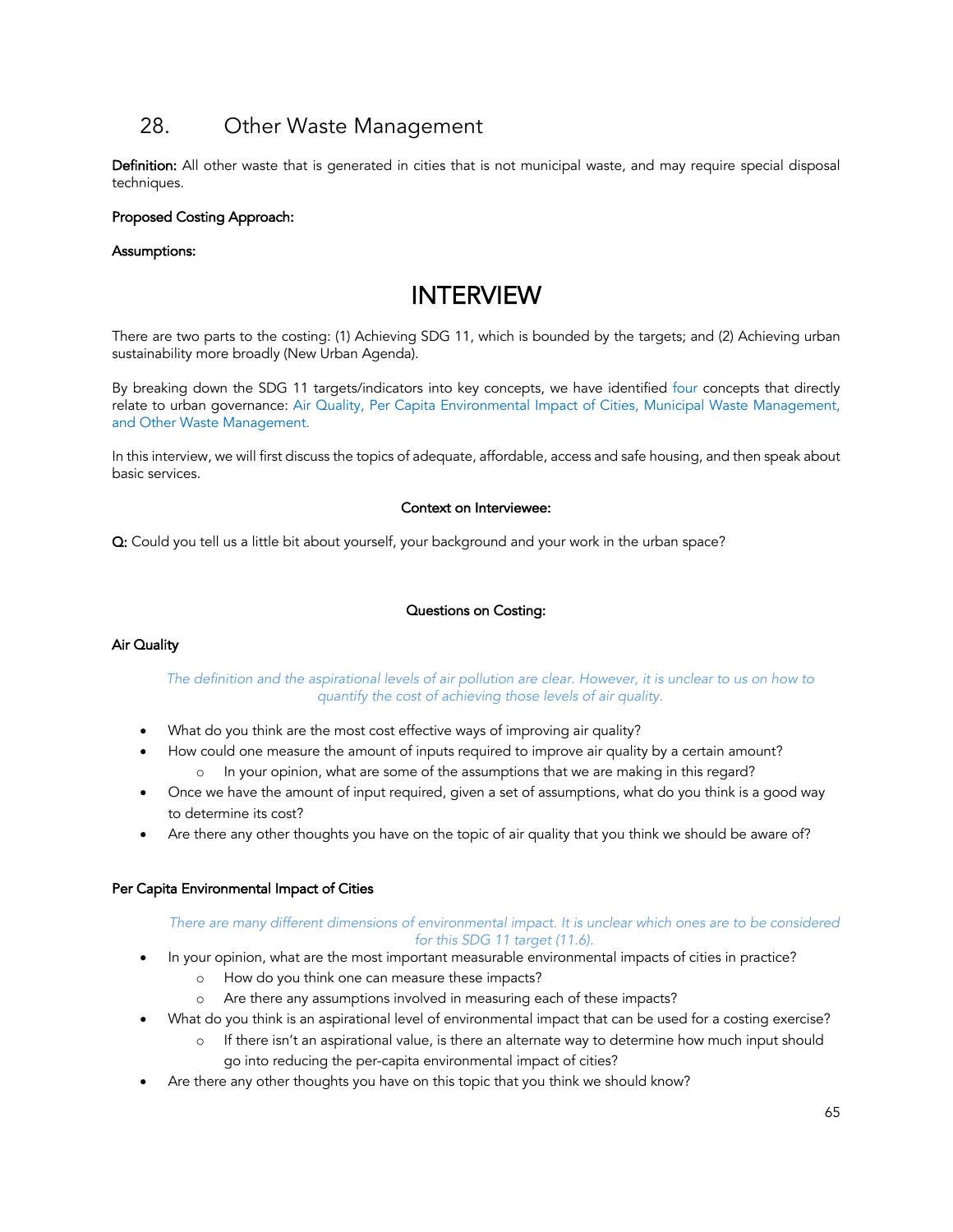## 28. Other Waste Management

**Definition:** All other waste that is generated in cities that is not municipal waste, and may require special disposal techniques.

**Proposed Costing Approach:**

**Assumptions:**

# INTERVIEW

There are two parts to the costing: (1) Achieving SDG 11, which is bounded by the targets; and (2) Achieving urban sustainability more broadly (New Urban Agenda).

By breaking down the SDG 11 targets/indicators into key concepts, we have identified four concepts that directly relate to urban governance: Air Quality, Per Capita Environmental Impact of Cities, Municipal Waste Management, and Other Waste Management.

In this interview, we will first discuss the topics of adequate, affordable, access and safe housing, and then speak about basic services.

**Context on Interviewee:**

**Q:** Could you tell us a little bit about yourself, your background and your work in the urban space?

**Questions on Costing:**

**Air Quality**

*The definition and the aspirational levels of air pollution are clear. However, it is unclear to us on how to quantify the cost of achieving those levels of air quality.*

- What do you think are the most cost effective ways of improving air quality?
- How could one measure the amount of inputs required to improve air quality by a certain amount?
  - In your opinion, what are some of the assumptions that we are making in this regard?
- Once we have the amount of input required, given a set of assumptions, what do you think is a good way to determine its cost?
- Are there any other thoughts you have on the topic of air quality that you think we should be aware of?

**Per Capita Environmental Impact of Cities**

*There are many different dimensions of environmental impact. It is unclear which ones are to be considered for this SDG 11 target (11.6).*

- In your opinion, what are the most important measurable environmental impacts of cities in practice?
  - How do you think one can measure these impacts?
  - Are there any assumptions involved in measuring each of these impacts?
- What do you think is an aspirational level of environmental impact that can be used for a costing exercise?
  - If there isn't an aspirational value, is there an alternate way to determine how much input should go into reducing the per-capita environmental impact of cities?
- Are there any other thoughts you have on this topic that you think we should know?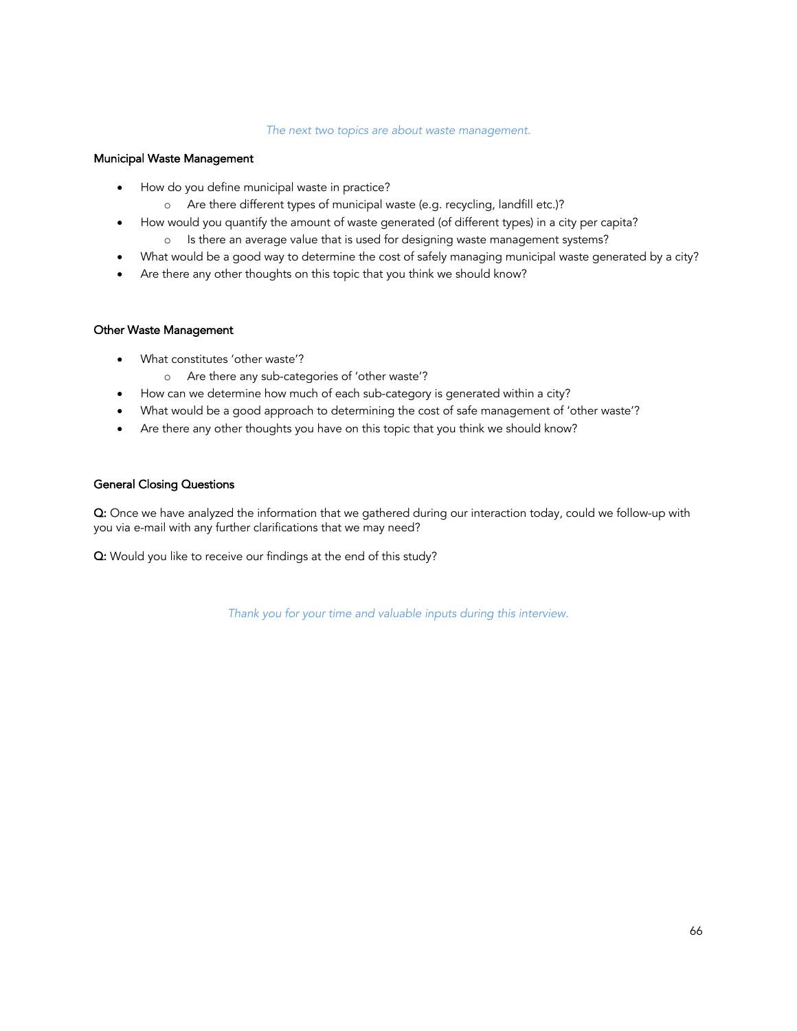*The next two topics are about waste management.*

### Municipal Waste Management

- How do you define municipal waste in practice?
    - Are there different types of municipal waste (e.g. recycling, landfill etc.)?
- How would you quantify the amount of waste generated (of different types) in a city per capita?
    - Is there an average value that is used for designing waste management systems?
- What would be a good way to determine the cost of safely managing municipal waste generated by a city?
- Are there any other thoughts on this topic that you think we should know?

### Other Waste Management

- What constitutes 'other waste'?
    - Are there any sub-categories of 'other waste'?
- How can we determine how much of each sub-category is generated within a city?
- What would be a good approach to determining the cost of safe management of 'other waste'?
- Are there any other thoughts you have on this topic that you think we should know?

### General Closing Questions

**Q:** Once we have analyzed the information that we gathered during our interaction today, could we follow-up with you via e-mail with any further clarifications that we may need?

**Q:** Would you like to receive our findings at the end of this study?

*Thank you for your time and valuable inputs during this interview.*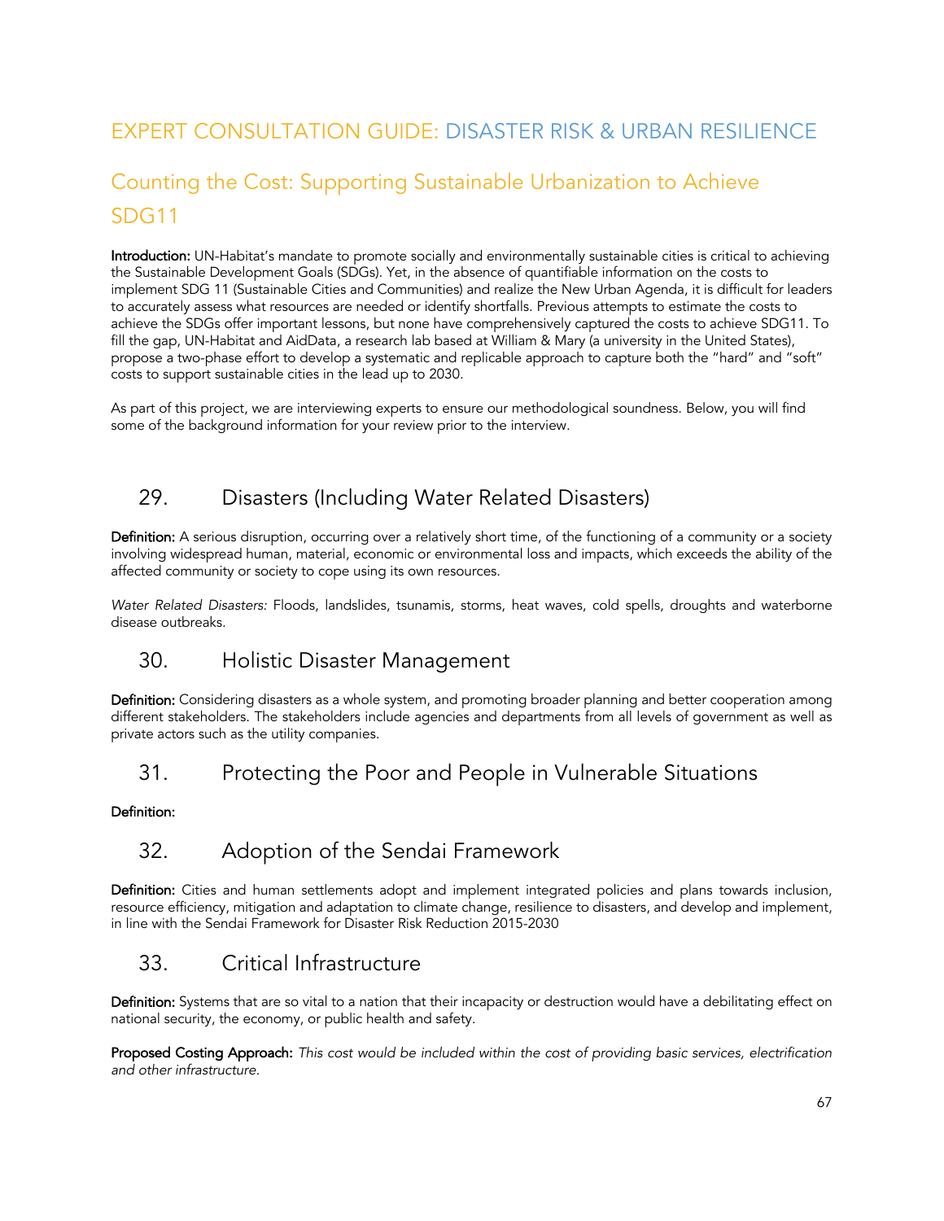# EXPERT CONSULTATION GUIDE: DISASTER RISK & URBAN RESILIENCE

## Counting the Cost: Supporting Sustainable Urbanization to Achieve SDG11

**Introduction:** UN-Habitat's mandate to promote socially and environmentally sustainable cities is critical to achieving the Sustainable Development Goals (SDGs). Yet, in the absence of quantifiable information on the costs to implement SDG 11 (Sustainable Cities and Communities) and realize the New Urban Agenda, it is difficult for leaders to accurately assess what resources are needed or identify shortfalls. Previous attempts to estimate the costs to achieve the SDGs offer important lessons, but none have comprehensively captured the costs to achieve SDG11. To fill the gap, UN-Habitat and AidData, a research lab based at William & Mary (a university in the United States), propose a two-phase effort to develop a systematic and replicable approach to capture both the "hard" and "soft" costs to support sustainable cities in the lead up to 2030.

As part of this project, we are interviewing experts to ensure our methodological soundness. Below, you will find some of the background information for your review prior to the interview.

### 29. Disasters (Including Water Related Disasters)

**Definition:** A serious disruption, occurring over a relatively short time, of the functioning of a community or a society involving widespread human, material, economic or environmental loss and impacts, which exceeds the ability of the affected community or society to cope using its own resources.

*Water Related Disasters:* Floods, landslides, tsunamis, storms, heat waves, cold spells, droughts and waterborne disease outbreaks.

### 30. Holistic Disaster Management

**Definition:** Considering disasters as a whole system, and promoting broader planning and better cooperation among different stakeholders. The stakeholders include agencies and departments from all levels of government as well as private actors such as the utility companies.

### 31. Protecting the Poor and People in Vulnerable Situations

**Definition:**

### 32. Adoption of the Sendai Framework

**Definition:** Cities and human settlements adopt and implement integrated policies and plans towards inclusion, resource efficiency, mitigation and adaptation to climate change, resilience to disasters, and develop and implement, in line with the Sendai Framework for Disaster Risk Reduction 2015-2030

### 33. Critical Infrastructure

**Definition:** Systems that are so vital to a nation that their incapacity or destruction would have a debilitating effect on national security, the economy, or public health and safety.

**Proposed Costing Approach:** *This cost would be included within the cost of providing basic services, electrification and other infrastructure.*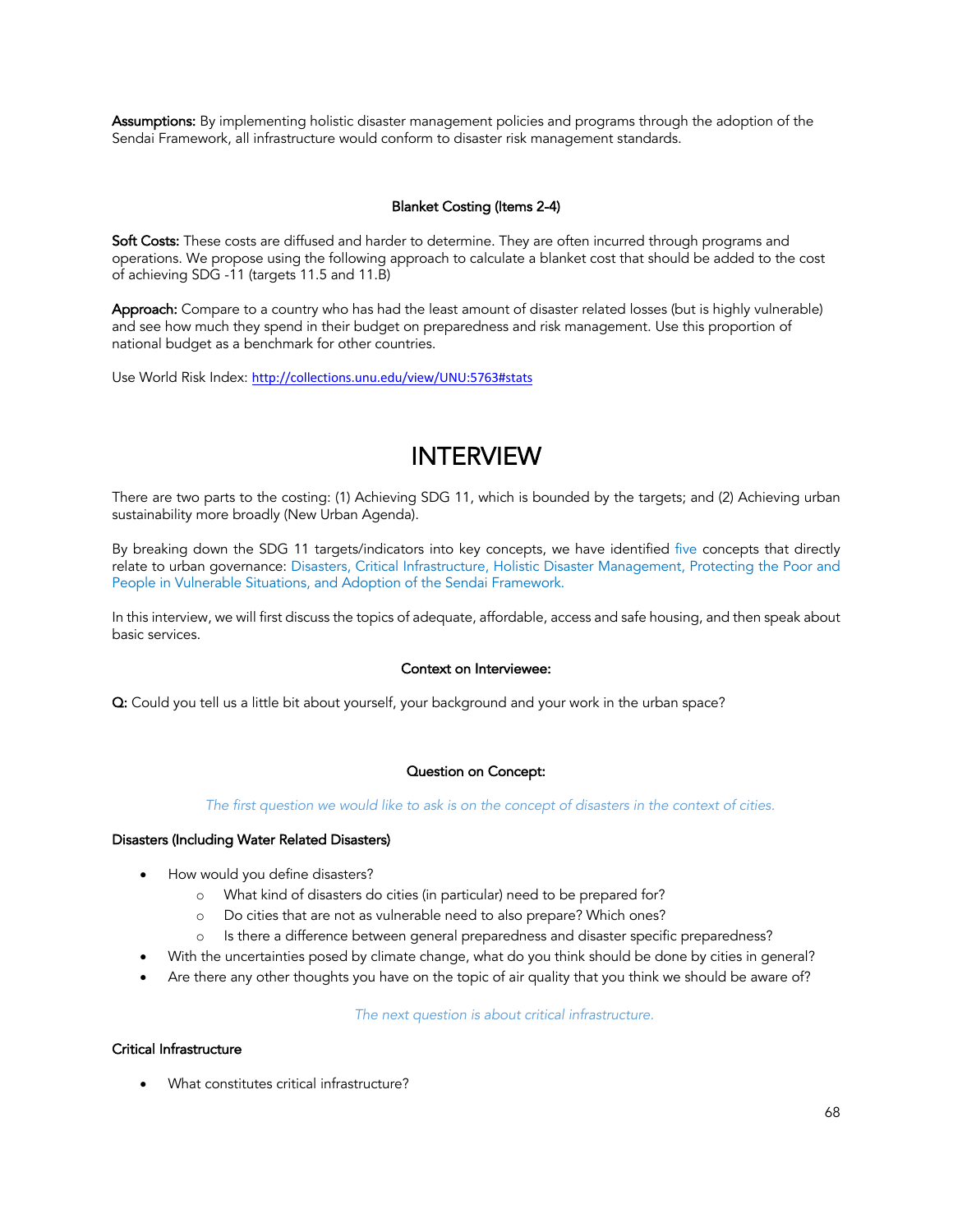**Assumptions:** By implementing holistic disaster management policies and programs through the adoption of the Sendai Framework, all infrastructure would conform to disaster risk management standards.

**Blanket Costing (Items 2-4)**

**Soft Costs:** These costs are diffused and harder to determine. They are often incurred through programs and operations. We propose using the following approach to calculate a blanket cost that should be added to the cost of achieving SDG -11 (targets 11.5 and 11.B)

**Approach:** Compare to a country who has had the least amount of disaster related losses (but is highly vulnerable) and see how much they spend in their budget on preparedness and risk management. Use this proportion of national budget as a benchmark for other countries.

Use World Risk Index: http://collections.unu.edu/view/UNU:5763#stats

# INTERVIEW

There are two parts to the costing: (1) Achieving SDG 11, which is bounded by the targets; and (2) Achieving urban sustainability more broadly (New Urban Agenda).

By breaking down the SDG 11 targets/indicators into key concepts, we have identified five concepts that directly relate to urban governance: Disasters, Critical Infrastructure, Holistic Disaster Management, Protecting the Poor and People in Vulnerable Situations, and Adoption of the Sendai Framework.

In this interview, we will first discuss the topics of adequate, affordable, access and safe housing, and then speak about basic services.

**Context on Interviewee:**

**Q:** Could you tell us a little bit about yourself, your background and your work in the urban space?

**Question on Concept:**

*The first question we would like to ask is on the concept of disasters in the context of cities.*

**Disasters (Including Water Related Disasters)**

- How would you define disasters?
  - What kind of disasters do cities (in particular) need to be prepared for?
  - Do cities that are not as vulnerable need to also prepare? Which ones?
  - Is there a difference between general preparedness and disaster specific preparedness?
- With the uncertainties posed by climate change, what do you think should be done by cities in general?
- Are there any other thoughts you have on the topic of air quality that you think we should be aware of?

*The next question is about critical infrastructure.*

**Critical Infrastructure**

- What constitutes critical infrastructure?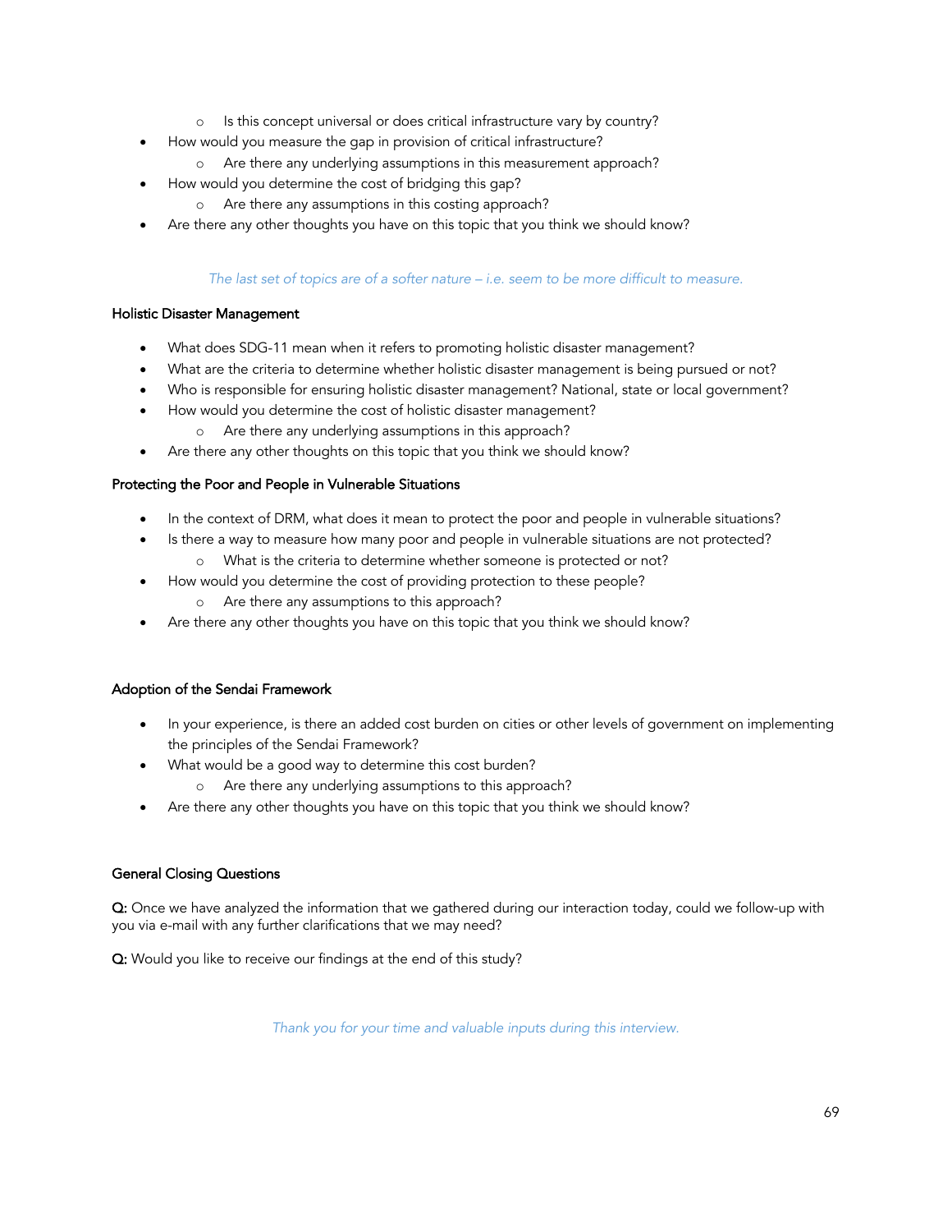- Is this concept universal or does critical infrastructure vary by country?
- How would you measure the gap in provision of critical infrastructure?
  - Are there any underlying assumptions in this measurement approach?
- How would you determine the cost of bridging this gap?
  - Are there any assumptions in this costing approach?
- Are there any other thoughts you have on this topic that you think we should know?

*The last set of topics are of a softer nature – i.e. seem to be more difficult to measure.*

### Holistic Disaster Management

- What does SDG-11 mean when it refers to promoting holistic disaster management?
- What are the criteria to determine whether holistic disaster management is being pursued or not?
- Who is responsible for ensuring holistic disaster management? National, state or local government?
- How would you determine the cost of holistic disaster management?
  - Are there any underlying assumptions in this approach?
- Are there any other thoughts on this topic that you think we should know?

### Protecting the Poor and People in Vulnerable Situations

- In the context of DRM, what does it mean to protect the poor and people in vulnerable situations?
- Is there a way to measure how many poor and people in vulnerable situations are not protected?
  - What is the criteria to determine whether someone is protected or not?
- How would you determine the cost of providing protection to these people?
  - Are there any assumptions to this approach?
- Are there any other thoughts you have on this topic that you think we should know?

### Adoption of the Sendai Framework

- In your experience, is there an added cost burden on cities or other levels of government on implementing the principles of the Sendai Framework?
- What would be a good way to determine this cost burden?
  - Are there any underlying assumptions to this approach?
- Are there any other thoughts you have on this topic that you think we should know?

### General Closing Questions

**Q:** Once we have analyzed the information that we gathered during our interaction today, could we follow-up with you via e-mail with any further clarifications that we may need?

**Q:** Would you like to receive our findings at the end of this study?

*Thank you for your time and valuable inputs during this interview.*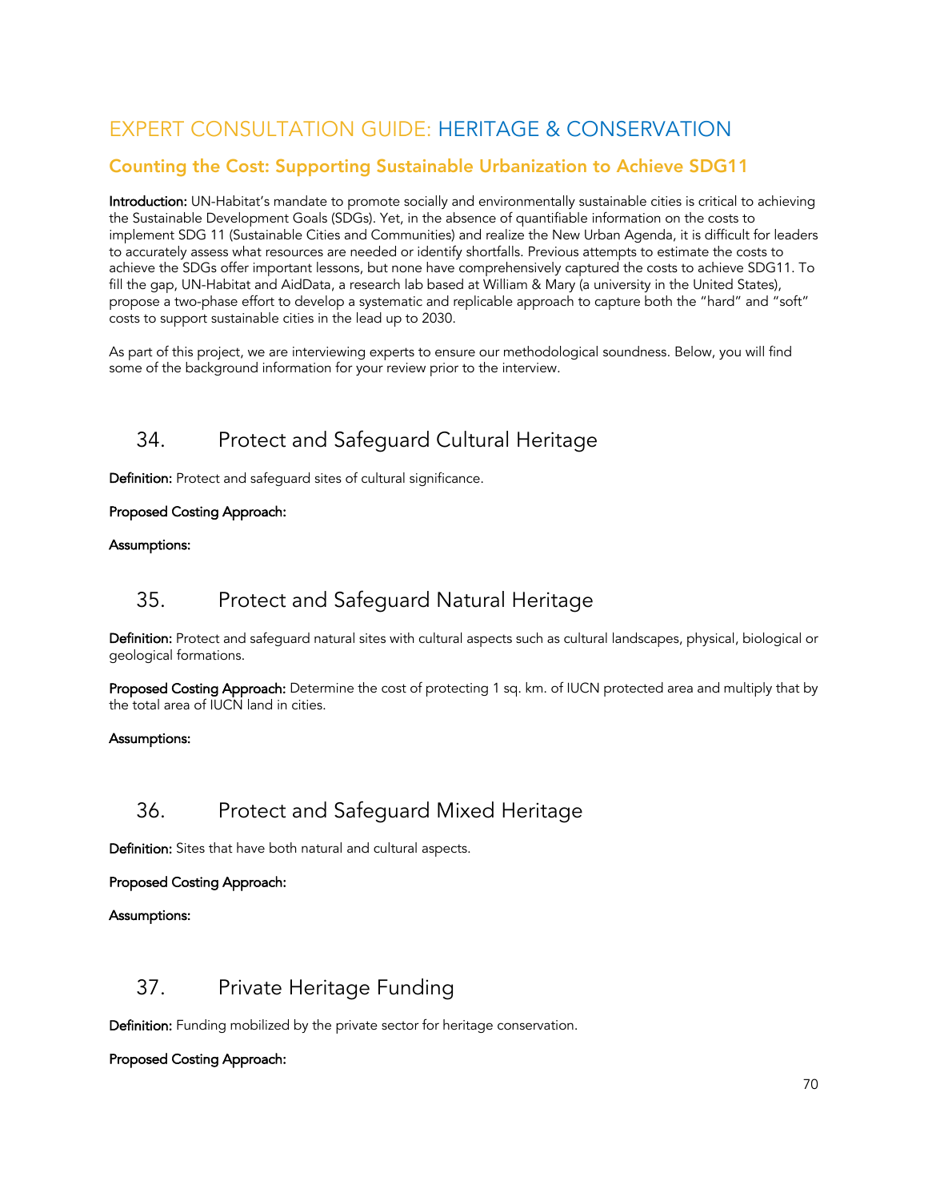# EXPERT CONSULTATION GUIDE: HERITAGE & CONSERVATION

## Counting the Cost: Supporting Sustainable Urbanization to Achieve SDG11

**Introduction:** UN-Habitat's mandate to promote socially and environmentally sustainable cities is critical to achieving the Sustainable Development Goals (SDGs). Yet, in the absence of quantifiable information on the costs to implement SDG 11 (Sustainable Cities and Communities) and realize the New Urban Agenda, it is difficult for leaders to accurately assess what resources are needed or identify shortfalls. Previous attempts to estimate the costs to achieve the SDGs offer important lessons, but none have comprehensively captured the costs to achieve SDG11. To fill the gap, UN-Habitat and AidData, a research lab based at William & Mary (a university in the United States), propose a two-phase effort to develop a systematic and replicable approach to capture both the "hard" and "soft" costs to support sustainable cities in the lead up to 2030.

As part of this project, we are interviewing experts to ensure our methodological soundness. Below, you will find some of the background information for your review prior to the interview.

## 34. Protect and Safeguard Cultural Heritage

**Definition:** Protect and safeguard sites of cultural significance.

**Proposed Costing Approach:**

**Assumptions:**

## 35. Protect and Safeguard Natural Heritage

**Definition:** Protect and safeguard natural sites with cultural aspects such as cultural landscapes, physical, biological or geological formations.

**Proposed Costing Approach:** Determine the cost of protecting 1 sq. km. of IUCN protected area and multiply that by the total area of IUCN land in cities.

**Assumptions:**

## 36. Protect and Safeguard Mixed Heritage

**Definition:** Sites that have both natural and cultural aspects.

**Proposed Costing Approach:**

**Assumptions:**

## 37. Private Heritage Funding

**Definition:** Funding mobilized by the private sector for heritage conservation.

**Proposed Costing Approach:**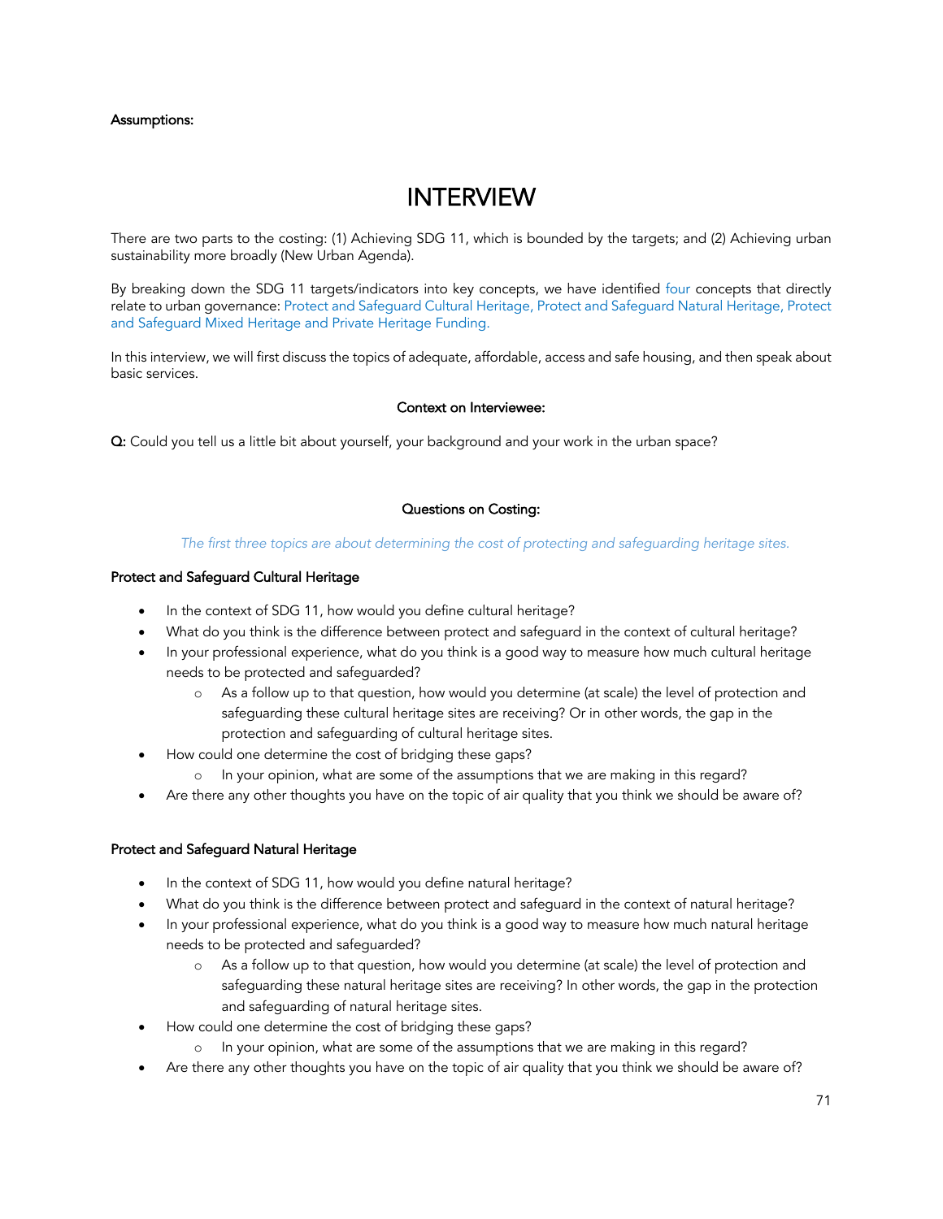**Assumptions:**

# INTERVIEW

There are two parts to the costing: (1) Achieving SDG 11, which is bounded by the targets; and (2) Achieving urban sustainability more broadly (New Urban Agenda).

By breaking down the SDG 11 targets/indicators into key concepts, we have identified four concepts that directly relate to urban governance: Protect and Safeguard Cultural Heritage, Protect and Safeguard Natural Heritage, Protect and Safeguard Mixed Heritage and Private Heritage Funding.

In this interview, we will first discuss the topics of adequate, affordable, access and safe housing, and then speak about basic services.

**Context on Interviewee:**

**Q:** Could you tell us a little bit about yourself, your background and your work in the urban space?

**Questions on Costing:**

*The first three topics are about determining the cost of protecting and safeguarding heritage sites.*

**Protect and Safeguard Cultural Heritage**

- In the context of SDG 11, how would you define cultural heritage?
- What do you think is the difference between protect and safeguard in the context of cultural heritage?
- In your professional experience, what do you think is a good way to measure how much cultural heritage needs to be protected and safeguarded?
    - As a follow up to that question, how would you determine (at scale) the level of protection and safeguarding these cultural heritage sites are receiving? Or in other words, the gap in the protection and safeguarding of cultural heritage sites.
- How could one determine the cost of bridging these gaps?
    - In your opinion, what are some of the assumptions that we are making in this regard?
- Are there any other thoughts you have on the topic of air quality that you think we should be aware of?

**Protect and Safeguard Natural Heritage**

- In the context of SDG 11, how would you define natural heritage?
- What do you think is the difference between protect and safeguard in the context of natural heritage?
- In your professional experience, what do you think is a good way to measure how much natural heritage needs to be protected and safeguarded?
    - As a follow up to that question, how would you determine (at scale) the level of protection and safeguarding these natural heritage sites are receiving? In other words, the gap in the protection and safeguarding of natural heritage sites.
- How could one determine the cost of bridging these gaps?
    - In your opinion, what are some of the assumptions that we are making in this regard?
- Are there any other thoughts you have on the topic of air quality that you think we should be aware of?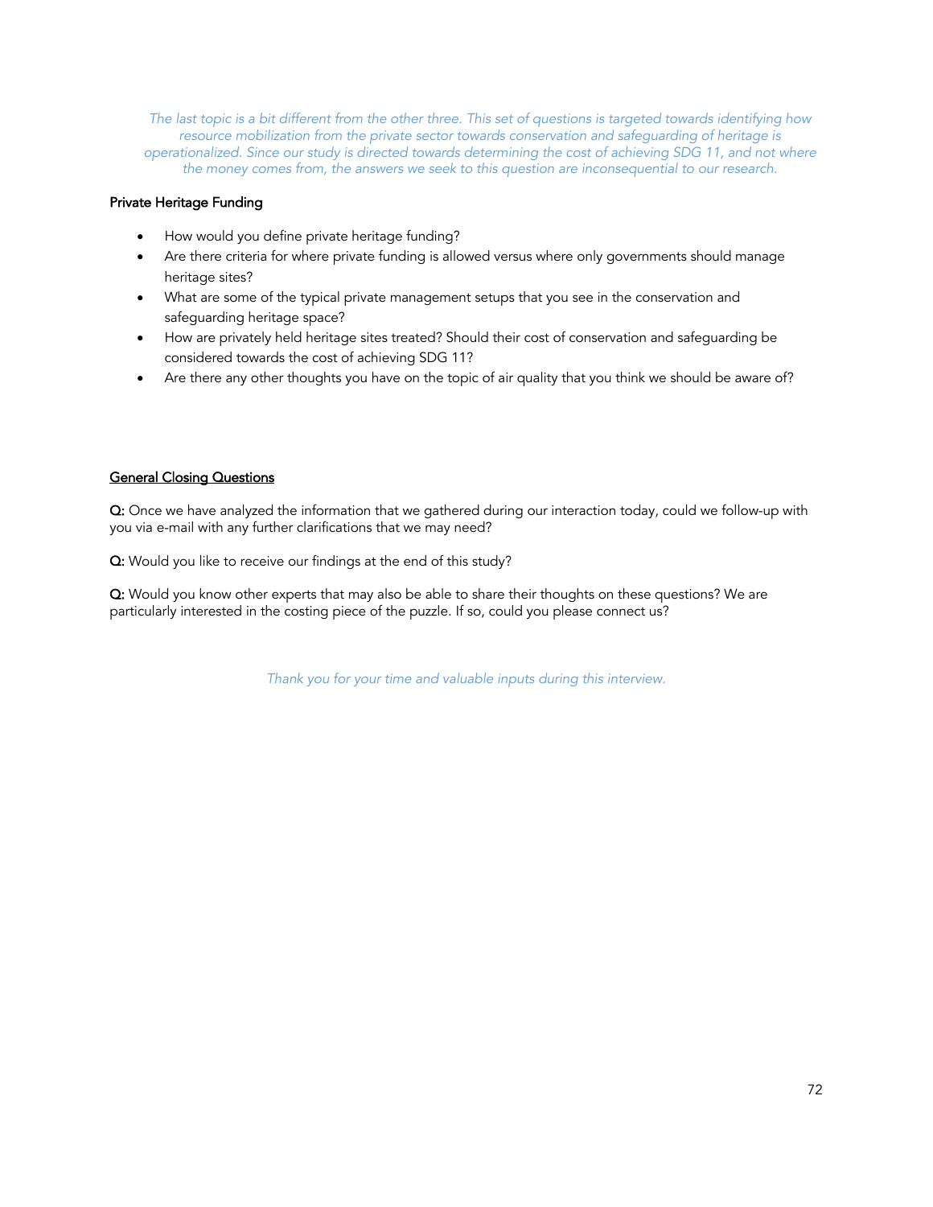*The last topic is a bit different from the other three. This set of questions is targeted towards identifying how resource mobilization from the private sector towards conservation and safeguarding of heritage is operationalized. Since our study is directed towards determining the cost of achieving SDG 11, and not where the money comes from, the answers we seek to this question are inconsequential to our research.*

**Private Heritage Funding**

- How would you define private heritage funding?
- Are there criteria for where private funding is allowed versus where only governments should manage heritage sites?
- What are some of the typical private management setups that you see in the conservation and safeguarding heritage space?
- How are privately held heritage sites treated? Should their cost of conservation and safeguarding be considered towards the cost of achieving SDG 11?
- Are there any other thoughts you have on the topic of air quality that you think we should be aware of?

**General Closing Questions**

**Q:** Once we have analyzed the information that we gathered during our interaction today, could we follow-up with you via e-mail with any further clarifications that we may need?

**Q:** Would you like to receive our findings at the end of this study?

**Q:** Would you know other experts that may also be able to share their thoughts on these questions? We are particularly interested in the costing piece of the puzzle. If so, could you please connect us?

*Thank you for your time and valuable inputs during this interview.*